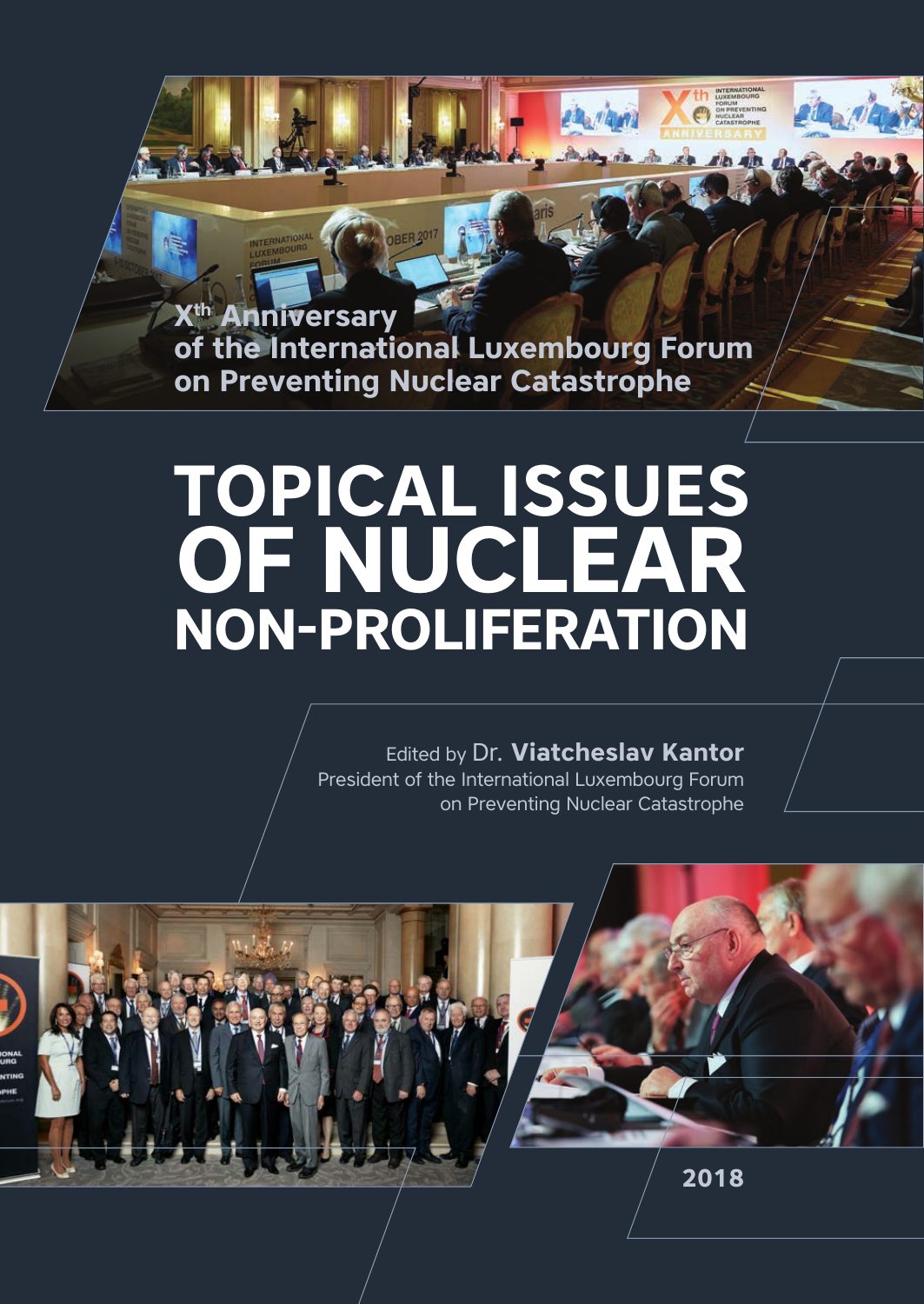X[th] Anniversary
of the International Luxembourg Forum
on Preventing Nuclear Catastrophe

# TOPICAL ISSUES OF NUCLEAR NON-PROLIFERATION

Edited by Dr. **Viatcheslav Kantor**
President of the International Luxembourg Forum
on Preventing Nuclear Catastrophe

2018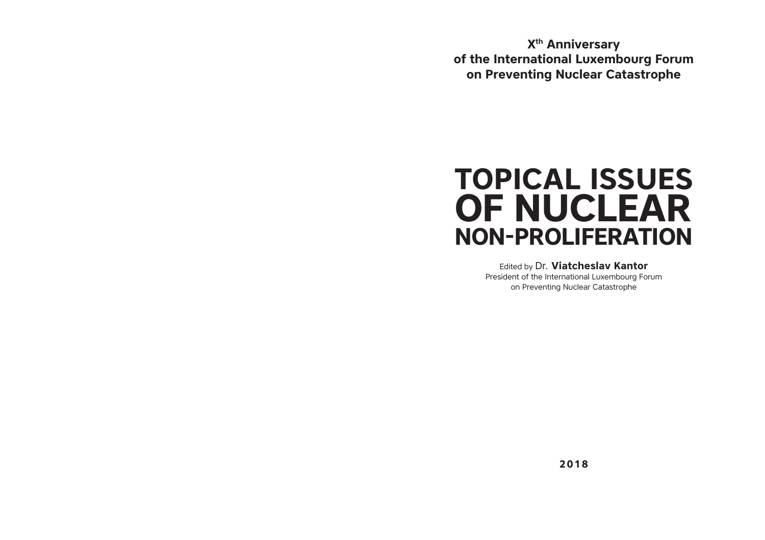**X^th Anniversary of the International Luxembourg Forum on Preventing Nuclear Catastrophe**

# TOPICAL ISSUES OF NUCLEAR NON-PROLIFERATION

Edited by Dr. **Viatcheslav Kantor**
President of the International Luxembourg Forum on Preventing Nuclear Catastrophe

**2018**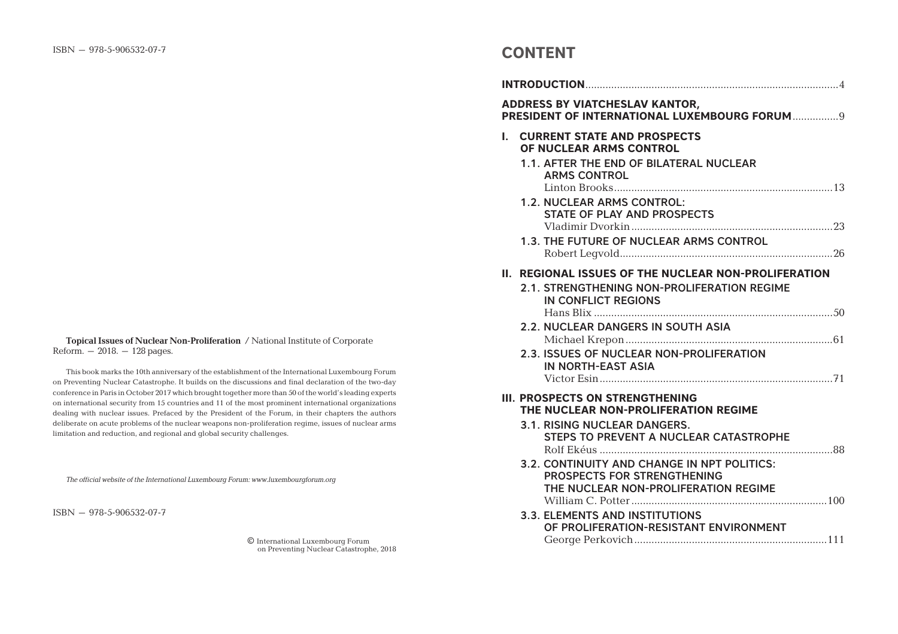ISBN — 978-5-906532-07-7

**Topical Issues of Nuclear Non-Proliferation** / National Institute of Corporate Reform. — 2018. — 128 pages.

This book marks the 10th anniversary of the establishment of the International Luxembourg Forum on Preventing Nuclear Catastrophe. It builds on the discussions and final declaration of the two-day conference in Paris in October 2017 which brought together more than 50 of the world's leading experts on international security from 15 countries and 11 of the most prominent international organizations dealing with nuclear issues. Prefaced by the President of the Forum, in their chapters the authors deliberate on acute problems of the nuclear weapons non-proliferation regime, issues of nuclear arms limitation and reduction, and regional and global security challenges.

*The official website of the International Luxembourg Forum: www.luxembourgforum.org*

ISBN — 978-5-906532-07-7

© International Luxembourg Forum on Preventing Nuclear Catastrophe, 2018

# CONTENT

**INTRODUCTION** .......... 4

**ADDRESS BY VIATCHESLAV KANTOR, PRESIDENT OF INTERNATIONAL LUXEMBOURG FORUM** .......... 9

**I. CURRENT STATE AND PROSPECTS OF NUCLEAR ARMS CONTROL**

- 1.1. AFTER THE END OF BILATERAL NUCLEAR ARMS CONTROL
  Linton Brooks .......... 13
- 1.2. NUCLEAR ARMS CONTROL: STATE OF PLAY AND PROSPECTS
  Vladimir Dvorkin .......... 23
- 1.3. THE FUTURE OF NUCLEAR ARMS CONTROL
  Robert Legvold .......... 26

**II. REGIONAL ISSUES OF THE NUCLEAR NON-PROLIFERATION**

- 2.1. STRENGTHENING NON-PROLIFERATION REGIME IN CONFLICT REGIONS
  Hans Blix .......... 50
- 2.2. NUCLEAR DANGERS IN SOUTH ASIA
  Michael Krepon .......... 61
- 2.3. ISSUES OF NUCLEAR NON-PROLIFERATION IN NORTH-EAST ASIA
  Victor Esin .......... 71

**III. PROSPECTS ON STRENGTHENING THE NUCLEAR NON-PROLIFERATION REGIME**

- 3.1. RISING NUCLEAR DANGERS. STEPS TO PREVENT A NUCLEAR CATASTROPHE
  Rolf Ekéus .......... 88
- 3.2. CONTINUITY AND CHANGE IN NPT POLITICS: PROSPECTS FOR STRENGTHENING THE NUCLEAR NON-PROLIFERATION REGIME
  William C. Potter .......... 100
- 3.3. ELEMENTS AND INSTITUTIONS OF PROLIFERATION-RESISTANT ENVIRONMENT
  George Perkovich .......... 111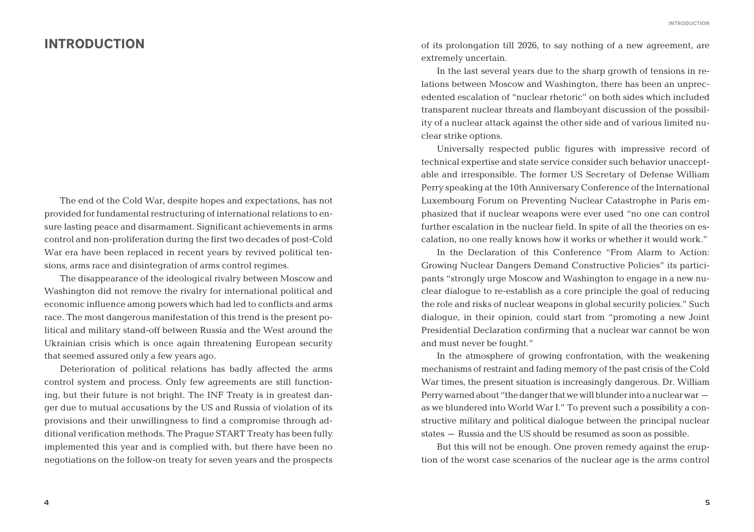# INTRODUCTION

The end of the Cold War, despite hopes and expectations, has not provided for fundamental restructuring of international relations to ensure lasting peace and disarmament. Significant achievements in arms control and non-proliferation during the first two decades of post-Cold War era have been replaced in recent years by revived political tensions, arms race and disintegration of arms control regimes.

The disappearance of the ideological rivalry between Moscow and Washington did not remove the rivalry for international political and economic influence among powers which had led to conflicts and arms race. The most dangerous manifestation of this trend is the present political and military stand-off between Russia and the West around the Ukrainian crisis which is once again threatening European security that seemed assured only a few years ago.

Deterioration of political relations has badly affected the arms control system and process. Only few agreements are still functioning, but their future is not bright. The INF Treaty is in greatest danger due to mutual accusations by the US and Russia of violation of its provisions and their unwillingness to find a compromise through additional verification methods. The Prague START Treaty has been fully implemented this year and is complied with, but there have been no negotiations on the follow-on treaty for seven years and the prospects of its prolongation till 2026, to say nothing of a new agreement, are extremely uncertain.

In the last several years due to the sharp growth of tensions in relations between Moscow and Washington, there has been an unprecedented escalation of "nuclear rhetoric" on both sides which included transparent nuclear threats and flamboyant discussion of the possibility of a nuclear attack against the other side and of various limited nuclear strike options.

Universally respected public figures with impressive record of technical expertise and state service consider such behavior unacceptable and irresponsible. The former US Secretary of Defense William Perry speaking at the 10th Anniversary Conference of the International Luxembourg Forum on Preventing Nuclear Catastrophe in Paris emphasized that if nuclear weapons were ever used "no one can control further escalation in the nuclear field. In spite of all the theories on escalation, no one really knows how it works or whether it would work."

In the Declaration of this Conference "From Alarm to Action: Growing Nuclear Dangers Demand Constructive Policies" its participants "strongly urge Moscow and Washington to engage in a new nuclear dialogue to re-establish as a core principle the goal of reducing the role and risks of nuclear weapons in global security policies." Such dialogue, in their opinion, could start from "promoting a new Joint Presidential Declaration confirming that a nuclear war cannot be won and must never be fought."

In the atmosphere of growing confrontation, with the weakening mechanisms of restraint and fading memory of the past crisis of the Cold War times, the present situation is increasingly dangerous. Dr. William Perry warned about "the danger that we will blunder into a nuclear war — as we blundered into World War I." To prevent such a possibility a constructive military and political dialogue between the principal nuclear states — Russia and the US should be resumed as soon as possible.

But this will not be enough. One proven remedy against the eruption of the worst case scenarios of the nuclear age is the arms control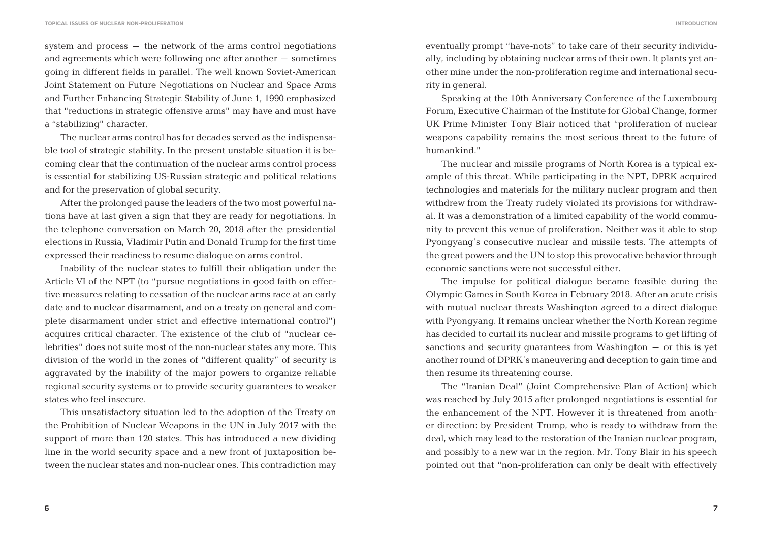system and process — the network of the arms control negotiations and agreements which were following one after another — sometimes going in different fields in parallel. The well known Soviet-American Joint Statement on Future Negotiations on Nuclear and Space Arms and Further Enhancing Strategic Stability of June 1, 1990 emphasized that "reductions in strategic offensive arms" may have and must have a "stabilizing" character.

The nuclear arms control has for decades served as the indispensable tool of strategic stability. In the present unstable situation it is becoming clear that the continuation of the nuclear arms control process is essential for stabilizing US-Russian strategic and political relations and for the preservation of global security.

After the prolonged pause the leaders of the two most powerful nations have at last given a sign that they are ready for negotiations. In the telephone conversation on March 20, 2018 after the presidential elections in Russia, Vladimir Putin and Donald Trump for the first time expressed their readiness to resume dialogue on arms control.

Inability of the nuclear states to fulfill their obligation under the Article VI of the NPT (to "pursue negotiations in good faith on effective measures relating to cessation of the nuclear arms race at an early date and to nuclear disarmament, and on a treaty on general and complete disarmament under strict and effective international control") acquires critical character. The existence of the club of "nuclear celebrities" does not suite most of the non-nuclear states any more. This division of the world in the zones of "different quality" of security is aggravated by the inability of the major powers to organize reliable regional security systems or to provide security guarantees to weaker states who feel insecure.

This unsatisfactory situation led to the adoption of the Treaty on the Prohibition of Nuclear Weapons in the UN in July 2017 with the support of more than 120 states. This has introduced a new dividing line in the world security space and a new front of juxtaposition between the nuclear states and non-nuclear ones. This contradiction may eventually prompt "have-nots" to take care of their security individually, including by obtaining nuclear arms of their own. It plants yet another mine under the non-proliferation regime and international security in general.

Speaking at the 10th Anniversary Conference of the Luxembourg Forum, Executive Chairman of the Institute for Global Change, former UK Prime Minister Tony Blair noticed that "proliferation of nuclear weapons capability remains the most serious threat to the future of humankind."

The nuclear and missile programs of North Korea is a typical example of this threat. While participating in the NPT, DPRK acquired technologies and materials for the military nuclear program and then withdrew from the Treaty rudely violated its provisions for withdrawal. It was a demonstration of a limited capability of the world community to prevent this venue of proliferation. Neither was it able to stop Pyongyang's consecutive nuclear and missile tests. The attempts of the great powers and the UN to stop this provocative behavior through economic sanctions were not successful either.

The impulse for political dialogue became feasible during the Olympic Games in South Korea in February 2018. After an acute crisis with mutual nuclear threats Washington agreed to a direct dialogue with Pyongyang. It remains unclear whether the North Korean regime has decided to curtail its nuclear and missile programs to get lifting of sanctions and security guarantees from Washington — or this is yet another round of DPRK's maneuvering and deception to gain time and then resume its threatening course.

The "Iranian Deal" (Joint Comprehensive Plan of Action) which was reached by July 2015 after prolonged negotiations is essential for the enhancement of the NPT. However it is threatened from another direction: by President Trump, who is ready to withdraw from the deal, which may lead to the restoration of the Iranian nuclear program, and possibly to a new war in the region. Mr. Tony Blair in his speech pointed out that "non-proliferation can only be dealt with effectively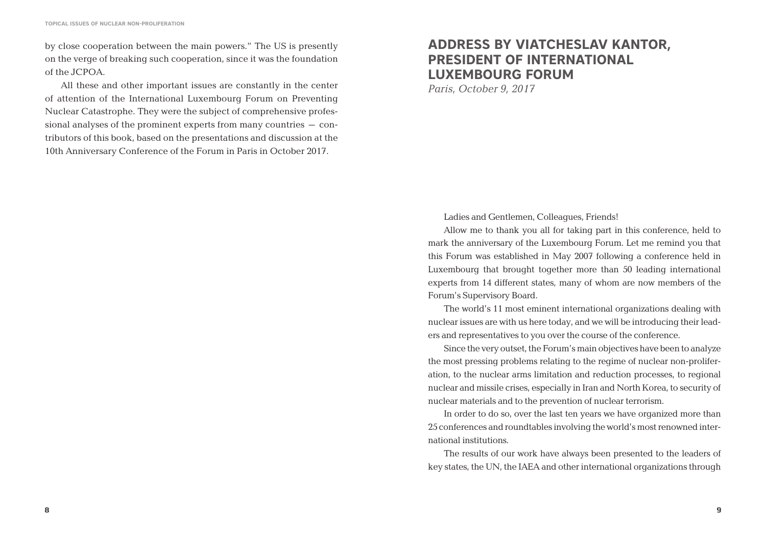by close cooperation between the main powers." The US is presently on the verge of breaking such cooperation, since it was the foundation of the JCPOA.

All these and other important issues are constantly in the center of attention of the International Luxembourg Forum on Preventing Nuclear Catastrophe. They were the subject of comprehensive professional analyses of the prominent experts from many countries — contributors of this book, based on the presentations and discussion at the 10th Anniversary Conference of the Forum in Paris in October 2017.

# ADDRESS BY VIATCHESLAV KANTOR, PRESIDENT OF INTERNATIONAL LUXEMBOURG FORUM

*Paris, October 9, 2017*

Ladies and Gentlemen, Colleagues, Friends!

Allow me to thank you all for taking part in this conference, held to mark the anniversary of the Luxembourg Forum. Let me remind you that this Forum was established in May 2007 following a conference held in Luxembourg that brought together more than 50 leading international experts from 14 different states, many of whom are now members of the Forum's Supervisory Board.

The world's 11 most eminent international organizations dealing with nuclear issues are with us here today, and we will be introducing their leaders and representatives to you over the course of the conference.

Since the very outset, the Forum's main objectives have been to analyze the most pressing problems relating to the regime of nuclear non-proliferation, to the nuclear arms limitation and reduction processes, to regional nuclear and missile crises, especially in Iran and North Korea, to security of nuclear materials and to the prevention of nuclear terrorism.

In order to do so, over the last ten years we have organized more than 25 conferences and roundtables involving the world's most renowned international institutions.

The results of our work have always been presented to the leaders of key states, the UN, the IAEA and other international organizations through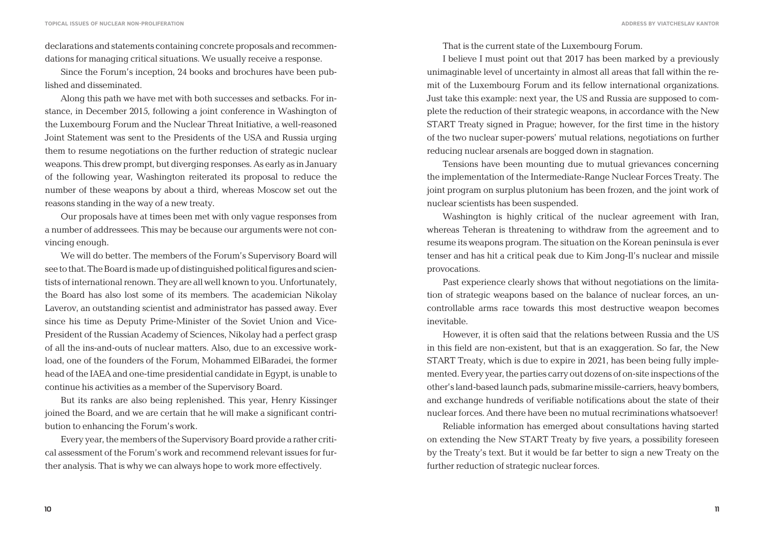declarations and statements containing concrete proposals and recommendations for managing critical situations. We usually receive a response.

Since the Forum's inception, 24 books and brochures have been published and disseminated.

Along this path we have met with both successes and setbacks. For instance, in December 2015, following a joint conference in Washington of the Luxembourg Forum and the Nuclear Threat Initiative, a well-reasoned Joint Statement was sent to the Presidents of the USA and Russia urging them to resume negotiations on the further reduction of strategic nuclear weapons. This drew prompt, but diverging responses. As early as in January of the following year, Washington reiterated its proposal to reduce the number of these weapons by about a third, whereas Moscow set out the reasons standing in the way of a new treaty.

Our proposals have at times been met with only vague responses from a number of addressees. This may be because our arguments were not convincing enough.

We will do better. The members of the Forum's Supervisory Board will see to that. The Board is made up of distinguished political figures and scientists of international renown. They are all well known to you. Unfortunately, the Board has also lost some of its members. The academician Nikolay Laverov, an outstanding scientist and administrator has passed away. Ever since his time as Deputy Prime-Minister of the Soviet Union and Vice-President of the Russian Academy of Sciences, Nikolay had a perfect grasp of all the ins-and-outs of nuclear matters. Also, due to an excessive workload, one of the founders of the Forum, Mohammed ElBaradei, the former head of the IAEA and one-time presidential candidate in Egypt, is unable to continue his activities as a member of the Supervisory Board.

But its ranks are also being replenished. This year, Henry Kissinger joined the Board, and we are certain that he will make a significant contribution to enhancing the Forum's work.

Every year, the members of the Supervisory Board provide a rather critical assessment of the Forum's work and recommend relevant issues for further analysis. That is why we can always hope to work more effectively.

That is the current state of the Luxembourg Forum.

I believe I must point out that 2017 has been marked by a previously unimaginable level of uncertainty in almost all areas that fall within the remit of the Luxembourg Forum and its fellow international organizations. Just take this example: next year, the US and Russia are supposed to complete the reduction of their strategic weapons, in accordance with the New START Treaty signed in Prague; however, for the first time in the history of the two nuclear super-powers' mutual relations, negotiations on further reducing nuclear arsenals are bogged down in stagnation.

Tensions have been mounting due to mutual grievances concerning the implementation of the Intermediate-Range Nuclear Forces Treaty. The joint program on surplus plutonium has been frozen, and the joint work of nuclear scientists has been suspended.

Washington is highly critical of the nuclear agreement with Iran, whereas Teheran is threatening to withdraw from the agreement and to resume its weapons program. The situation on the Korean peninsula is ever tenser and has hit a critical peak due to Kim Jong-Il's nuclear and missile provocations.

Past experience clearly shows that without negotiations on the limitation of strategic weapons based on the balance of nuclear forces, an uncontrollable arms race towards this most destructive weapon becomes inevitable.

However, it is often said that the relations between Russia and the US in this field are non-existent, but that is an exaggeration. So far, the New START Treaty, which is due to expire in 2021, has been being fully implemented. Every year, the parties carry out dozens of on-site inspections of the other's land-based launch pads, submarine missile-carriers, heavy bombers, and exchange hundreds of verifiable notifications about the state of their nuclear forces. And there have been no mutual recriminations whatsoever!

Reliable information has emerged about consultations having started on extending the New START Treaty by five years, a possibility foreseen by the Treaty's text. But it would be far better to sign a new Treaty on the further reduction of strategic nuclear forces.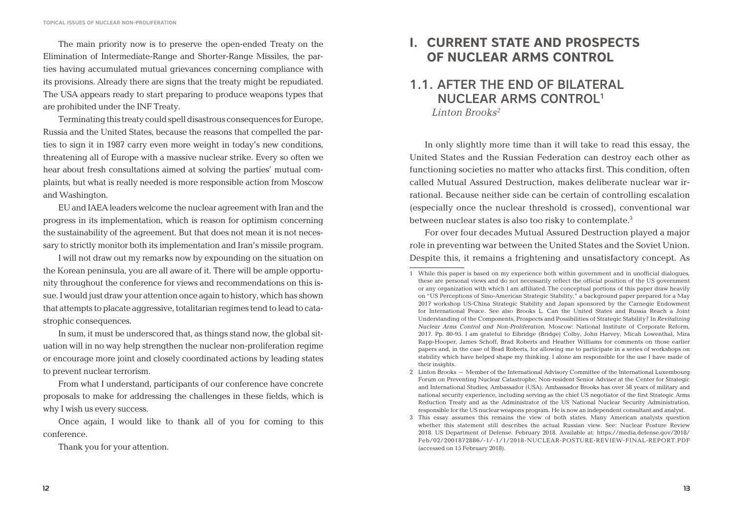The main priority now is to preserve the open-ended Treaty on the Elimination of Intermediate-Range and Shorter-Range Missiles, the parties having accumulated mutual grievances concerning compliance with its provisions. Already there are signs that the treaty might be repudiated. The USA appears ready to start preparing to produce weapons types that are prohibited under the INF Treaty.

Terminating this treaty could spell disastrous consequences for Europe, Russia and the United States, because the reasons that compelled the parties to sign it in 1987 carry even more weight in today's new conditions, threatening all of Europe with a massive nuclear strike. Every so often we hear about fresh consultations aimed at solving the parties' mutual complaints, but what is really needed is more responsible action from Moscow and Washington.

EU and IAEA leaders welcome the nuclear agreement with Iran and the progress in its implementation, which is reason for optimism concerning the sustainability of the agreement. But that does not mean it is not necessary to strictly monitor both its implementation and Iran's missile program.

I will not draw out my remarks now by expounding on the situation on the Korean peninsula, you are all aware of it. There will be ample opportunity throughout the conference for views and recommendations on this issue. I would just draw your attention once again to history, which has shown that attempts to placate aggressive, totalitarian regimes tend to lead to catastrophic consequences.

In sum, it must be underscored that, as things stand now, the global situation will in no way help strengthen the nuclear non-proliferation regime or encourage more joint and closely coordinated actions by leading states to prevent nuclear terrorism.

From what I understand, participants of our conference have concrete proposals to make for addressing the challenges in these fields, which is why I wish us every success.

Once again, I would like to thank all of you for coming to this conference.

Thank you for your attention.

# I. CURRENT STATE AND PROSPECTS OF NUCLEAR ARMS CONTROL

## 1.1. AFTER THE END OF BILATERAL NUCLEAR ARMS CONTROL[1]

*Linton Brooks[2]*

In only slightly more time than it will take to read this essay, the United States and the Russian Federation can destroy each other as functioning societies no matter who attacks first. This condition, often called Mutual Assured Destruction, makes deliberate nuclear war irrational. Because neither side can be certain of controlling escalation (especially once the nuclear threshold is crossed), conventional war between nuclear states is also too risky to contemplate.[3]

For over four decades Mutual Assured Destruction played a major role in preventing war between the United States and the Soviet Union. Despite this, it remains a frightening and unsatisfactory concept. As

---

1 While this paper is based on my experience both within government and in unofficial dialogues, these are personal views and do not necessarily reflect the official position of the US government or any organization with which I am affiliated. The conceptual portions of this paper draw heavily on "US Perceptions of Sino-American Strategic Stability," a background paper prepared for a May 2017 workshop US-China Strategic Stability and Japan sponsored by the Carnegie Endowment for International Peace. See also Brooks L. Can the United States and Russia Reach a Joint Understanding of the Components, Prospects and Possibilities of Strategic Stability? In *Revitalizing Nuclear Arms Control and Non-Proliferation*, Moscow: National Institute of Corporate Reform, 2017. Pp. 80-95. I am grateful to Elbridge (Bridge) Colby, John Harvey, Micah Lowenthal, Mira Rapp-Hooper, James Schoff, Brad Roberts and Heather Williams for comments on those earlier papers and, in the case of Brad Roberts, for allowing me to participate in a series of workshops on stability which have helped shape my thinking. I alone am responsible for the use I have made of their insights.

2 Linton Brooks — Member of the International Advisory Committee of the International Luxembourg Forum on Preventing Nuclear Catastrophe; Non-resident Senior Adviser at the Center for Strategic and International Studies; Ambassador (USA). Ambassador Brooks has over 58 years of military and national security experience, including serving as the chief US negotiator of the first Strategic Arms Reduction Treaty and as the Administrator of the US National Nuclear Security Administration, responsible for the US nuclear weapons program. He is now an independent consultant and analyst.

3 This essay assumes this remains the view of both states. Many American analysts question whether this statement still describes the actual Russian view. See: Nuclear Posture Review 2018. US Department of Defense. February 2018. Available at: https://media.defense.gov/2018/Feb/02/2001872886/-1/-1/1/2018-NUCLEAR-POSTURE-REVIEW-FINAL-REPORT.PDF (accessed on 15 February 2018).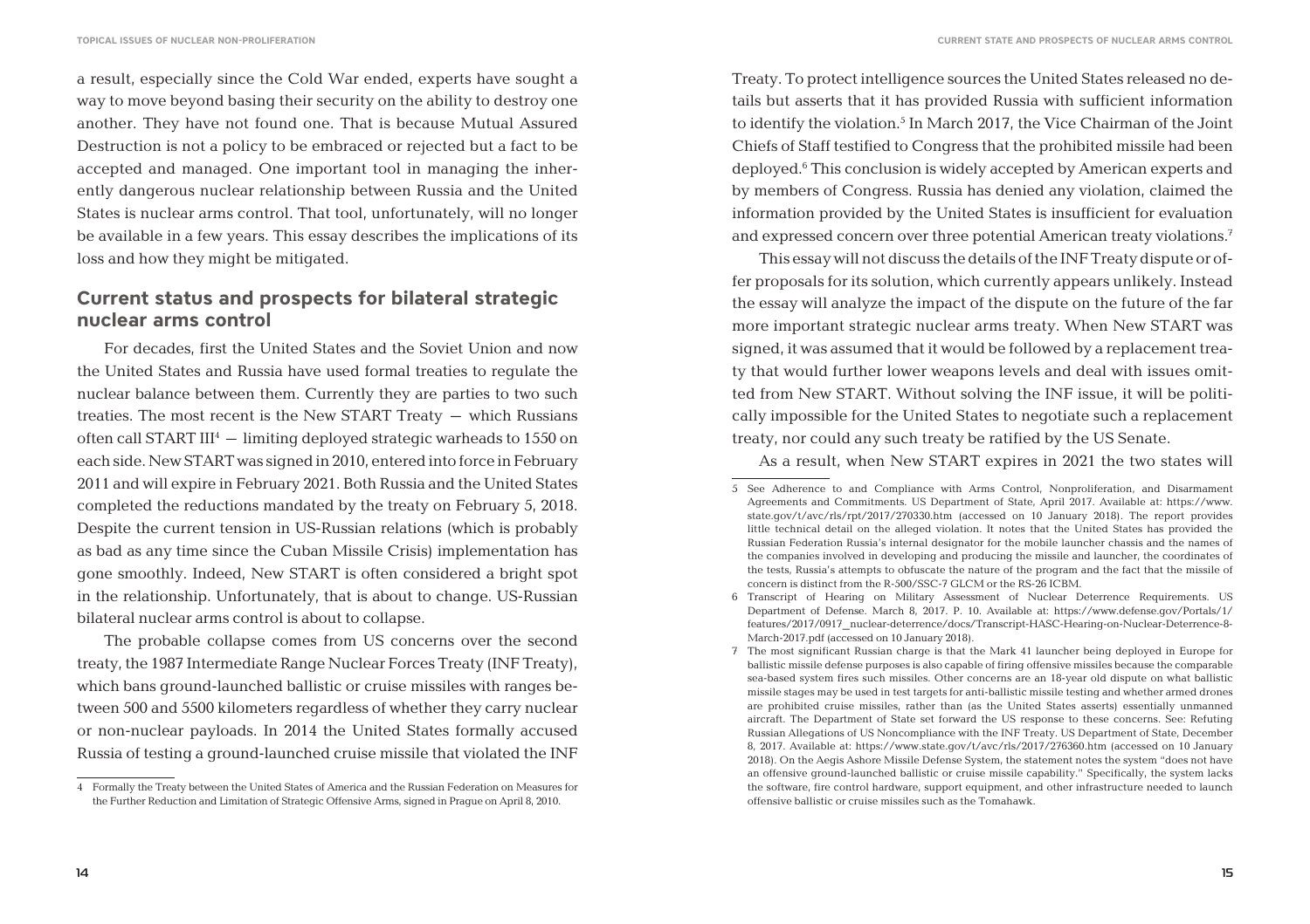a result, especially since the Cold War ended, experts have sought a way to move beyond basing their security on the ability to destroy one another. They have not found one. That is because Mutual Assured Destruction is not a policy to be embraced or rejected but a fact to be accepted and managed. One important tool in managing the inherently dangerous nuclear relationship between Russia and the United States is nuclear arms control. That tool, unfortunately, will no longer be available in a few years. This essay describes the implications of its loss and how they might be mitigated.

## Current status and prospects for bilateral strategic nuclear arms control

For decades, first the United States and the Soviet Union and now the United States and Russia have used formal treaties to regulate the nuclear balance between them. Currently they are parties to two such treaties. The most recent is the New START Treaty — which Russians often call START III[4] — limiting deployed strategic warheads to 1550 on each side. New START was signed in 2010, entered into force in February 2011 and will expire in February 2021. Both Russia and the United States completed the reductions mandated by the treaty on February 5, 2018. Despite the current tension in US-Russian relations (which is probably as bad as any time since the Cuban Missile Crisis) implementation has gone smoothly. Indeed, New START is often considered a bright spot in the relationship. Unfortunately, that is about to change. US-Russian bilateral nuclear arms control is about to collapse.

The probable collapse comes from US concerns over the second treaty, the 1987 Intermediate Range Nuclear Forces Treaty (INF Treaty), which bans ground-launched ballistic or cruise missiles with ranges between 500 and 5500 kilometers regardless of whether they carry nuclear or non-nuclear payloads. In 2014 the United States formally accused Russia of testing a ground-launched cruise missile that violated the INF Treaty. To protect intelligence sources the United States released no details but asserts that it has provided Russia with sufficient information to identify the violation.[5] In March 2017, the Vice Chairman of the Joint Chiefs of Staff testified to Congress that the prohibited missile had been deployed.[6] This conclusion is widely accepted by American experts and by members of Congress. Russia has denied any violation, claimed the information provided by the United States is insufficient for evaluation and expressed concern over three potential American treaty violations.[7]

This essay will not discuss the details of the INF Treaty dispute or offer proposals for its solution, which currently appears unlikely. Instead the essay will analyze the impact of the dispute on the future of the far more important strategic nuclear arms treaty. When New START was signed, it was assumed that it would be followed by a replacement treaty that would further lower weapons levels and deal with issues omitted from New START. Without solving the INF issue, it will be politically impossible for the United States to negotiate such a replacement treaty, nor could any such treaty be ratified by the US Senate.

As a result, when New START expires in 2021 the two states will

---

4 Formally the Treaty between the United States of America and the Russian Federation on Measures for the Further Reduction and Limitation of Strategic Offensive Arms, signed in Prague on April 8, 2010.

5 See Adherence to and Compliance with Arms Control, Nonproliferation, and Disarmament Agreements and Commitments. US Department of State, April 2017. Available at: https://www.state.gov/t/avc/rls/rpt/2017/270330.htm (accessed on 10 January 2018). The report provides little technical detail on the alleged violation. It notes that the United States has provided the Russian Federation Russia's internal designator for the mobile launcher chassis and the names of the companies involved in developing and producing the missile and launcher, the coordinates of the tests, Russia's attempts to obfuscate the nature of the program and the fact that the missile of concern is distinct from the R-500/SSC-7 GLCM or the RS-26 ICBM.

6 Transcript of Hearing on Military Assessment of Nuclear Deterrence Requirements. US Department of Defense. March 8, 2017. P. 10. Available at: https://www.defense.gov/Portals/1/features/2017/0917_nuclear-deterrence/docs/Transcript-HASC-Hearing-on-Nuclear-Deterrence-8-March-2017.pdf (accessed on 10 January 2018).

7 The most significant Russian charge is that the Mark 41 launcher being deployed in Europe for ballistic missile defense purposes is also capable of firing offensive missiles because the comparable sea-based system fires such missiles. Other concerns are an 18-year old dispute on what ballistic missile stages may be used in test targets for anti-ballistic missile testing and whether armed drones are prohibited cruise missiles, rather than (as the United States asserts) essentially unmanned aircraft. The Department of State set forward the US response to these concerns. See: Refuting Russian Allegations of US Noncompliance with the INF Treaty. US Department of State, December 8, 2017. Available at: https://www.state.gov/t/avc/rls/2017/276360.htm (accessed on 10 January 2018). On the Aegis Ashore Missile Defense System, the statement notes the system "does not have an offensive ground-launched ballistic or cruise missile capability." Specifically, the system lacks the software, fire control hardware, support equipment, and other infrastructure needed to launch offensive ballistic or cruise missiles such as the Tomahawk.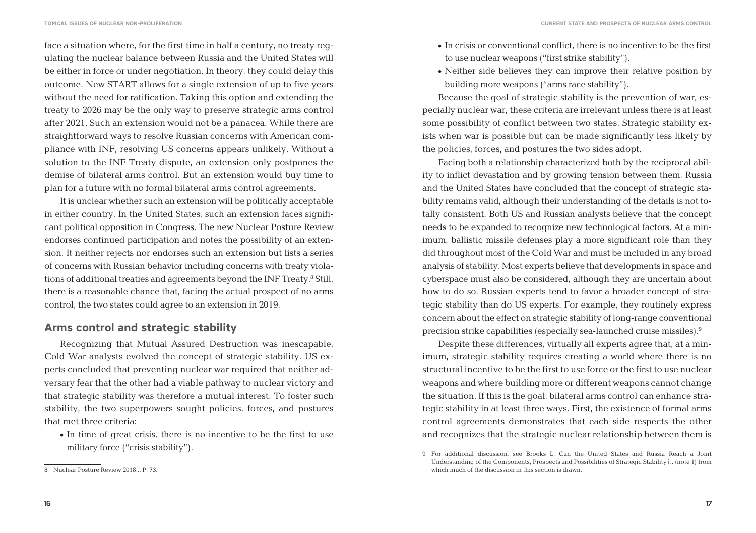face a situation where, for the first time in half a century, no treaty regulating the nuclear balance between Russia and the United States will be either in force or under negotiation. In theory, they could delay this outcome. New START allows for a single extension of up to five years without the need for ratification. Taking this option and extending the treaty to 2026 may be the only way to preserve strategic arms control after 2021. Such an extension would not be a panacea. While there are straightforward ways to resolve Russian concerns with American compliance with INF, resolving US concerns appears unlikely. Without a solution to the INF Treaty dispute, an extension only postpones the demise of bilateral arms control. But an extension would buy time to plan for a future with no formal bilateral arms control agreements.

It is unclear whether such an extension will be politically acceptable in either country. In the United States, such an extension faces significant political opposition in Congress. The new Nuclear Posture Review endorses continued participation and notes the possibility of an extension. It neither rejects nor endorses such an extension but lists a series of concerns with Russian behavior including concerns with treaty violations of additional treaties and agreements beyond the INF Treaty.[8] Still, there is a reasonable chance that, facing the actual prospect of no arms control, the two states could agree to an extension in 2019.

## Arms control and strategic stability

Recognizing that Mutual Assured Destruction was inescapable, Cold War analysts evolved the concept of strategic stability. US experts concluded that preventing nuclear war required that neither adversary fear that the other had a viable pathway to nuclear victory and that strategic stability was therefore a mutual interest. To foster such stability, the two superpowers sought policies, forces, and postures that met three criteria:

- In time of great crisis, there is no incentive to be the first to use military force ("crisis stability").
- In crisis or conventional conflict, there is no incentive to be the first to use nuclear weapons ("first strike stability").
- Neither side believes they can improve their relative position by building more weapons ("arms race stability").

Because the goal of strategic stability is the prevention of war, especially nuclear war, these criteria are irrelevant unless there is at least some possibility of conflict between two states. Strategic stability exists when war is possible but can be made significantly less likely by the policies, forces, and postures the two sides adopt.

Facing both a relationship characterized both by the reciprocal ability to inflict devastation and by growing tension between them, Russia and the United States have concluded that the concept of strategic stability remains valid, although their understanding of the details is not totally consistent. Both US and Russian analysts believe that the concept needs to be expanded to recognize new technological factors. At a minimum, ballistic missile defenses play a more significant role than they did throughout most of the Cold War and must be included in any broad analysis of stability. Most experts believe that developments in space and cyberspace must also be considered, although they are uncertain about how to do so. Russian experts tend to favor a broader concept of strategic stability than do US experts. For example, they routinely express concern about the effect on strategic stability of long-range conventional precision strike capabilities (especially sea-launched cruise missiles).[9]

Despite these differences, virtually all experts agree that, at a minimum, strategic stability requires creating a world where there is no structural incentive to be the first to use force or the first to use nuclear weapons and where building more or different weapons cannot change the situation. If this is the goal, bilateral arms control can enhance strategic stability in at least three ways. First, the existence of formal arms control agreements demonstrates that each side respects the other and recognizes that the strategic nuclear relationship between them is

---

8 Nuclear Posture Review 2018... P. 73.

9 For additional discussion, see Brooks L. Can the United States and Russia Reach a Joint Understanding of the Components, Prospects and Possibilities of Strategic Stability?.. (note 1) from which much of the discussion in this section is drawn.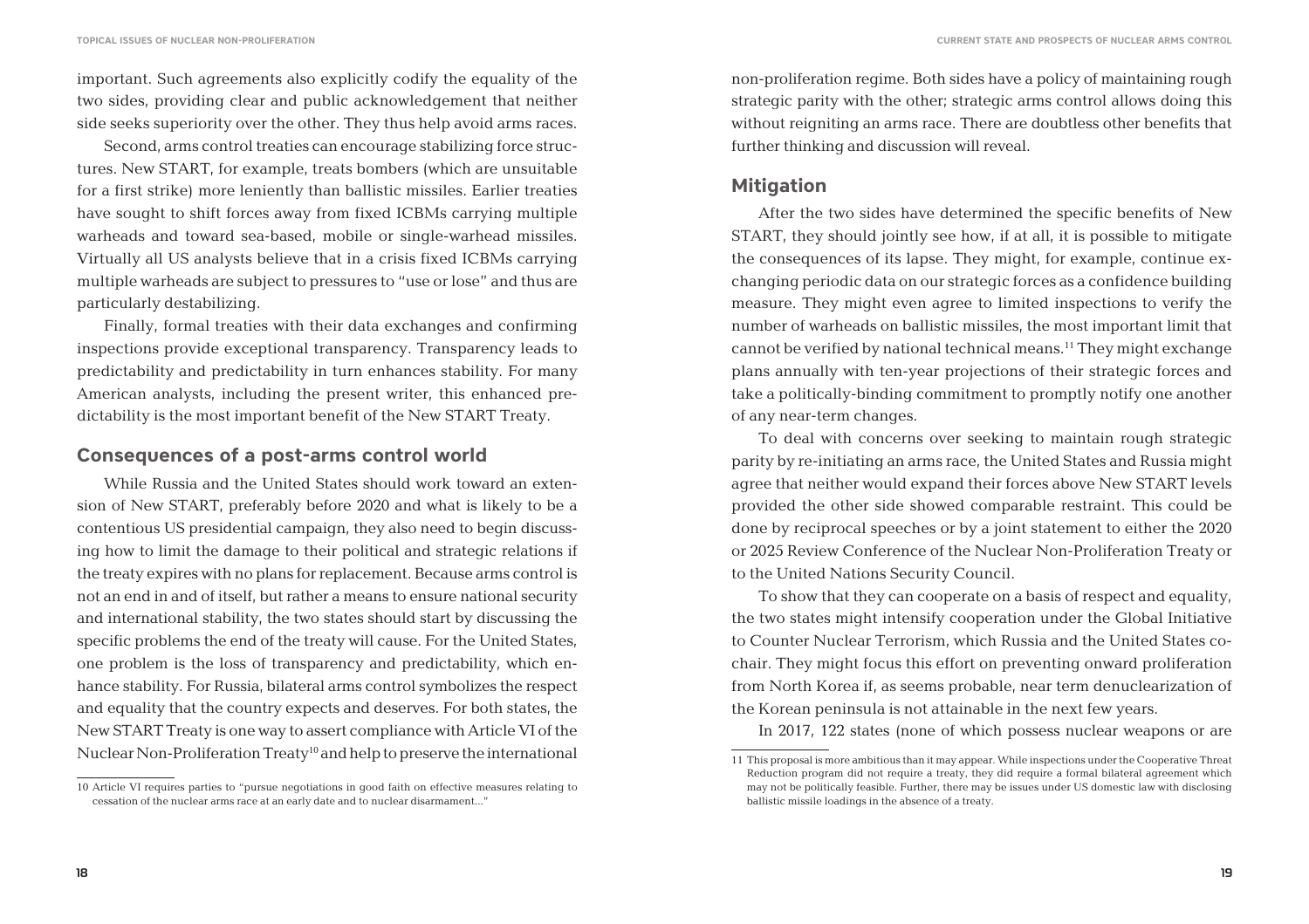important. Such agreements also explicitly codify the equality of the two sides, providing clear and public acknowledgement that neither side seeks superiority over the other. They thus help avoid arms races.

Second, arms control treaties can encourage stabilizing force structures. New START, for example, treats bombers (which are unsuitable for a first strike) more leniently than ballistic missiles. Earlier treaties have sought to shift forces away from fixed ICBMs carrying multiple warheads and toward sea-based, mobile or single-warhead missiles. Virtually all US analysts believe that in a crisis fixed ICBMs carrying multiple warheads are subject to pressures to "use or lose" and thus are particularly destabilizing.

Finally, formal treaties with their data exchanges and confirming inspections provide exceptional transparency. Transparency leads to predictability and predictability in turn enhances stability. For many American analysts, including the present writer, this enhanced predictability is the most important benefit of the New START Treaty.

## Consequences of a post-arms control world

While Russia and the United States should work toward an extension of New START, preferably before 2020 and what is likely to be a contentious US presidential campaign, they also need to begin discussing how to limit the damage to their political and strategic relations if the treaty expires with no plans for replacement. Because arms control is not an end in and of itself, but rather a means to ensure national security and international stability, the two states should start by discussing the specific problems the end of the treaty will cause. For the United States, one problem is the loss of transparency and predictability, which enhance stability. For Russia, bilateral arms control symbolizes the respect and equality that the country expects and deserves. For both states, the New START Treaty is one way to assert compliance with Article VI of the Nuclear Non-Proliferation Treaty[10] and help to preserve the international non-proliferation regime. Both sides have a policy of maintaining rough strategic parity with the other; strategic arms control allows doing this without reigniting an arms race. There are doubtless other benefits that further thinking and discussion will reveal.

## Mitigation

After the two sides have determined the specific benefits of New START, they should jointly see how, if at all, it is possible to mitigate the consequences of its lapse. They might, for example, continue exchanging periodic data on our strategic forces as a confidence building measure. They might even agree to limited inspections to verify the number of warheads on ballistic missiles, the most important limit that cannot be verified by national technical means.[11] They might exchange plans annually with ten-year projections of their strategic forces and take a politically-binding commitment to promptly notify one another of any near-term changes.

To deal with concerns over seeking to maintain rough strategic parity by re-initiating an arms race, the United States and Russia might agree that neither would expand their forces above New START levels provided the other side showed comparable restraint. This could be done by reciprocal speeches or by a joint statement to either the 2020 or 2025 Review Conference of the Nuclear Non-Proliferation Treaty or to the United Nations Security Council.

To show that they can cooperate on a basis of respect and equality, the two states might intensify cooperation under the Global Initiative to Counter Nuclear Terrorism, which Russia and the United States co-chair. They might focus this effort on preventing onward proliferation from North Korea if, as seems probable, near term denuclearization of the Korean peninsula is not attainable in the next few years.

In 2017, 122 states (none of which possess nuclear weapons or are

---

10 Article VI requires parties to "pursue negotiations in good faith on effective measures relating to cessation of the nuclear arms race at an early date and to nuclear disarmament..."

11 This proposal is more ambitious than it may appear. While inspections under the Cooperative Threat Reduction program did not require a treaty, they did require a formal bilateral agreement which may not be politically feasible. Further, there may be issues under US domestic law with disclosing ballistic missile loadings in the absence of a treaty.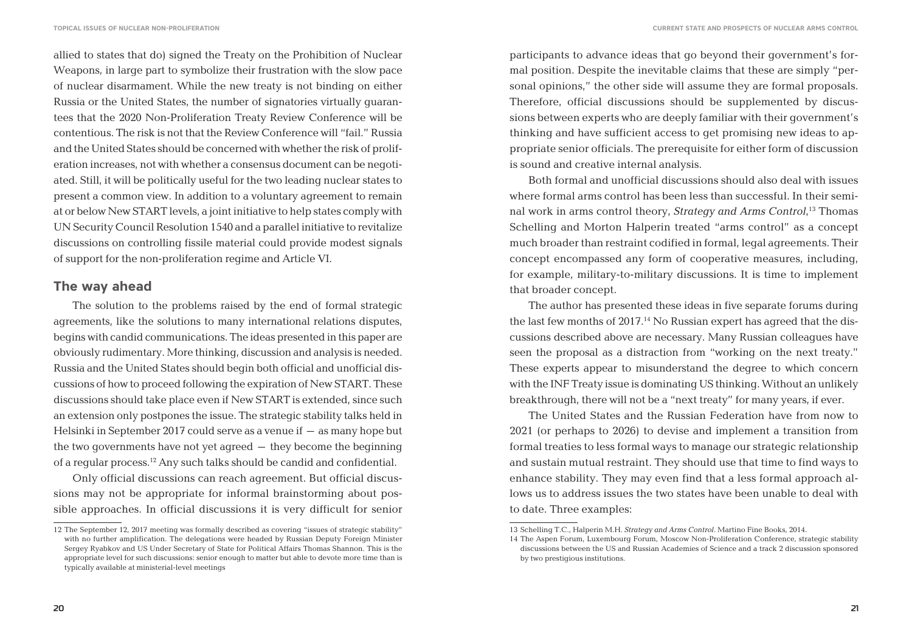allied to states that do) signed the Treaty on the Prohibition of Nuclear Weapons, in large part to symbolize their frustration with the slow pace of nuclear disarmament. While the new treaty is not binding on either Russia or the United States, the number of signatories virtually guarantees that the 2020 Non-Proliferation Treaty Review Conference will be contentious. The risk is not that the Review Conference will "fail." Russia and the United States should be concerned with whether the risk of proliferation increases, not with whether a consensus document can be negotiated. Still, it will be politically useful for the two leading nuclear states to present a common view. In addition to a voluntary agreement to remain at or below New START levels, a joint initiative to help states comply with UN Security Council Resolution 1540 and a parallel initiative to revitalize discussions on controlling fissile material could provide modest signals of support for the non-proliferation regime and Article VI.

## The way ahead

The solution to the problems raised by the end of formal strategic agreements, like the solutions to many international relations disputes, begins with candid communications. The ideas presented in this paper are obviously rudimentary. More thinking, discussion and analysis is needed. Russia and the United States should begin both official and unofficial discussions of how to proceed following the expiration of New START. These discussions should take place even if New START is extended, since such an extension only postpones the issue. The strategic stability talks held in Helsinki in September 2017 could serve as a venue if — as many hope but the two governments have not yet agreed — they become the beginning of a regular process.[12] Any such talks should be candid and confidential.

Only official discussions can reach agreement. But official discussions may not be appropriate for informal brainstorming about possible approaches. In official discussions it is very difficult for senior participants to advance ideas that go beyond their government's formal position. Despite the inevitable claims that these are simply "personal opinions," the other side will assume they are formal proposals. Therefore, official discussions should be supplemented by discussions between experts who are deeply familiar with their government's thinking and have sufficient access to get promising new ideas to appropriate senior officials. The prerequisite for either form of discussion is sound and creative internal analysis.

Both formal and unofficial discussions should also deal with issues where formal arms control has been less than successful. In their seminal work in arms control theory, *Strategy and Arms Control*,[13] Thomas Schelling and Morton Halperin treated "arms control" as a concept much broader than restraint codified in formal, legal agreements. Their concept encompassed any form of cooperative measures, including, for example, military-to-military discussions. It is time to implement that broader concept.

The author has presented these ideas in five separate forums during the last few months of 2017.[14] No Russian expert has agreed that the discussions described above are necessary. Many Russian colleagues have seen the proposal as a distraction from "working on the next treaty." These experts appear to misunderstand the degree to which concern with the INF Treaty issue is dominating US thinking. Without an unlikely breakthrough, there will not be a "next treaty" for many years, if ever.

The United States and the Russian Federation have from now to 2021 (or perhaps to 2026) to devise and implement a transition from formal treaties to less formal ways to manage our strategic relationship and sustain mutual restraint. They should use that time to find ways to enhance stability. They may even find that a less formal approach allows us to address issues the two states have been unable to deal with to date. Three examples:

12 The September 12, 2017 meeting was formally described as covering "issues of strategic stability" with no further amplification. The delegations were headed by Russian Deputy Foreign Minister Sergey Ryabkov and US Under Secretary of State for Political Affairs Thomas Shannon. This is the appropriate level for such discussions: senior enough to matter but able to devote more time than is typically available at ministerial-level meetings

13 Schelling T.C., Halperin M.H. *Strategy and Arms Control*. Martino Fine Books, 2014.

14 The Aspen Forum, Luxembourg Forum, Moscow Non-Proliferation Conference, strategic stability discussions between the US and Russian Academies of Science and a track 2 discussion sponsored by two prestigious institutions.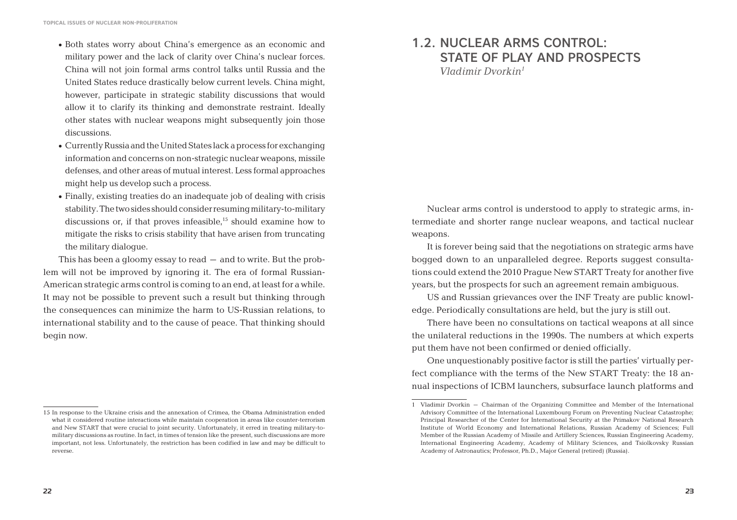- Both states worry about China's emergence as an economic and military power and the lack of clarity over China's nuclear forces. China will not join formal arms control talks until Russia and the United States reduce drastically below current levels. China might, however, participate in strategic stability discussions that would allow it to clarify its thinking and demonstrate restraint. Ideally other states with nuclear weapons might subsequently join those discussions.
- Currently Russia and the United States lack a process for exchanging information and concerns on non-strategic nuclear weapons, missile defenses, and other areas of mutual interest. Less formal approaches might help us develop such a process.
- Finally, existing treaties do an inadequate job of dealing with crisis stability. The two sides should consider resuming military-to-military discussions or, if that proves infeasible,[15] should examine how to mitigate the risks to crisis stability that have arisen from truncating the military dialogue.

This has been a gloomy essay to read — and to write. But the problem will not be improved by ignoring it. The era of formal Russian-American strategic arms control is coming to an end, at least for a while. It may not be possible to prevent such a result but thinking through the consequences can minimize the harm to US-Russian relations, to international stability and to the cause of peace. That thinking should begin now.

15 In response to the Ukraine crisis and the annexation of Crimea, the Obama Administration ended what it considered routine interactions while maintain cooperation in areas like counter-terrorism and New START that were crucial to joint security. Unfortunately, it erred in treating military-to-military discussions as routine. In fact, in times of tension like the present, such discussions are more important, not less. Unfortunately, the restriction has been codified in law and may be difficult to reverse.

## 1.2. NUCLEAR ARMS CONTROL: STATE OF PLAY AND PROSPECTS

*Vladimir Dvorkin[1]*

Nuclear arms control is understood to apply to strategic arms, intermediate and shorter range nuclear weapons, and tactical nuclear weapons.

It is forever being said that the negotiations on strategic arms have bogged down to an unparalleled degree. Reports suggest consultations could extend the 2010 Prague New START Treaty for another five years, but the prospects for such an agreement remain ambiguous.

US and Russian grievances over the INF Treaty are public knowledge. Periodically consultations are held, but the jury is still out.

There have been no consultations on tactical weapons at all since the unilateral reductions in the 1990s. The numbers at which experts put them have not been confirmed or denied officially.

One unquestionably positive factor is still the parties' virtually perfect compliance with the terms of the New START Treaty: the 18 annual inspections of ICBM launchers, subsurface launch platforms and

1 Vladimir Dvorkin — Chairman of the Organizing Committee and Member of the International Advisory Committee of the International Luxembourg Forum on Preventing Nuclear Catastrophe; Principal Researcher of the Center for International Security at the Primakov National Research Institute of World Economy and International Relations, Russian Academy of Sciences; Full Member of the Russian Academy of Missile and Artillery Sciences, Russian Engineering Academy, International Engineering Academy, Academy of Military Sciences, and Tsiolkovsky Russian Academy of Astronautics; Professor, Ph.D., Major General (retired) (Russia).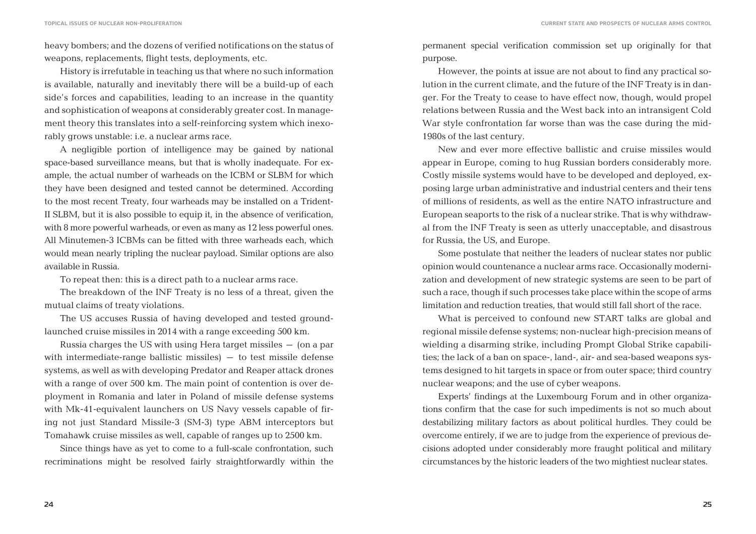heavy bombers; and the dozens of verified notifications on the status of weapons, replacements, flight tests, deployments, etc.

History is irrefutable in teaching us that where no such information is available, naturally and inevitably there will be a build-up of each side's forces and capabilities, leading to an increase in the quantity and sophistication of weapons at considerably greater cost. In management theory this translates into a self-reinforcing system which inexorably grows unstable: i.e. a nuclear arms race.

A negligible portion of intelligence may be gained by national space-based surveillance means, but that is wholly inadequate. For example, the actual number of warheads on the ICBM or SLBM for which they have been designed and tested cannot be determined. According to the most recent Treaty, four warheads may be installed on a Trident-II SLBM, but it is also possible to equip it, in the absence of verification, with 8 more powerful warheads, or even as many as 12 less powerful ones. All Minutemen-3 ICBMs can be fitted with three warheads each, which would mean nearly tripling the nuclear payload. Similar options are also available in Russia.

To repeat then: this is a direct path to a nuclear arms race.

The breakdown of the INF Treaty is no less of a threat, given the mutual claims of treaty violations.

The US accuses Russia of having developed and tested ground-launched cruise missiles in 2014 with a range exceeding 500 km.

Russia charges the US with using Hera target missiles — (on a par with intermediate-range ballistic missiles) — to test missile defense systems, as well as with developing Predator and Reaper attack drones with a range of over 500 km. The main point of contention is over deployment in Romania and later in Poland of missile defense systems with Mk-41-equivalent launchers on US Navy vessels capable of firing not just Standard Missile-3 (SM-3) type ABM interceptors but Tomahawk cruise missiles as well, capable of ranges up to 2500 km.

Since things have as yet to come to a full-scale confrontation, such recriminations might be resolved fairly straightforwardly within the permanent special verification commission set up originally for that purpose.

However, the points at issue are not about to find any practical solution in the current climate, and the future of the INF Treaty is in danger. For the Treaty to cease to have effect now, though, would propel relations between Russia and the West back into an intransigent Cold War style confrontation far worse than was the case during the mid-1980s of the last century.

New and ever more effective ballistic and cruise missiles would appear in Europe, coming to hug Russian borders considerably more. Costly missile systems would have to be developed and deployed, exposing large urban administrative and industrial centers and their tens of millions of residents, as well as the entire NATO infrastructure and European seaports to the risk of a nuclear strike. That is why withdrawal from the INF Treaty is seen as utterly unacceptable, and disastrous for Russia, the US, and Europe.

Some postulate that neither the leaders of nuclear states nor public opinion would countenance a nuclear arms race. Occasionally modernization and development of new strategic systems are seen to be part of such a race, though if such processes take place within the scope of arms limitation and reduction treaties, that would still fall short of the race.

What is perceived to confound new START talks are global and regional missile defense systems; non-nuclear high-precision means of wielding a disarming strike, including Prompt Global Strike capabilities; the lack of a ban on space-, land-, air- and sea-based weapons systems designed to hit targets in space or from outer space; third country nuclear weapons; and the use of cyber weapons.

Experts' findings at the Luxembourg Forum and in other organizations confirm that the case for such impediments is not so much about destabilizing military factors as about political hurdles. They could be overcome entirely, if we are to judge from the experience of previous decisions adopted under considerably more fraught political and military circumstances by the historic leaders of the two mightiest nuclear states.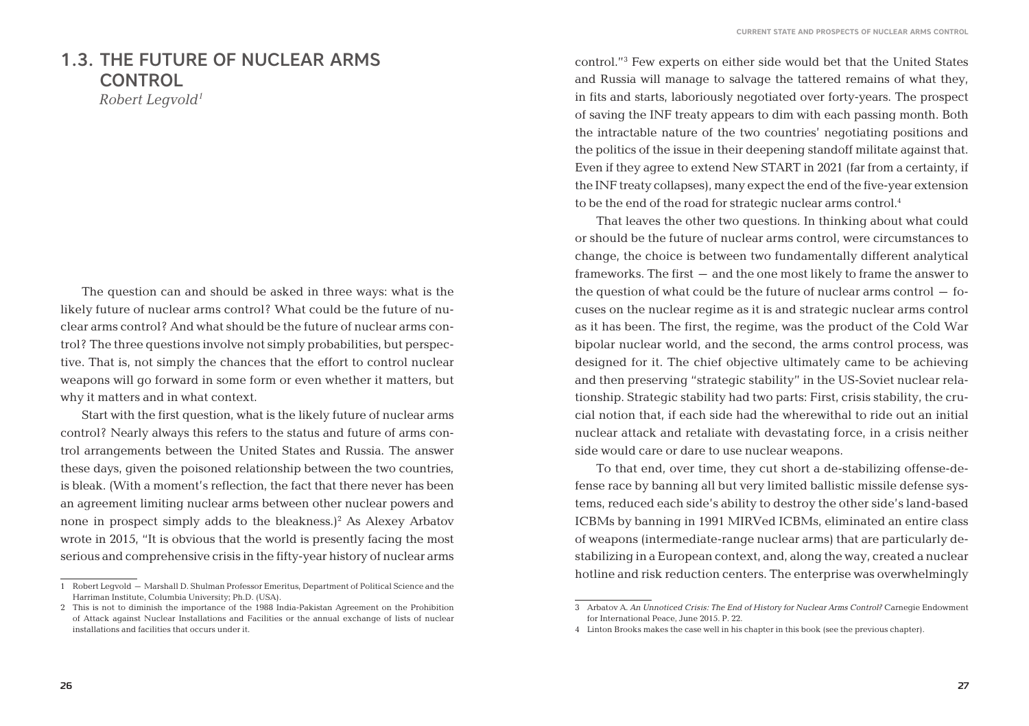## 1.3. THE FUTURE OF NUCLEAR ARMS CONTROL

*Robert Legvold*[1]

The question can and should be asked in three ways: what is the likely future of nuclear arms control? What could be the future of nuclear arms control? And what should be the future of nuclear arms control? The three questions involve not simply probabilities, but perspective. That is, not simply the chances that the effort to control nuclear weapons will go forward in some form or even whether it matters, but why it matters and in what context.

Start with the first question, what is the likely future of nuclear arms control? Nearly always this refers to the status and future of arms control arrangements between the United States and Russia. The answer these days, given the poisoned relationship between the two countries, is bleak. (With a moment's reflection, the fact that there never has been an agreement limiting nuclear arms between other nuclear powers and none in prospect simply adds to the bleakness.)[2] As Alexey Arbatov wrote in 2015, "It is obvious that the world is presently facing the most serious and comprehensive crisis in the fifty-year history of nuclear arms control."[3] Few experts on either side would bet that the United States and Russia will manage to salvage the tattered remains of what they, in fits and starts, laboriously negotiated over forty-years. The prospect of saving the INF treaty appears to dim with each passing month. Both the intractable nature of the two countries' negotiating positions and the politics of the issue in their deepening standoff militate against that. Even if they agree to extend New START in 2021 (far from a certainty, if the INF treaty collapses), many expect the end of the five-year extension to be the end of the road for strategic nuclear arms control.[4]

That leaves the other two questions. In thinking about what could or should be the future of nuclear arms control, were circumstances to change, the choice is between two fundamentally different analytical frameworks. The first — and the one most likely to frame the answer to the question of what could be the future of nuclear arms control — focuses on the nuclear regime as it is and strategic nuclear arms control as it has been. The first, the regime, was the product of the Cold War bipolar nuclear world, and the second, the arms control process, was designed for it. The chief objective ultimately came to be achieving and then preserving "strategic stability" in the US-Soviet nuclear relationship. Strategic stability had two parts: First, crisis stability, the crucial notion that, if each side had the wherewithal to ride out an initial nuclear attack and retaliate with devastating force, in a crisis neither side would care or dare to use nuclear weapons.

To that end, over time, they cut short a de-stabilizing offense-defense race by banning all but very limited ballistic missile defense systems, reduced each side's ability to destroy the other side's land-based ICBMs by banning in 1991 MIRVed ICBMs, eliminated an entire class of weapons (intermediate-range nuclear arms) that are particularly destabilizing in a European context, and, along the way, created a nuclear hotline and risk reduction centers. The enterprise was overwhelmingly

---

1 Robert Legvold — Marshall D. Shulman Professor Emeritus, Department of Political Science and the Harriman Institute, Columbia University; Ph.D. (USA).

2 This is not to diminish the importance of the 1988 India-Pakistan Agreement on the Prohibition of Attack against Nuclear Installations and Facilities or the annual exchange of lists of nuclear installations and facilities that occurs under it.

3 Arbatov A. *An Unnoticed Crisis: The End of History for Nuclear Arms Control?* Carnegie Endowment for International Peace, June 2015. P. 22.

4 Linton Brooks makes the case well in his chapter in this book (see the previous chapter).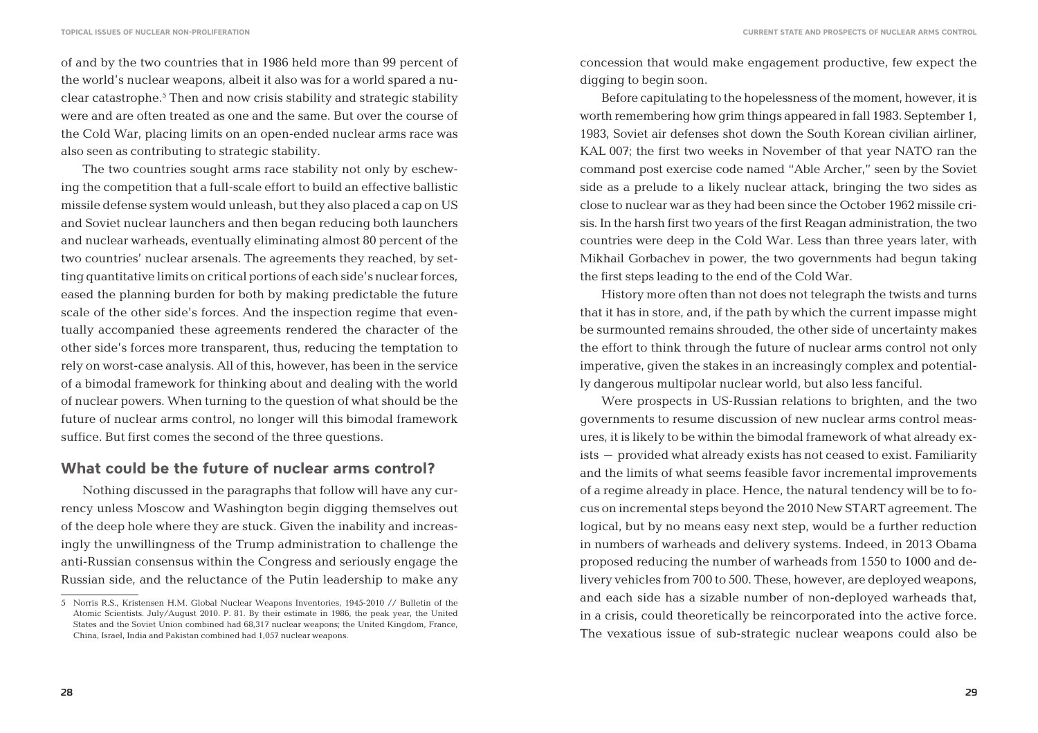of and by the two countries that in 1986 held more than 99 percent of the world's nuclear weapons, albeit it also was for a world spared a nuclear catastrophe.[5] Then and now crisis stability and strategic stability were and are often treated as one and the same. But over the course of the Cold War, placing limits on an open-ended nuclear arms race was also seen as contributing to strategic stability.

The two countries sought arms race stability not only by eschewing the competition that a full-scale effort to build an effective ballistic missile defense system would unleash, but they also placed a cap on US and Soviet nuclear launchers and then began reducing both launchers and nuclear warheads, eventually eliminating almost 80 percent of the two countries' nuclear arsenals. The agreements they reached, by setting quantitative limits on critical portions of each side's nuclear forces, eased the planning burden for both by making predictable the future scale of the other side's forces. And the inspection regime that eventually accompanied these agreements rendered the character of the other side's forces more transparent, thus, reducing the temptation to rely on worst-case analysis. All of this, however, has been in the service of a bimodal framework for thinking about and dealing with the world of nuclear powers. When turning to the question of what should be the future of nuclear arms control, no longer will this bimodal framework suffice. But first comes the second of the three questions.

## What could be the future of nuclear arms control?

Nothing discussed in the paragraphs that follow will have any currency unless Moscow and Washington begin digging themselves out of the deep hole where they are stuck. Given the inability and increasingly the unwillingness of the Trump administration to challenge the anti-Russian consensus within the Congress and seriously engage the Russian side, and the reluctance of the Putin leadership to make any concession that would make engagement productive, few expect the digging to begin soon.

Before capitulating to the hopelessness of the moment, however, it is worth remembering how grim things appeared in fall 1983. September 1, 1983, Soviet air defenses shot down the South Korean civilian airliner, KAL 007; the first two weeks in November of that year NATO ran the command post exercise code named "Able Archer," seen by the Soviet side as a prelude to a likely nuclear attack, bringing the two sides as close to nuclear war as they had been since the October 1962 missile crisis. In the harsh first two years of the first Reagan administration, the two countries were deep in the Cold War. Less than three years later, with Mikhail Gorbachev in power, the two governments had begun taking the first steps leading to the end of the Cold War.

History more often than not does not telegraph the twists and turns that it has in store, and, if the path by which the current impasse might be surmounted remains shrouded, the other side of uncertainty makes the effort to think through the future of nuclear arms control not only imperative, given the stakes in an increasingly complex and potentially dangerous multipolar nuclear world, but also less fanciful.

Were prospects in US-Russian relations to brighten, and the two governments to resume discussion of new nuclear arms control measures, it is likely to be within the bimodal framework of what already exists — provided what already exists has not ceased to exist. Familiarity and the limits of what seems feasible favor incremental improvements of a regime already in place. Hence, the natural tendency will be to focus on incremental steps beyond the 2010 New START agreement. The logical, but by no means easy next step, would be a further reduction in numbers of warheads and delivery systems. Indeed, in 2013 Obama proposed reducing the number of warheads from 1550 to 1000 and delivery vehicles from 700 to 500. These, however, are deployed weapons, and each side has a sizable number of non-deployed warheads that, in a crisis, could theoretically be reincorporated into the active force. The vexatious issue of sub-strategic nuclear weapons could also be

---

5 Norris R.S., Kristensen H.M. Global Nuclear Weapons Inventories, 1945-2010 // Bulletin of the Atomic Scientists. July/August 2010. P. 81. By their estimate in 1986, the peak year, the United States and the Soviet Union combined had 68,317 nuclear weapons; the United Kingdom, France, China, Israel, India and Pakistan combined had 1,057 nuclear weapons.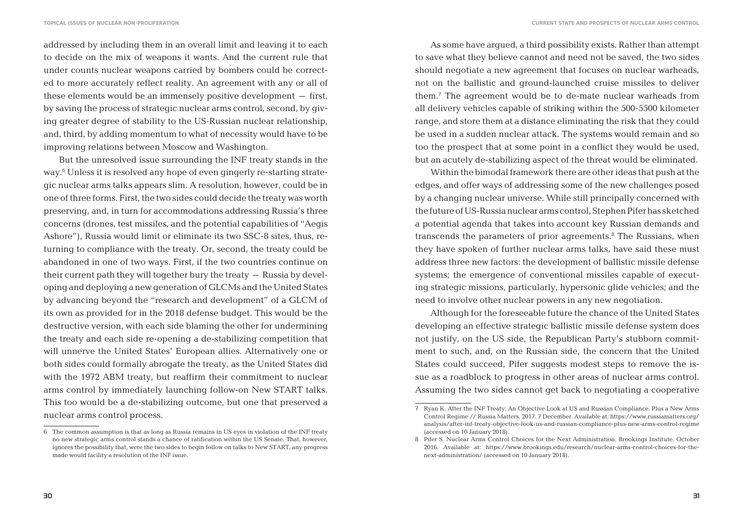addressed by including them in an overall limit and leaving it to each to decide on the mix of weapons it wants. And the current rule that under counts nuclear weapons carried by bombers could be corrected to more accurately reflect reality. An agreement with any or all of these elements would be an immensely positive development — first, by saving the process of strategic nuclear arms control, second, by giving greater degree of stability to the US-Russian nuclear relationship, and, third, by adding momentum to what of necessity would have to be improving relations between Moscow and Washington.

But the unresolved issue surrounding the INF treaty stands in the way.[6] Unless it is resolved any hope of even gingerly re-starting strategic nuclear arms talks appears slim. A resolution, however, could be in one of three forms. First, the two sides could decide the treaty was worth preserving, and, in turn for accommodations addressing Russia's three concerns (drones, test missiles, and the potential capabilities of "Aegis Ashore"), Russia would limit or eliminate its two SSC-8 sites, thus, returning to compliance with the treaty. Or, second, the treaty could be abandoned in one of two ways. First, if the two countries continue on their current path they will together bury the treaty — Russia by developing and deploying a new generation of GLCMs and the United States by advancing beyond the "research and development" of a GLCM of its own as provided for in the 2018 defense budget. This would be the destructive version, with each side blaming the other for undermining the treaty and each side re-opening a de-stabilizing competition that will unnerve the United States' European allies. Alternatively one or both sides could formally abrogate the treaty, as the United States did with the 1972 ABM treaty, but reaffirm their commitment to nuclear arms control by immediately launching follow-on New START talks. This too would be a de-stabilizing outcome, but one that preserved a nuclear arms control process.

As some have argued, a third possibility exists. Rather than attempt to save what they believe cannot and need not be saved, the two sides should negotiate a new agreement that focuses on nuclear warheads, not on the ballistic and ground-launched cruise missiles to deliver them.[7] The agreement would be to de-mate nuclear warheads from all delivery vehicles capable of striking within the 500-5500 kilometer range, and store them at a distance eliminating the risk that they could be used in a sudden nuclear attack. The systems would remain and so too the prospect that at some point in a conflict they would be used, but an acutely de-stabilizing aspect of the threat would be eliminated.

Within the bimodal framework there are other ideas that push at the edges, and offer ways of addressing some of the new challenges posed by a changing nuclear universe. While still principally concerned with the future of US-Russia nuclear arms control, Stephen Pifer has sketched a potential agenda that takes into account key Russian demands and transcends the parameters of prior agreements.[8] The Russians, when they have spoken of further nuclear arms talks, have said these must address three new factors: the development of ballistic missile defense systems; the emergence of conventional missiles capable of executing strategic missions, particularly, hypersonic glide vehicles; and the need to involve other nuclear powers in any new negotiation.

Although for the foreseeable future the chance of the United States developing an effective strategic ballistic missile defense system does not justify, on the US side, the Republican Party's stubborn commitment to such, and, on the Russian side, the concern that the United States could succeed, Pifer suggests modest steps to remove the issue as a roadblock to progress in other areas of nuclear arms control. Assuming the two sides cannot get back to negotiating a cooperative

---

6 The common assumption is that as long as Russia remains in US eyes in violation of the INF treaty no new strategic arms control stands a chance of ratification within the US Senate. That, however, ignores the possibility that, were the two sides to begin follow on talks to New START, any progress made would facility a resolution of the INF issue.

7 Ryan K. After the INF Treaty: An Objective Look at US and Russian Compliance, Plus a New Arms Control Regime // Russia Matters. 2017. 7 December. Available at: https://www.russiamatters.org/analysis/after-inf-treaty-objective-look-us-and-russian-compliance-plus-new-arms-control-regime (accessed on 10 January 2018).

8 Pifer S. Nuclear Arms Control Choices for the Next Administration. Brookings Institute. October 2016. Available at: https://www.brookings.edu/research/nuclear-arms-control-choices-for-the-next-administration/ (accessed on 10 January 2018).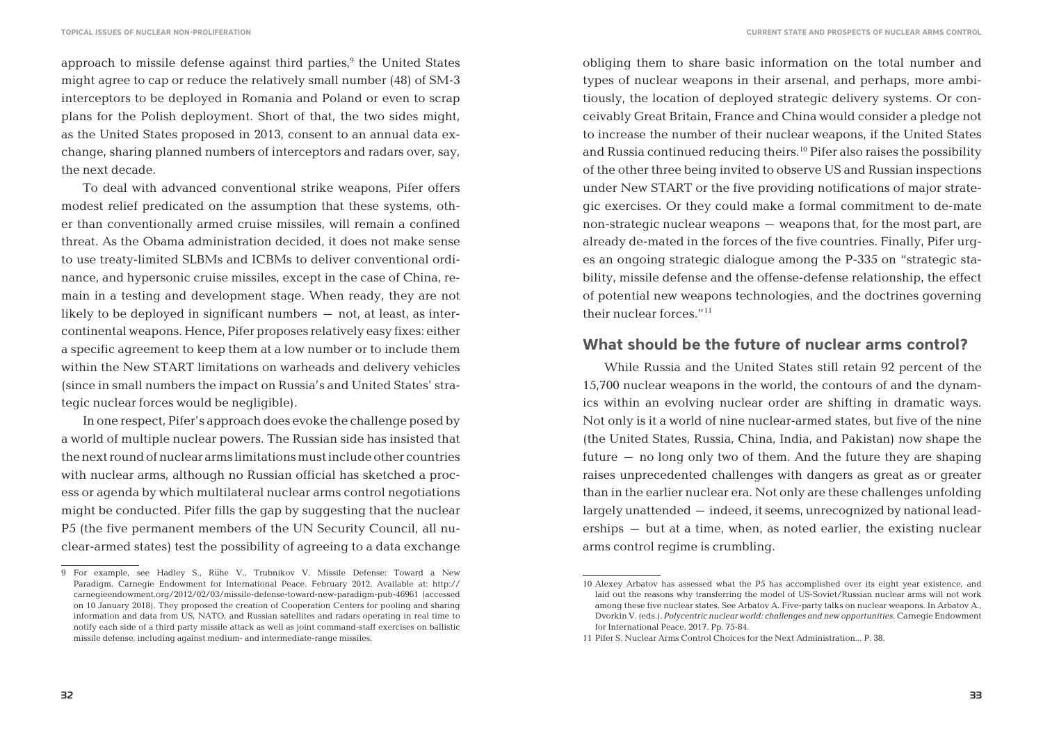approach to missile defense against third parties,[9] the United States might agree to cap or reduce the relatively small number (48) of SM-3 interceptors to be deployed in Romania and Poland or even to scrap plans for the Polish deployment. Short of that, the two sides might, as the United States proposed in 2013, consent to an annual data exchange, sharing planned numbers of interceptors and radars over, say, the next decade.

To deal with advanced conventional strike weapons, Pifer offers modest relief predicated on the assumption that these systems, other than conventionally armed cruise missiles, will remain a confined threat. As the Obama administration decided, it does not make sense to use treaty-limited SLBMs and ICBMs to deliver conventional ordinance, and hypersonic cruise missiles, except in the case of China, remain in a testing and development stage. When ready, they are not likely to be deployed in significant numbers — not, at least, as intercontinental weapons. Hence, Pifer proposes relatively easy fixes: either a specific agreement to keep them at a low number or to include them within the New START limitations on warheads and delivery vehicles (since in small numbers the impact on Russia's and United States' strategic nuclear forces would be negligible).

In one respect, Pifer's approach does evoke the challenge posed by a world of multiple nuclear powers. The Russian side has insisted that the next round of nuclear arms limitations must include other countries with nuclear arms, although no Russian official has sketched a process or agenda by which multilateral nuclear arms control negotiations might be conducted. Pifer fills the gap by suggesting that the nuclear P5 (the five permanent members of the UN Security Council, all nuclear-armed states) test the possibility of agreeing to a data exchange obliging them to share basic information on the total number and types of nuclear weapons in their arsenal, and perhaps, more ambitiously, the location of deployed strategic delivery systems. Or conceivably Great Britain, France and China would consider a pledge not to increase the number of their nuclear weapons, if the United States and Russia continued reducing theirs.[10] Pifer also raises the possibility of the other three being invited to observe US and Russian inspections under New START or the five providing notifications of major strategic exercises. Or they could make a formal commitment to de-mate non-strategic nuclear weapons — weapons that, for the most part, are already de-mated in the forces of the five countries. Finally, Pifer urges an ongoing strategic dialogue among the P-335 on "strategic stability, missile defense and the offense-defense relationship, the effect of potential new weapons technologies, and the doctrines governing their nuclear forces."[11]

## What should be the future of nuclear arms control?

While Russia and the United States still retain 92 percent of the 15,700 nuclear weapons in the world, the contours of and the dynamics within an evolving nuclear order are shifting in dramatic ways. Not only is it a world of nine nuclear-armed states, but five of the nine (the United States, Russia, China, India, and Pakistan) now shape the future — no long only two of them. And the future they are shaping raises unprecedented challenges with dangers as great as or greater than in the earlier nuclear era. Not only are these challenges unfolding largely unattended — indeed, it seems, unrecognized by national leaderships — but at a time, when, as noted earlier, the existing nuclear arms control regime is crumbling.

---

9 For example, see Hadley S., Rühe V., Trubnikov V. Missile Defense: Toward a New Paradigm. Carnegie Endowment for International Peace. February 2012. Available at: http://carnegieendowment.org/2012/02/03/missile-defense-toward-new-paradigm-pub-46961 (accessed on 10 January 2018). They proposed the creation of Cooperation Centers for pooling and sharing information and data from US, NATO, and Russian satellites and radars operating in real time to notify each side of a third party missile attack as well as joint command-staff exercises on ballistic missile defense, including against medium- and intermediate-range missiles.

10 Alexey Arbatov has assessed what the P5 has accomplished over its eight year existence, and laid out the reasons why transferring the model of US-Soviet/Russian nuclear arms will not work among these five nuclear states. See Arbatov A. Five-party talks on nuclear weapons. In Arbatov A., Dvorkin V. (eds.). *Polycentric nuclear world: challenges and new opportunities.* Carnegie Endowment for International Peace, 2017. Pp. 75-84.

11 Pifer S. Nuclear Arms Control Choices for the Next Administration... P. 38.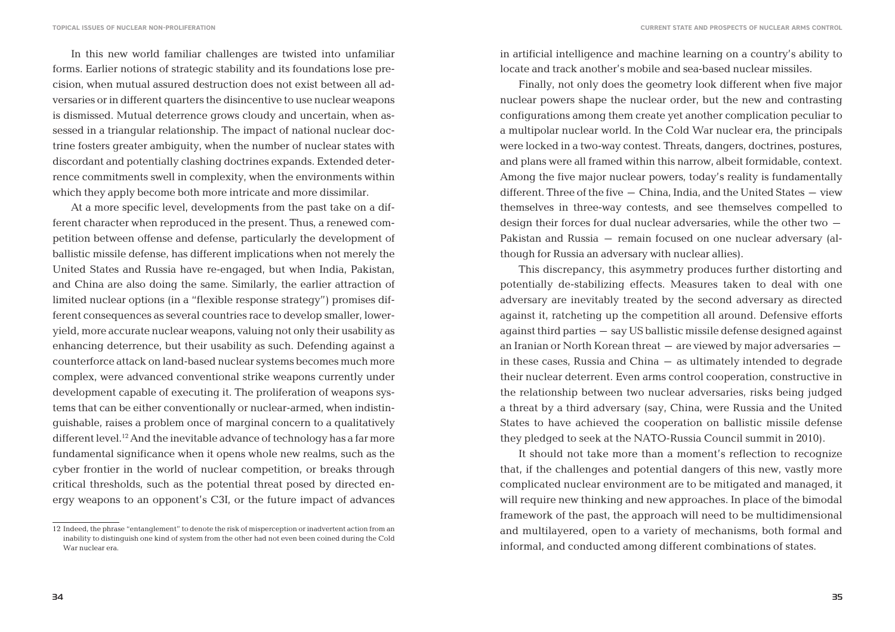In this new world familiar challenges are twisted into unfamiliar forms. Earlier notions of strategic stability and its foundations lose precision, when mutual assured destruction does not exist between all adversaries or in different quarters the disincentive to use nuclear weapons is dismissed. Mutual deterrence grows cloudy and uncertain, when assessed in a triangular relationship. The impact of national nuclear doctrine fosters greater ambiguity, when the number of nuclear states with discordant and potentially clashing doctrines expands. Extended deterrence commitments swell in complexity, when the environments within which they apply become both more intricate and more dissimilar.

At a more specific level, developments from the past take on a different character when reproduced in the present. Thus, a renewed competition between offense and defense, particularly the development of ballistic missile defense, has different implications when not merely the United States and Russia have re-engaged, but when India, Pakistan, and China are also doing the same. Similarly, the earlier attraction of limited nuclear options (in a "flexible response strategy") promises different consequences as several countries race to develop smaller, lower-yield, more accurate nuclear weapons, valuing not only their usability as enhancing deterrence, but their usability as such. Defending against a counterforce attack on land-based nuclear systems becomes much more complex, were advanced conventional strike weapons currently under development capable of executing it. The proliferation of weapons systems that can be either conventionally or nuclear-armed, when indistinguishable, raises a problem once of marginal concern to a qualitatively different level.[12] And the inevitable advance of technology has a far more fundamental significance when it opens whole new realms, such as the cyber frontier in the world of nuclear competition, or breaks through critical thresholds, such as the potential threat posed by directed energy weapons to an opponent's C3I, or the future impact of advances in artificial intelligence and machine learning on a country's ability to locate and track another's mobile and sea-based nuclear missiles.

Finally, not only does the geometry look different when five major nuclear powers shape the nuclear order, but the new and contrasting configurations among them create yet another complication peculiar to a multipolar nuclear world. In the Cold War nuclear era, the principals were locked in a two-way contest. Threats, dangers, doctrines, postures, and plans were all framed within this narrow, albeit formidable, context. Among the five major nuclear powers, today's reality is fundamentally different. Three of the five — China, India, and the United States — view themselves in three-way contests, and see themselves compelled to design their forces for dual nuclear adversaries, while the other two — Pakistan and Russia — remain focused on one nuclear adversary (although for Russia an adversary with nuclear allies).

This discrepancy, this asymmetry produces further distorting and potentially de-stabilizing effects. Measures taken to deal with one adversary are inevitably treated by the second adversary as directed against it, ratcheting up the competition all around. Defensive efforts against third parties — say US ballistic missile defense designed against an Iranian or North Korean threat — are viewed by major adversaries — in these cases, Russia and China — as ultimately intended to degrade their nuclear deterrent. Even arms control cooperation, constructive in the relationship between two nuclear adversaries, risks being judged a threat by a third adversary (say, China, were Russia and the United States to have achieved the cooperation on ballistic missile defense they pledged to seek at the NATO-Russia Council summit in 2010).

It should not take more than a moment's reflection to recognize that, if the challenges and potential dangers of this new, vastly more complicated nuclear environment are to be mitigated and managed, it will require new thinking and new approaches. In place of the bimodal framework of the past, the approach will need to be multidimensional and multilayered, open to a variety of mechanisms, both formal and informal, and conducted among different combinations of states.

---

12 Indeed, the phrase "entanglement" to denote the risk of misperception or inadvertent action from an inability to distinguish one kind of system from the other had not even been coined during the Cold War nuclear era.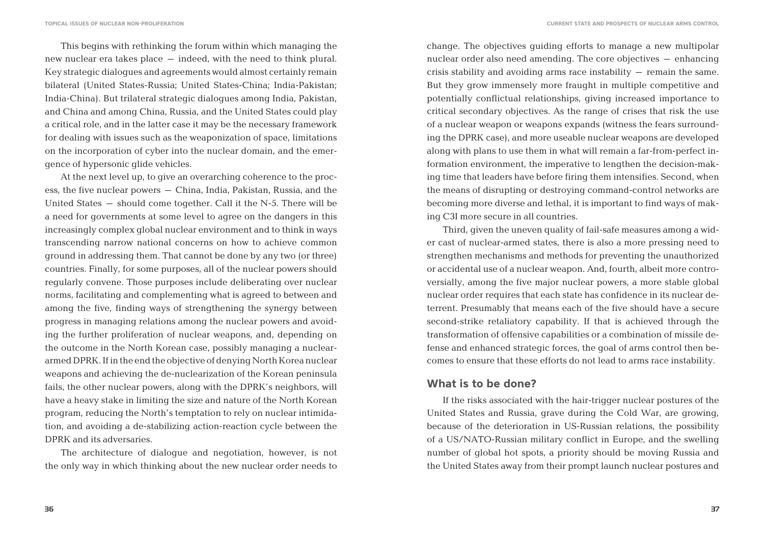This begins with rethinking the forum within which managing the new nuclear era takes place — indeed, with the need to think plural. Key strategic dialogues and agreements would almost certainly remain bilateral (United States-Russia; United States-China; India-Pakistan; India-China). But trilateral strategic dialogues among India, Pakistan, and China and among China, Russia, and the United States could play a critical role, and in the latter case it may be the necessary framework for dealing with issues such as the weaponization of space, limitations on the incorporation of cyber into the nuclear domain, and the emergence of hypersonic glide vehicles.

At the next level up, to give an overarching coherence to the process, the five nuclear powers — China, India, Pakistan, Russia, and the United States — should come together. Call it the N-5. There will be a need for governments at some level to agree on the dangers in this increasingly complex global nuclear environment and to think in ways transcending narrow national concerns on how to achieve common ground in addressing them. That cannot be done by any two (or three) countries. Finally, for some purposes, all of the nuclear powers should regularly convene. Those purposes include deliberating over nuclear norms, facilitating and complementing what is agreed to between and among the five, finding ways of strengthening the synergy between progress in managing relations among the nuclear powers and avoiding the further proliferation of nuclear weapons, and, depending on the outcome in the North Korean case, possibly managing a nuclear-armed DPRK. If in the end the objective of denying North Korea nuclear weapons and achieving the de-nuclearization of the Korean peninsula fails, the other nuclear powers, along with the DPRK's neighbors, will have a heavy stake in limiting the size and nature of the North Korean program, reducing the North's temptation to rely on nuclear intimidation, and avoiding a de-stabilizing action-reaction cycle between the DPRK and its adversaries.

The architecture of dialogue and negotiation, however, is not the only way in which thinking about the new nuclear order needs to change. The objectives guiding efforts to manage a new multipolar nuclear order also need amending. The core objectives — enhancing crisis stability and avoiding arms race instability — remain the same. But they grow immensely more fraught in multiple competitive and potentially conflictual relationships, giving increased importance to critical secondary objectives. As the range of crises that risk the use of a nuclear weapon or weapons expands (witness the fears surrounding the DPRK case), and more useable nuclear weapons are developed along with plans to use them in what will remain a far-from-perfect information environment, the imperative to lengthen the decision-making time that leaders have before firing them intensifies. Second, when the means of disrupting or destroying command-control networks are becoming more diverse and lethal, it is important to find ways of making C3I more secure in all countries.

Third, given the uneven quality of fail-safe measures among a wider cast of nuclear-armed states, there is also a more pressing need to strengthen mechanisms and methods for preventing the unauthorized or accidental use of a nuclear weapon. And, fourth, albeit more controversially, among the five major nuclear powers, a more stable global nuclear order requires that each state has confidence in its nuclear deterrent. Presumably that means each of the five should have a secure second-strike retaliatory capability. If that is achieved through the transformation of offensive capabilities or a combination of missile defense and enhanced strategic forces, the goal of arms control then becomes to ensure that these efforts do not lead to arms race instability.

## What is to be done?

If the risks associated with the hair-trigger nuclear postures of the United States and Russia, grave during the Cold War, are growing, because of the deterioration in US-Russian relations, the possibility of a US/NATO-Russian military conflict in Europe, and the swelling number of global hot spots, a priority should be moving Russia and the United States away from their prompt launch nuclear postures and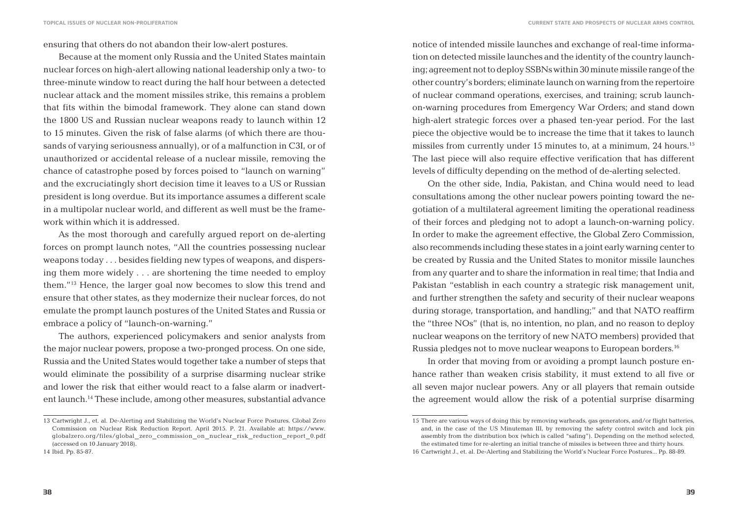ensuring that others do not abandon their low-alert postures.

Because at the moment only Russia and the United States maintain nuclear forces on high-alert allowing national leadership only a two- to three-minute window to react during the half hour between a detected nuclear attack and the moment missiles strike, this remains a problem that fits within the bimodal framework. They alone can stand down the 1800 US and Russian nuclear weapons ready to launch within 12 to 15 minutes. Given the risk of false alarms (of which there are thousands of varying seriousness annually), or of a malfunction in C3I, or of unauthorized or accidental release of a nuclear missile, removing the chance of catastrophe posed by forces poised to "launch on warning" and the excruciatingly short decision time it leaves to a US or Russian president is long overdue. But its importance assumes a different scale in a multipolar nuclear world, and different as well must be the framework within which it is addressed.

As the most thorough and carefully argued report on de-alerting forces on prompt launch notes, "All the countries possessing nuclear weapons today . . . besides fielding new types of weapons, and dispersing them more widely . . . are shortening the time needed to employ them."[13] Hence, the larger goal now becomes to slow this trend and ensure that other states, as they modernize their nuclear forces, do not emulate the prompt launch postures of the United States and Russia or embrace a policy of "launch-on-warning."

The authors, experienced policymakers and senior analysts from the major nuclear powers, propose a two-pronged process. On one side, Russia and the United States would together take a number of steps that would eliminate the possibility of a surprise disarming nuclear strike and lower the risk that either would react to a false alarm or inadvertent launch.[14] These include, among other measures, substantial advance notice of intended missile launches and exchange of real-time information on detected missile launches and the identity of the country launching; agreement not to deploy SSBNs within 30 minute missile range of the other country's borders; eliminate launch on warning from the repertoire of nuclear command operations, exercises, and training; scrub launch-on-warning procedures from Emergency War Orders; and stand down high-alert strategic forces over a phased ten-year period. For the last piece the objective would be to increase the time that it takes to launch missiles from currently under 15 minutes to, at a minimum, 24 hours.[15] The last piece will also require effective verification that has different levels of difficulty depending on the method of de-alerting selected.

On the other side, India, Pakistan, and China would need to lead consultations among the other nuclear powers pointing toward the negotiation of a multilateral agreement limiting the operational readiness of their forces and pledging not to adopt a launch-on-warning policy. In order to make the agreement effective, the Global Zero Commission, also recommends including these states in a joint early warning center to be created by Russia and the United States to monitor missile launches from any quarter and to share the information in real time; that India and Pakistan "establish in each country a strategic risk management unit, and further strengthen the safety and security of their nuclear weapons during storage, transportation, and handling;" and that NATO reaffirm the "three NOs" (that is, no intention, no plan, and no reason to deploy nuclear weapons on the territory of new NATO members) provided that Russia pledges not to move nuclear weapons to European borders.[16]

In order that moving from or avoiding a prompt launch posture enhance rather than weaken crisis stability, it must extend to all five or all seven major nuclear powers. Any or all players that remain outside the agreement would allow the risk of a potential surprise disarming

---

13 Cartwright J., et. al. De-Alerting and Stabilizing the World's Nuclear Force Postures. Global Zero Commission on Nuclear Risk Reduction Report. April 2015. P. 21. Available at: https://www.globalzero.org/files/global_zero_commission_on_nuclear_risk_reduction_report_0.pdf (accessed on 10 January 2018).

14 Ibid. Pp. 85-87.

15 There are various ways of doing this: by removing warheads, gas generators, and/or flight batteries, and, in the case of the US Minuteman III, by removing the safety control switch and lock pin assembly from the distribution box (which is called "safing"). Depending on the method selected, the estimated time for re-alerting an initial tranche of missiles is between three and thirty hours.

16 Cartwright J., et. al. De-Alerting and Stabilizing the World's Nuclear Force Postures... Pp. 88-89.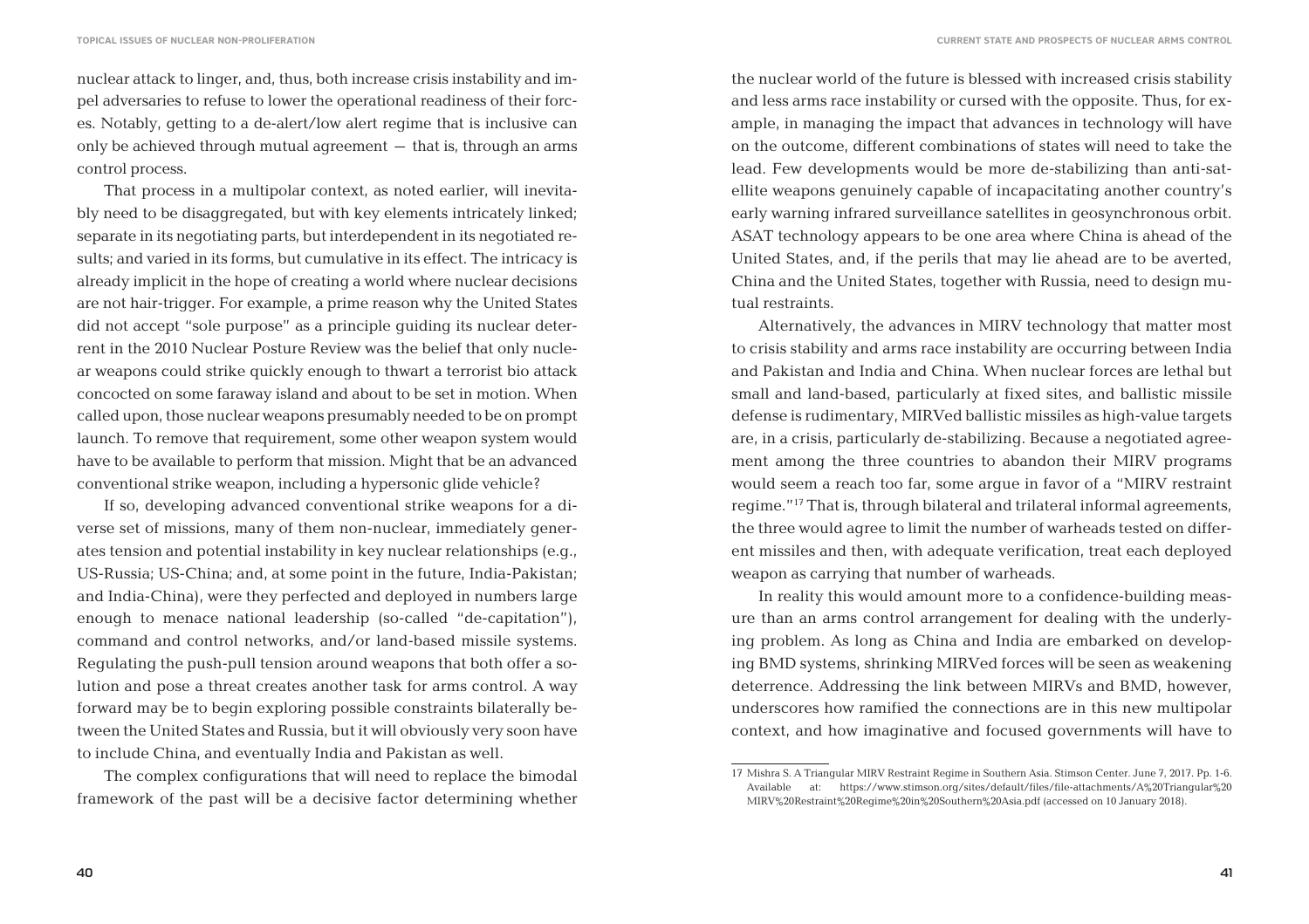nuclear attack to linger, and, thus, both increase crisis instability and impel adversaries to refuse to lower the operational readiness of their forces. Notably, getting to a de-alert/low alert regime that is inclusive can only be achieved through mutual agreement — that is, through an arms control process.

That process in a multipolar context, as noted earlier, will inevitably need to be disaggregated, but with key elements intricately linked; separate in its negotiating parts, but interdependent in its negotiated results; and varied in its forms, but cumulative in its effect. The intricacy is already implicit in the hope of creating a world where nuclear decisions are not hair-trigger. For example, a prime reason why the United States did not accept "sole purpose" as a principle guiding its nuclear deterrent in the 2010 Nuclear Posture Review was the belief that only nuclear weapons could strike quickly enough to thwart a terrorist bio attack concocted on some faraway island and about to be set in motion. When called upon, those nuclear weapons presumably needed to be on prompt launch. To remove that requirement, some other weapon system would have to be available to perform that mission. Might that be an advanced conventional strike weapon, including a hypersonic glide vehicle?

If so, developing advanced conventional strike weapons for a diverse set of missions, many of them non-nuclear, immediately generates tension and potential instability in key nuclear relationships (e.g., US-Russia; US-China; and, at some point in the future, India-Pakistan; and India-China), were they perfected and deployed in numbers large enough to menace national leadership (so-called "de-capitation"), command and control networks, and/or land-based missile systems. Regulating the push-pull tension around weapons that both offer a solution and pose a threat creates another task for arms control. A way forward may be to begin exploring possible constraints bilaterally between the United States and Russia, but it will obviously very soon have to include China, and eventually India and Pakistan as well.

The complex configurations that will need to replace the bimodal framework of the past will be a decisive factor determining whether the nuclear world of the future is blessed with increased crisis stability and less arms race instability or cursed with the opposite. Thus, for example, in managing the impact that advances in technology will have on the outcome, different combinations of states will need to take the lead. Few developments would be more de-stabilizing than anti-satellite weapons genuinely capable of incapacitating another country's early warning infrared surveillance satellites in geosynchronous orbit. ASAT technology appears to be one area where China is ahead of the United States, and, if the perils that may lie ahead are to be averted, China and the United States, together with Russia, need to design mutual restraints.

Alternatively, the advances in MIRV technology that matter most to crisis stability and arms race instability are occurring between India and Pakistan and India and China. When nuclear forces are lethal but small and land-based, particularly at fixed sites, and ballistic missile defense is rudimentary, MIRVed ballistic missiles as high-value targets are, in a crisis, particularly de-stabilizing. Because a negotiated agreement among the three countries to abandon their MIRV programs would seem a reach too far, some argue in favor of a "MIRV restraint regime."[17] That is, through bilateral and trilateral informal agreements, the three would agree to limit the number of warheads tested on different missiles and then, with adequate verification, treat each deployed weapon as carrying that number of warheads.

In reality this would amount more to a confidence-building measure than an arms control arrangement for dealing with the underlying problem. As long as China and India are embarked on developing BMD systems, shrinking MIRVed forces will be seen as weakening deterrence. Addressing the link between MIRVs and BMD, however, underscores how ramified the connections are in this new multipolar context, and how imaginative and focused governments will have to

17 Mishra S. A Triangular MIRV Restraint Regime in Southern Asia. Stimson Center. June 7, 2017. Pp. 1-6. Available at: https://www.stimson.org/sites/default/files/file-attachments/A%20Triangular%20MIRV%20Restraint%20Regime%20in%20Southern%20Asia.pdf (accessed on 10 January 2018).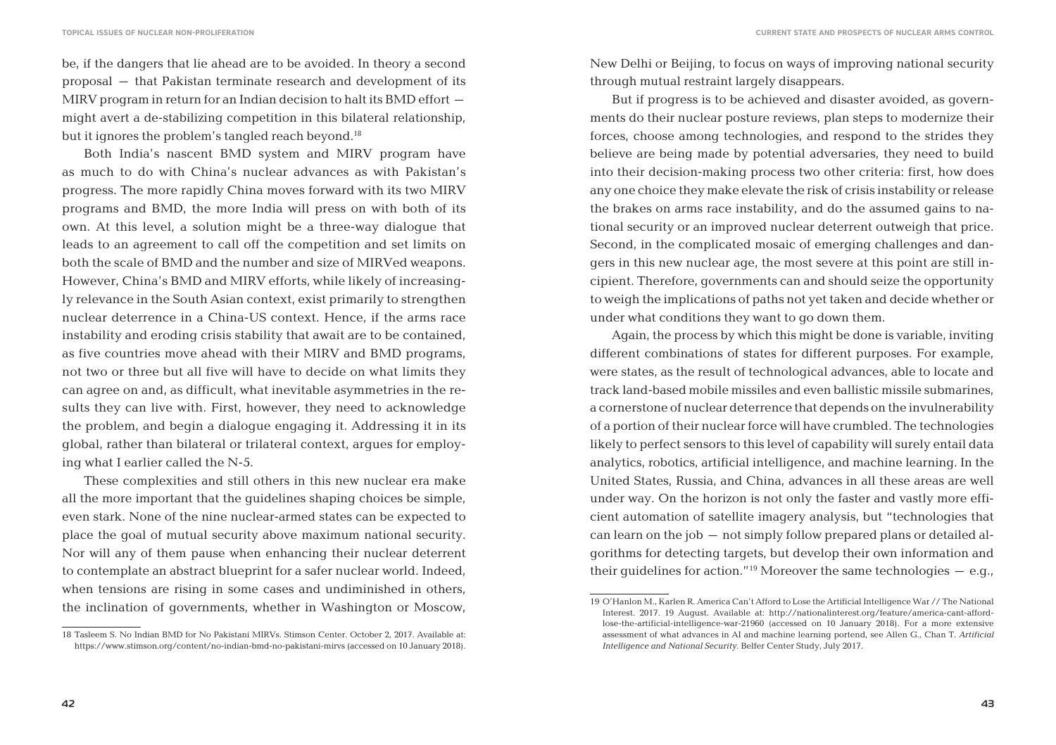be, if the dangers that lie ahead are to be avoided. In theory a second proposal — that Pakistan terminate research and development of its MIRV program in return for an Indian decision to halt its BMD effort — might avert a de-stabilizing competition in this bilateral relationship, but it ignores the problem's tangled reach beyond.[18]

Both India's nascent BMD system and MIRV program have as much to do with China's nuclear advances as with Pakistan's progress. The more rapidly China moves forward with its two MIRV programs and BMD, the more India will press on with both of its own. At this level, a solution might be a three-way dialogue that leads to an agreement to call off the competition and set limits on both the scale of BMD and the number and size of MIRVed weapons. However, China's BMD and MIRV efforts, while likely of increasingly relevance in the South Asian context, exist primarily to strengthen nuclear deterrence in a China-US context. Hence, if the arms race instability and eroding crisis stability that await are to be contained, as five countries move ahead with their MIRV and BMD programs, not two or three but all five will have to decide on what limits they can agree on and, as difficult, what inevitable asymmetries in the results they can live with. First, however, they need to acknowledge the problem, and begin a dialogue engaging it. Addressing it in its global, rather than bilateral or trilateral context, argues for employing what I earlier called the N-5.

These complexities and still others in this new nuclear era make all the more important that the guidelines shaping choices be simple, even stark. None of the nine nuclear-armed states can be expected to place the goal of mutual security above maximum national security. Nor will any of them pause when enhancing their nuclear deterrent to contemplate an abstract blueprint for a safer nuclear world. Indeed, when tensions are rising in some cases and undiminished in others, the inclination of governments, whether in Washington or Moscow, New Delhi or Beijing, to focus on ways of improving national security through mutual restraint largely disappears.

But if progress is to be achieved and disaster avoided, as governments do their nuclear posture reviews, plan steps to modernize their forces, choose among technologies, and respond to the strides they believe are being made by potential adversaries, they need to build into their decision-making process two other criteria: first, how does any one choice they make elevate the risk of crisis instability or release the brakes on arms race instability, and do the assumed gains to national security or an improved nuclear deterrent outweigh that price. Second, in the complicated mosaic of emerging challenges and dangers in this new nuclear age, the most severe at this point are still incipient. Therefore, governments can and should seize the opportunity to weigh the implications of paths not yet taken and decide whether or under what conditions they want to go down them.

Again, the process by which this might be done is variable, inviting different combinations of states for different purposes. For example, were states, as the result of technological advances, able to locate and track land-based mobile missiles and even ballistic missile submarines, a cornerstone of nuclear deterrence that depends on the invulnerability of a portion of their nuclear force will have crumbled. The technologies likely to perfect sensors to this level of capability will surely entail data analytics, robotics, artificial intelligence, and machine learning. In the United States, Russia, and China, advances in all these areas are well under way. On the horizon is not only the faster and vastly more efficient automation of satellite imagery analysis, but "technologies that can learn on the job — not simply follow prepared plans or detailed algorithms for detecting targets, but develop their own information and their guidelines for action."[19] Moreover the same technologies — e.g.,

---

18 Tasleem S. No Indian BMD for No Pakistani MIRVs. Stimson Center. October 2, 2017. Available at: https://www.stimson.org/content/no-indian-bmd-no-pakistani-mirvs (accessed on 10 January 2018).

19 O'Hanlon M., Karlen R. America Can't Afford to Lose the Artificial Intelligence War // The National Interest. 2017. 19 August. Available at: http://nationalinterest.org/feature/america-cant-afford-lose-the-artificial-intelligence-war-21960 (accessed on 10 January 2018). For a more extensive assessment of what advances in AI and machine learning portend, see Allen G., Chan T. *Artificial Intelligence and National Security.* Belfer Center Study, July 2017.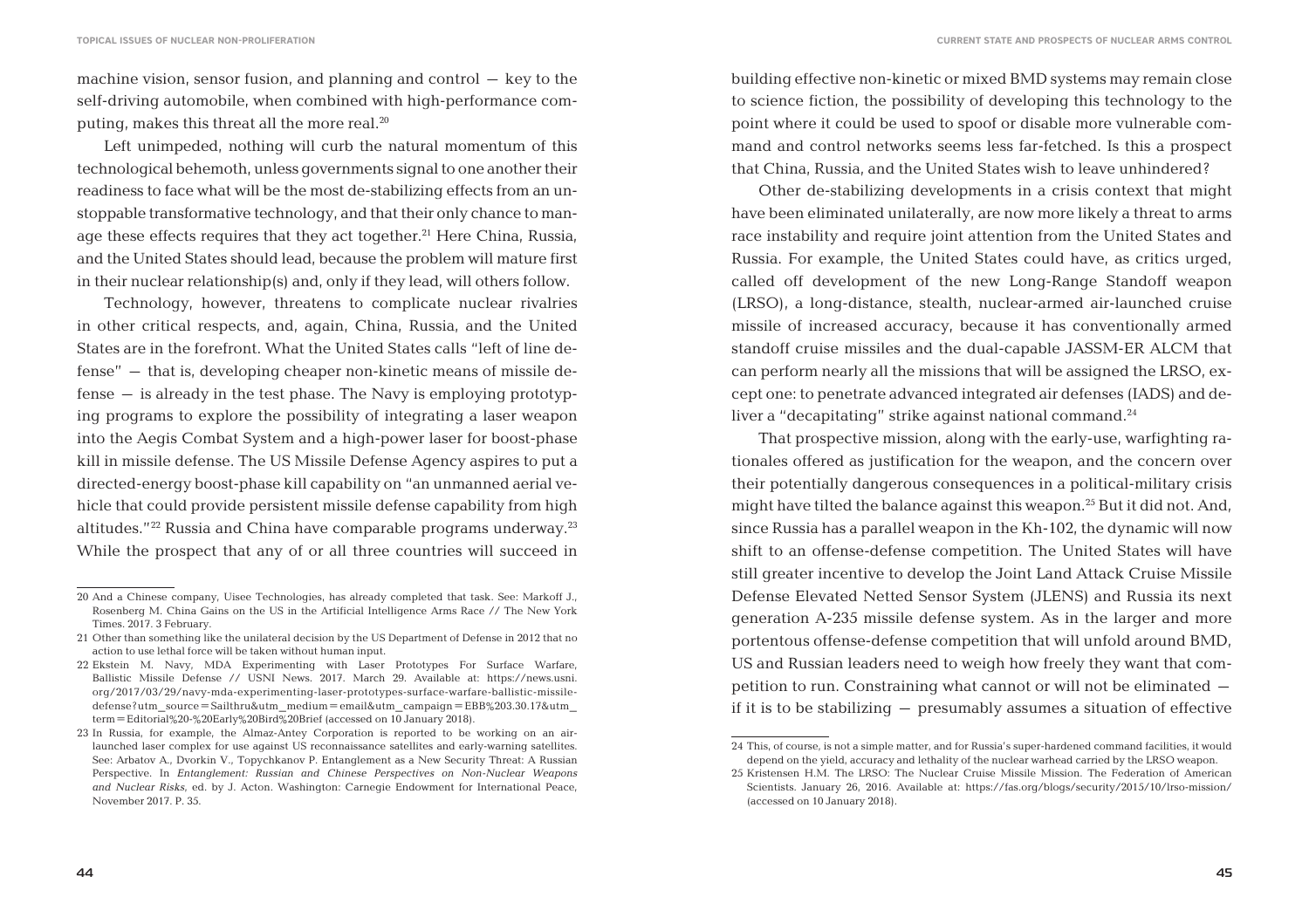machine vision, sensor fusion, and planning and control — key to the self-driving automobile, when combined with high-performance computing, makes this threat all the more real.[20]

Left unimpeded, nothing will curb the natural momentum of this technological behemoth, unless governments signal to one another their readiness to face what will be the most de-stabilizing effects from an unstoppable transformative technology, and that their only chance to manage these effects requires that they act together.[21] Here China, Russia, and the United States should lead, because the problem will mature first in their nuclear relationship(s) and, only if they lead, will others follow.

Technology, however, threatens to complicate nuclear rivalries in other critical respects, and, again, China, Russia, and the United States are in the forefront. What the United States calls "left of line defense" — that is, developing cheaper non-kinetic means of missile defense — is already in the test phase. The Navy is employing prototyping programs to explore the possibility of integrating a laser weapon into the Aegis Combat System and a high-power laser for boost-phase kill in missile defense. The US Missile Defense Agency aspires to put a directed-energy boost-phase kill capability on "an unmanned aerial vehicle that could provide persistent missile defense capability from high altitudes."[22] Russia and China have comparable programs underway.[23] While the prospect that any of or all three countries will succeed in building effective non-kinetic or mixed BMD systems may remain close to science fiction, the possibility of developing this technology to the point where it could be used to spoof or disable more vulnerable command and control networks seems less far-fetched. Is this a prospect that China, Russia, and the United States wish to leave unhindered?

Other de-stabilizing developments in a crisis context that might have been eliminated unilaterally, are now more likely a threat to arms race instability and require joint attention from the United States and Russia. For example, the United States could have, as critics urged, called off development of the new Long-Range Standoff weapon (LRSO), a long-distance, stealth, nuclear-armed air-launched cruise missile of increased accuracy, because it has conventionally armed standoff cruise missiles and the dual-capable JASSM-ER ALCM that can perform nearly all the missions that will be assigned the LRSO, except one: to penetrate advanced integrated air defenses (IADS) and deliver a "decapitating" strike against national command.[24]

That prospective mission, along with the early-use, warfighting rationales offered as justification for the weapon, and the concern over their potentially dangerous consequences in a political-military crisis might have tilted the balance against this weapon.[25] But it did not. And, since Russia has a parallel weapon in the Kh-102, the dynamic will now shift to an offense-defense competition. The United States will have still greater incentive to develop the Joint Land Attack Cruise Missile Defense Elevated Netted Sensor System (JLENS) and Russia its next generation A-235 missile defense system. As in the larger and more portentous offense-defense competition that will unfold around BMD, US and Russian leaders need to weigh how freely they want that competition to run. Constraining what cannot or will not be eliminated — if it is to be stabilizing — presumably assumes a situation of effective

---

20 And a Chinese company, Uisee Technologies, has already completed that task. See: Markoff J., Rosenberg M. China Gains on the US in the Artificial Intelligence Arms Race // The New York Times. 2017. 3 February.

21 Other than something like the unilateral decision by the US Department of Defense in 2012 that no action to use lethal force will be taken without human input.

22 Ekstein M. Navy, MDA Experimenting with Laser Prototypes For Surface Warfare, Ballistic Missile Defense // USNI News. 2017. March 29. Available at: https://news.usni.org/2017/03/29/navy-mda-experimenting-laser-prototypes-surface-warfare-ballistic-missile-defense?utm_source=Sailthru&utm_medium=email&utm_campaign=EBB%203.30.17&utm_term=Editorial%20-%20Early%20Bird%20Brief (accessed on 10 January 2018).

23 In Russia, for example, the Almaz-Antey Corporation is reported to be working on an air-launched laser complex for use against US reconnaissance satellites and early-warning satellites. See: Arbatov A., Dvorkin V., Topychkanov P. Entanglement as a New Security Threat: A Russian Perspective. In *Entanglement: Russian and Chinese Perspectives on Non-Nuclear Weapons and Nuclear Risks*, ed. by J. Acton. Washington: Carnegie Endowment for International Peace, November 2017. P. 35.

24 This, of course, is not a simple matter, and for Russia's super-hardened command facilities, it would depend on the yield, accuracy and lethality of the nuclear warhead carried by the LRSO weapon.

25 Kristensen H.M. The LRSO: The Nuclear Cruise Missile Mission. The Federation of American Scientists. January 26, 2016. Available at: https://fas.org/blogs/security/2015/10/lrso-mission/ (accessed on 10 January 2018).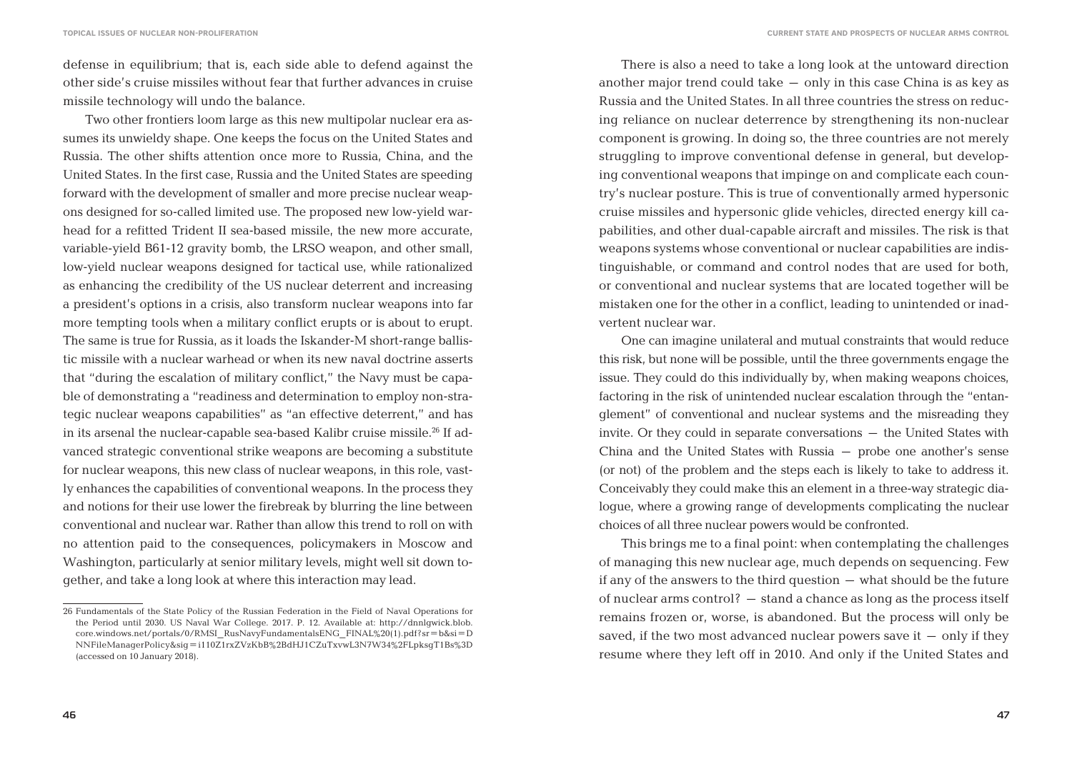defense in equilibrium; that is, each side able to defend against the other side's cruise missiles without fear that further advances in cruise missile technology will undo the balance.

Two other frontiers loom large as this new multipolar nuclear era assumes its unwieldy shape. One keeps the focus on the United States and Russia. The other shifts attention once more to Russia, China, and the United States. In the first case, Russia and the United States are speeding forward with the development of smaller and more precise nuclear weapons designed for so-called limited use. The proposed new low-yield warhead for a refitted Trident II sea-based missile, the new more accurate, variable-yield B61-12 gravity bomb, the LRSO weapon, and other small, low-yield nuclear weapons designed for tactical use, while rationalized as enhancing the credibility of the US nuclear deterrent and increasing a president's options in a crisis, also transform nuclear weapons into far more tempting tools when a military conflict erupts or is about to erupt. The same is true for Russia, as it loads the Iskander-M short-range ballistic missile with a nuclear warhead or when its new naval doctrine asserts that "during the escalation of military conflict," the Navy must be capable of demonstrating a "readiness and determination to employ non-strategic nuclear weapons capabilities" as "an effective deterrent," and has in its arsenal the nuclear-capable sea-based Kalibr cruise missile.[26] If advanced strategic conventional strike weapons are becoming a substitute for nuclear weapons, this new class of nuclear weapons, in this role, vastly enhances the capabilities of conventional weapons. In the process they and notions for their use lower the firebreak by blurring the line between conventional and nuclear war. Rather than allow this trend to roll on with no attention paid to the consequences, policymakers in Moscow and Washington, particularly at senior military levels, might well sit down together, and take a long look at where this interaction may lead.

There is also a need to take a long look at the untoward direction another major trend could take — only in this case China is as key as Russia and the United States. In all three countries the stress on reducing reliance on nuclear deterrence by strengthening its non-nuclear component is growing. In doing so, the three countries are not merely struggling to improve conventional defense in general, but developing conventional weapons that impinge on and complicate each country's nuclear posture. This is true of conventionally armed hypersonic cruise missiles and hypersonic glide vehicles, directed energy kill capabilities, and other dual-capable aircraft and missiles. The risk is that weapons systems whose conventional or nuclear capabilities are indistinguishable, or command and control nodes that are used for both, or conventional and nuclear systems that are located together will be mistaken one for the other in a conflict, leading to unintended or inadvertent nuclear war.

One can imagine unilateral and mutual constraints that would reduce this risk, but none will be possible, until the three governments engage the issue. They could do this individually by, when making weapons choices, factoring in the risk of unintended nuclear escalation through the "entanglement" of conventional and nuclear systems and the misreading they invite. Or they could in separate conversations — the United States with China and the United States with Russia — probe one another's sense (or not) of the problem and the steps each is likely to take to address it. Conceivably they could make this an element in a three-way strategic dialogue, where a growing range of developments complicating the nuclear choices of all three nuclear powers would be confronted.

This brings me to a final point: when contemplating the challenges of managing this new nuclear age, much depends on sequencing. Few if any of the answers to the third question — what should be the future of nuclear arms control? — stand a chance as long as the process itself remains frozen or, worse, is abandoned. But the process will only be saved, if the two most advanced nuclear powers save it — only if they resume where they left off in 2010. And only if the United States and

---

26 Fundamentals of the State Policy of the Russian Federation in the Field of Naval Operations for the Period until 2030. US Naval War College. 2017. P. 12. Available at: http://dnnlgwick.blob.core.windows.net/portals/0/RMSI_RusNavyFundamentalsENG_FINAL%20(1).pdf?sr=b&si=DNNFileManagerPolicy&sig=i110Z1rxZVzKbB%2BdHJ1CZuTxvwL3N7W34%2FLpksgT1Bs%3D (accessed on 10 January 2018).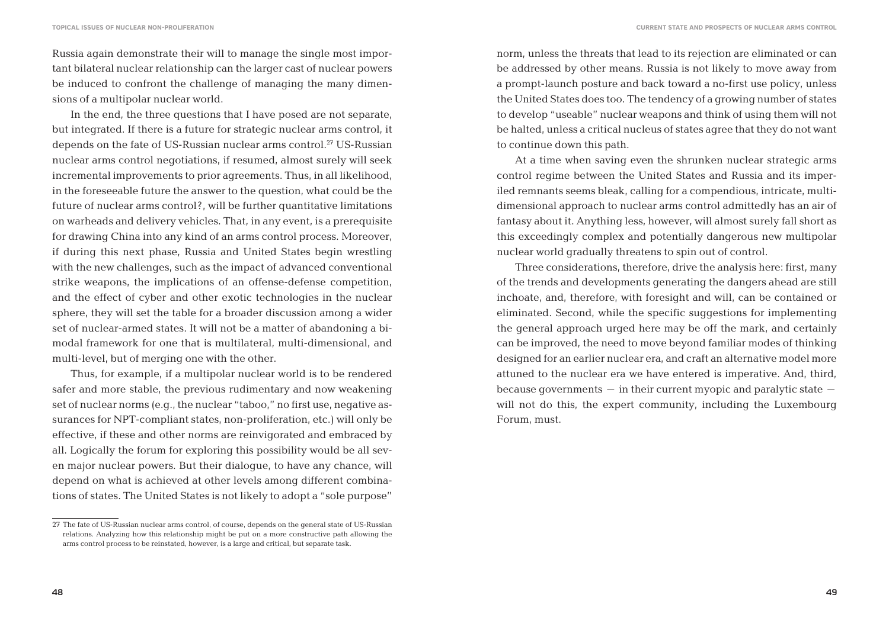Russia again demonstrate their will to manage the single most important bilateral nuclear relationship can the larger cast of nuclear powers be induced to confront the challenge of managing the many dimensions of a multipolar nuclear world.

In the end, the three questions that I have posed are not separate, but integrated. If there is a future for strategic nuclear arms control, it depends on the fate of US-Russian nuclear arms control.[27] US-Russian nuclear arms control negotiations, if resumed, almost surely will seek incremental improvements to prior agreements. Thus, in all likelihood, in the foreseeable future the answer to the question, what could be the future of nuclear arms control?, will be further quantitative limitations on warheads and delivery vehicles. That, in any event, is a prerequisite for drawing China into any kind of an arms control process. Moreover, if during this next phase, Russia and United States begin wrestling with the new challenges, such as the impact of advanced conventional strike weapons, the implications of an offense-defense competition, and the effect of cyber and other exotic technologies in the nuclear sphere, they will set the table for a broader discussion among a wider set of nuclear-armed states. It will not be a matter of abandoning a bimodal framework for one that is multilateral, multi-dimensional, and multi-level, but of merging one with the other.

Thus, for example, if a multipolar nuclear world is to be rendered safer and more stable, the previous rudimentary and now weakening set of nuclear norms (e.g., the nuclear "taboo," no first use, negative assurances for NPT-compliant states, non-proliferation, etc.) will only be effective, if these and other norms are reinvigorated and embraced by all. Logically the forum for exploring this possibility would be all seven major nuclear powers. But their dialogue, to have any chance, will depend on what is achieved at other levels among different combinations of states. The United States is not likely to adopt a "sole purpose" norm, unless the threats that lead to its rejection are eliminated or can be addressed by other means. Russia is not likely to move away from a prompt-launch posture and back toward a no-first use policy, unless the United States does too. The tendency of a growing number of states to develop "useable" nuclear weapons and think of using them will not be halted, unless a critical nucleus of states agree that they do not want to continue down this path.

At a time when saving even the shrunken nuclear strategic arms control regime between the United States and Russia and its imperiled remnants seems bleak, calling for a compendious, intricate, multidimensional approach to nuclear arms control admittedly has an air of fantasy about it. Anything less, however, will almost surely fall short as this exceedingly complex and potentially dangerous new multipolar nuclear world gradually threatens to spin out of control.

Three considerations, therefore, drive the analysis here: first, many of the trends and developments generating the dangers ahead are still inchoate, and, therefore, with foresight and will, can be contained or eliminated. Second, while the specific suggestions for implementing the general approach urged here may be off the mark, and certainly can be improved, the need to move beyond familiar modes of thinking designed for an earlier nuclear era, and craft an alternative model more attuned to the nuclear era we have entered is imperative. And, third, because governments — in their current myopic and paralytic state — will not do this, the expert community, including the Luxembourg Forum, must.

---

[27] The fate of US-Russian nuclear arms control, of course, depends on the general state of US-Russian relations. Analyzing how this relationship might be put on a more constructive path allowing the arms control process to be reinstated, however, is a large and critical, but separate task.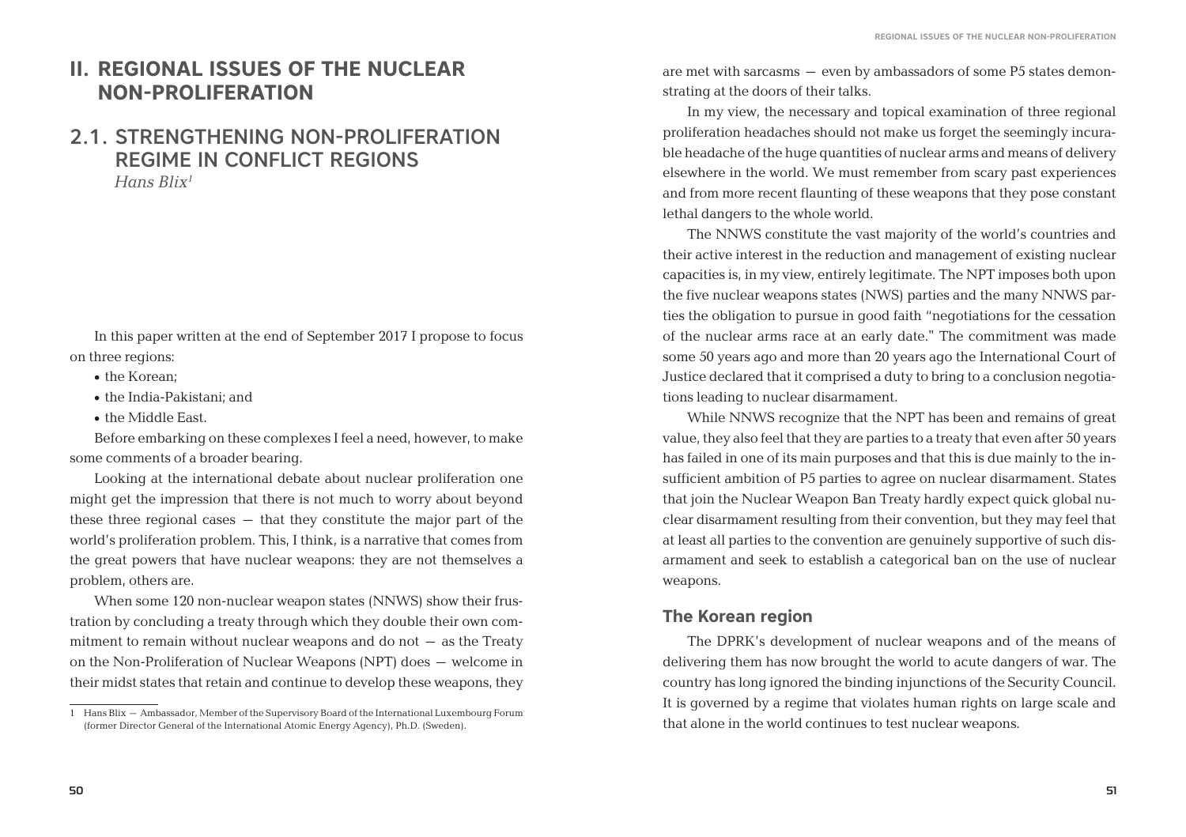# II. REGIONAL ISSUES OF THE NUCLEAR NON-PROLIFERATION

## 2.1. STRENGTHENING NON-PROLIFERATION REGIME IN CONFLICT REGIONS

*Hans Blix*[1]

In this paper written at the end of September 2017 I propose to focus on three regions:

- the Korean;
- the India-Pakistani; and
- the Middle East.

Before embarking on these complexes I feel a need, however, to make some comments of a broader bearing.

Looking at the international debate about nuclear proliferation one might get the impression that there is not much to worry about beyond these three regional cases — that they constitute the major part of the world's proliferation problem. This, I think, is a narrative that comes from the great powers that have nuclear weapons: they are not themselves a problem, others are.

When some 120 non-nuclear weapon states (NNWS) show their frustration by concluding a treaty through which they double their own commitment to remain without nuclear weapons and do not — as the Treaty on the Non-Proliferation of Nuclear Weapons (NPT) does — welcome in their midst states that retain and continue to develop these weapons, they are met with sarcasms — even by ambassadors of some P5 states demonstrating at the doors of their talks.

In my view, the necessary and topical examination of three regional proliferation headaches should not make us forget the seemingly incurable headache of the huge quantities of nuclear arms and means of delivery elsewhere in the world. We must remember from scary past experiences and from more recent flaunting of these weapons that they pose constant lethal dangers to the whole world.

The NNWS constitute the vast majority of the world's countries and their active interest in the reduction and management of existing nuclear capacities is, in my view, entirely legitimate. The NPT imposes both upon the five nuclear weapons states (NWS) parties and the many NNWS parties the obligation to pursue in good faith "negotiations for the cessation of the nuclear arms race at an early date." The commitment was made some 50 years ago and more than 20 years ago the International Court of Justice declared that it comprised a duty to bring to a conclusion negotiations leading to nuclear disarmament.

While NNWS recognize that the NPT has been and remains of great value, they also feel that they are parties to a treaty that even after 50 years has failed in one of its main purposes and that this is due mainly to the insufficient ambition of P5 parties to agree on nuclear disarmament. States that join the Nuclear Weapon Ban Treaty hardly expect quick global nuclear disarmament resulting from their convention, but they may feel that at least all parties to the convention are genuinely supportive of such disarmament and seek to establish a categorical ban on the use of nuclear weapons.

### The Korean region

The DPRK's development of nuclear weapons and of the means of delivering them has now brought the world to acute dangers of war. The country has long ignored the binding injunctions of the Security Council. It is governed by a regime that violates human rights on large scale and that alone in the world continues to test nuclear weapons.

---

[1] Hans Blix — Ambassador, Member of the Supervisory Board of the International Luxembourg Forum (former Director General of the International Atomic Energy Agency), Ph.D. (Sweden).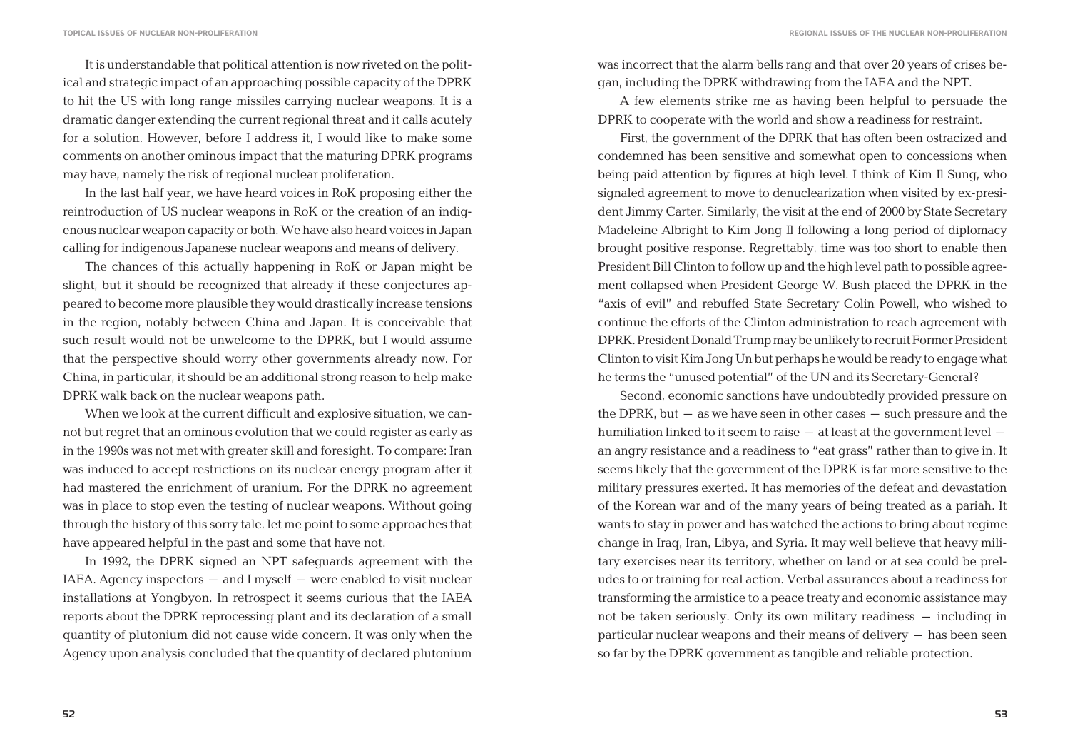It is understandable that political attention is now riveted on the political and strategic impact of an approaching possible capacity of the DPRK to hit the US with long range missiles carrying nuclear weapons. It is a dramatic danger extending the current regional threat and it calls acutely for a solution. However, before I address it, I would like to make some comments on another ominous impact that the maturing DPRK programs may have, namely the risk of regional nuclear proliferation.

In the last half year, we have heard voices in RoK proposing either the reintroduction of US nuclear weapons in RoK or the creation of an indigenous nuclear weapon capacity or both. We have also heard voices in Japan calling for indigenous Japanese nuclear weapons and means of delivery.

The chances of this actually happening in RoK or Japan might be slight, but it should be recognized that already if these conjectures appeared to become more plausible they would drastically increase tensions in the region, notably between China and Japan. It is conceivable that such result would not be unwelcome to the DPRK, but I would assume that the perspective should worry other governments already now. For China, in particular, it should be an additional strong reason to help make DPRK walk back on the nuclear weapons path.

When we look at the current difficult and explosive situation, we cannot but regret that an ominous evolution that we could register as early as in the 1990s was not met with greater skill and foresight. To compare: Iran was induced to accept restrictions on its nuclear energy program after it had mastered the enrichment of uranium. For the DPRK no agreement was in place to stop even the testing of nuclear weapons. Without going through the history of this sorry tale, let me point to some approaches that have appeared helpful in the past and some that have not.

In 1992, the DPRK signed an NPT safeguards agreement with the IAEA. Agency inspectors — and I myself — were enabled to visit nuclear installations at Yongbyon. In retrospect it seems curious that the IAEA reports about the DPRK reprocessing plant and its declaration of a small quantity of plutonium did not cause wide concern. It was only when the Agency upon analysis concluded that the quantity of declared plutonium was incorrect that the alarm bells rang and that over 20 years of crises began, including the DPRK withdrawing from the IAEA and the NPT.

A few elements strike me as having been helpful to persuade the DPRK to cooperate with the world and show a readiness for restraint.

First, the government of the DPRK that has often been ostracized and condemned has been sensitive and somewhat open to concessions when being paid attention by figures at high level. I think of Kim Il Sung, who signaled agreement to move to denuclearization when visited by ex-president Jimmy Carter. Similarly, the visit at the end of 2000 by State Secretary Madeleine Albright to Kim Jong Il following a long period of diplomacy brought positive response. Regrettably, time was too short to enable then President Bill Clinton to follow up and the high level path to possible agreement collapsed when President George W. Bush placed the DPRK in the "axis of evil" and rebuffed State Secretary Colin Powell, who wished to continue the efforts of the Clinton administration to reach agreement with DPRK. President Donald Trump may be unlikely to recruit Former President Clinton to visit Kim Jong Un but perhaps he would be ready to engage what he terms the "unused potential" of the UN and its Secretary-General?

Second, economic sanctions have undoubtedly provided pressure on the DPRK, but — as we have seen in other cases — such pressure and the humiliation linked to it seem to raise — at least at the government level — an angry resistance and a readiness to "eat grass" rather than to give in. It seems likely that the government of the DPRK is far more sensitive to the military pressures exerted. It has memories of the defeat and devastation of the Korean war and of the many years of being treated as a pariah. It wants to stay in power and has watched the actions to bring about regime change in Iraq, Iran, Libya, and Syria. It may well believe that heavy military exercises near its territory, whether on land or at sea could be preludes to or training for real action. Verbal assurances about a readiness for transforming the armistice to a peace treaty and economic assistance may not be taken seriously. Only its own military readiness — including in particular nuclear weapons and their means of delivery — has been seen so far by the DPRK government as tangible and reliable protection.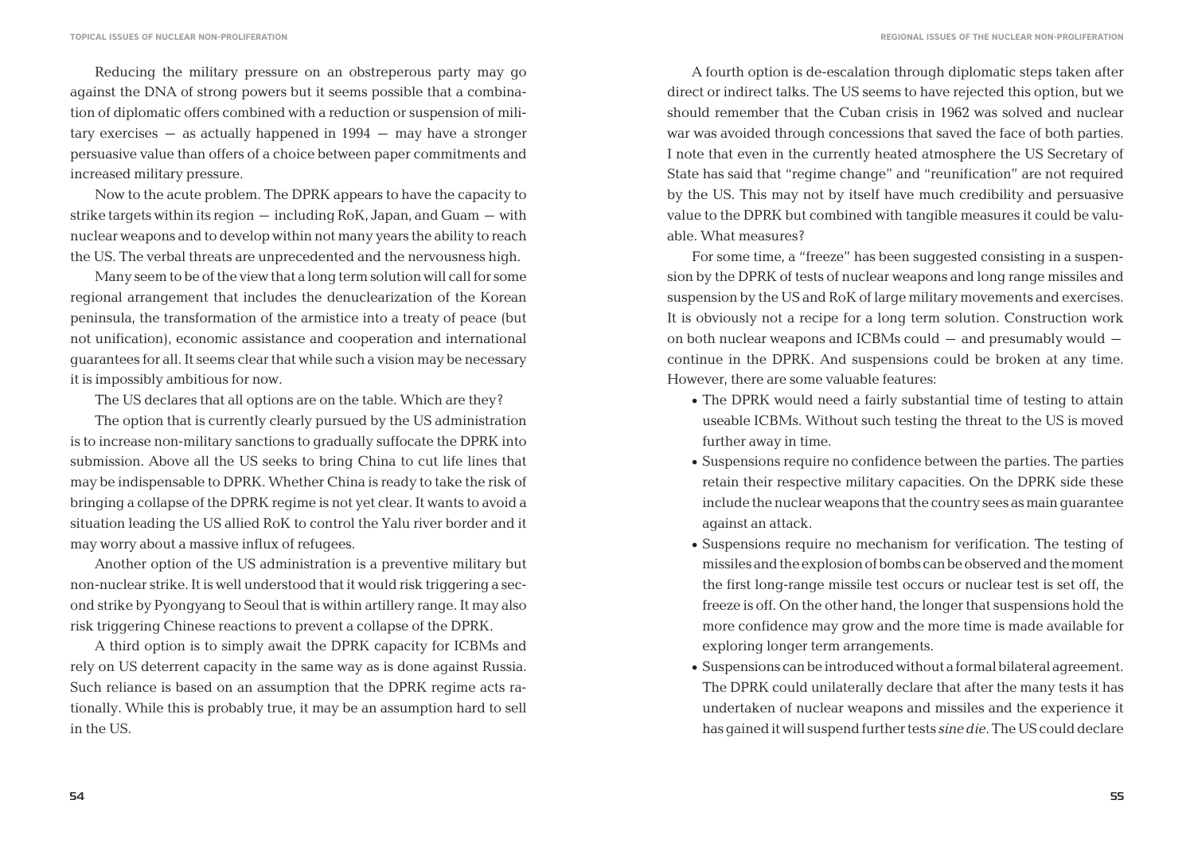Reducing the military pressure on an obstreperous party may go against the DNA of strong powers but it seems possible that a combination of diplomatic offers combined with a reduction or suspension of military exercises — as actually happened in 1994 — may have a stronger persuasive value than offers of a choice between paper commitments and increased military pressure.

Now to the acute problem. The DPRK appears to have the capacity to strike targets within its region — including RoK, Japan, and Guam — with nuclear weapons and to develop within not many years the ability to reach the US. The verbal threats are unprecedented and the nervousness high.

Many seem to be of the view that a long term solution will call for some regional arrangement that includes the denuclearization of the Korean peninsula, the transformation of the armistice into a treaty of peace (but not unification), economic assistance and cooperation and international guarantees for all. It seems clear that while such a vision may be necessary it is impossibly ambitious for now.

The US declares that all options are on the table. Which are they?

The option that is currently clearly pursued by the US administration is to increase non-military sanctions to gradually suffocate the DPRK into submission. Above all the US seeks to bring China to cut life lines that may be indispensable to DPRK. Whether China is ready to take the risk of bringing a collapse of the DPRK regime is not yet clear. It wants to avoid a situation leading the US allied RoK to control the Yalu river border and it may worry about a massive influx of refugees.

Another option of the US administration is a preventive military but non-nuclear strike. It is well understood that it would risk triggering a second strike by Pyongyang to Seoul that is within artillery range. It may also risk triggering Chinese reactions to prevent a collapse of the DPRK.

A third option is to simply await the DPRK capacity for ICBMs and rely on US deterrent capacity in the same way as is done against Russia. Such reliance is based on an assumption that the DPRK regime acts rationally. While this is probably true, it may be an assumption hard to sell in the US.

A fourth option is de-escalation through diplomatic steps taken after direct or indirect talks. The US seems to have rejected this option, but we should remember that the Cuban crisis in 1962 was solved and nuclear war was avoided through concessions that saved the face of both parties. I note that even in the currently heated atmosphere the US Secretary of State has said that "regime change" and "reunification" are not required by the US. This may not by itself have much credibility and persuasive value to the DPRK but combined with tangible measures it could be valuable. What measures?

For some time, a "freeze" has been suggested consisting in a suspension by the DPRK of tests of nuclear weapons and long range missiles and suspension by the US and RoK of large military movements and exercises. It is obviously not a recipe for a long term solution. Construction work on both nuclear weapons and ICBMs could — and presumably would — continue in the DPRK. And suspensions could be broken at any time. However, there are some valuable features:

- The DPRK would need a fairly substantial time of testing to attain useable ICBMs. Without such testing the threat to the US is moved further away in time.
- Suspensions require no confidence between the parties. The parties retain their respective military capacities. On the DPRK side these include the nuclear weapons that the country sees as main guarantee against an attack.
- Suspensions require no mechanism for verification. The testing of missiles and the explosion of bombs can be observed and the moment the first long-range missile test occurs or nuclear test is set off, the freeze is off. On the other hand, the longer that suspensions hold the more confidence may grow and the more time is made available for exploring longer term arrangements.
- Suspensions can be introduced without a formal bilateral agreement. The DPRK could unilaterally declare that after the many tests it has undertaken of nuclear weapons and missiles and the experience it has gained it will suspend further tests *sine die*. The US could declare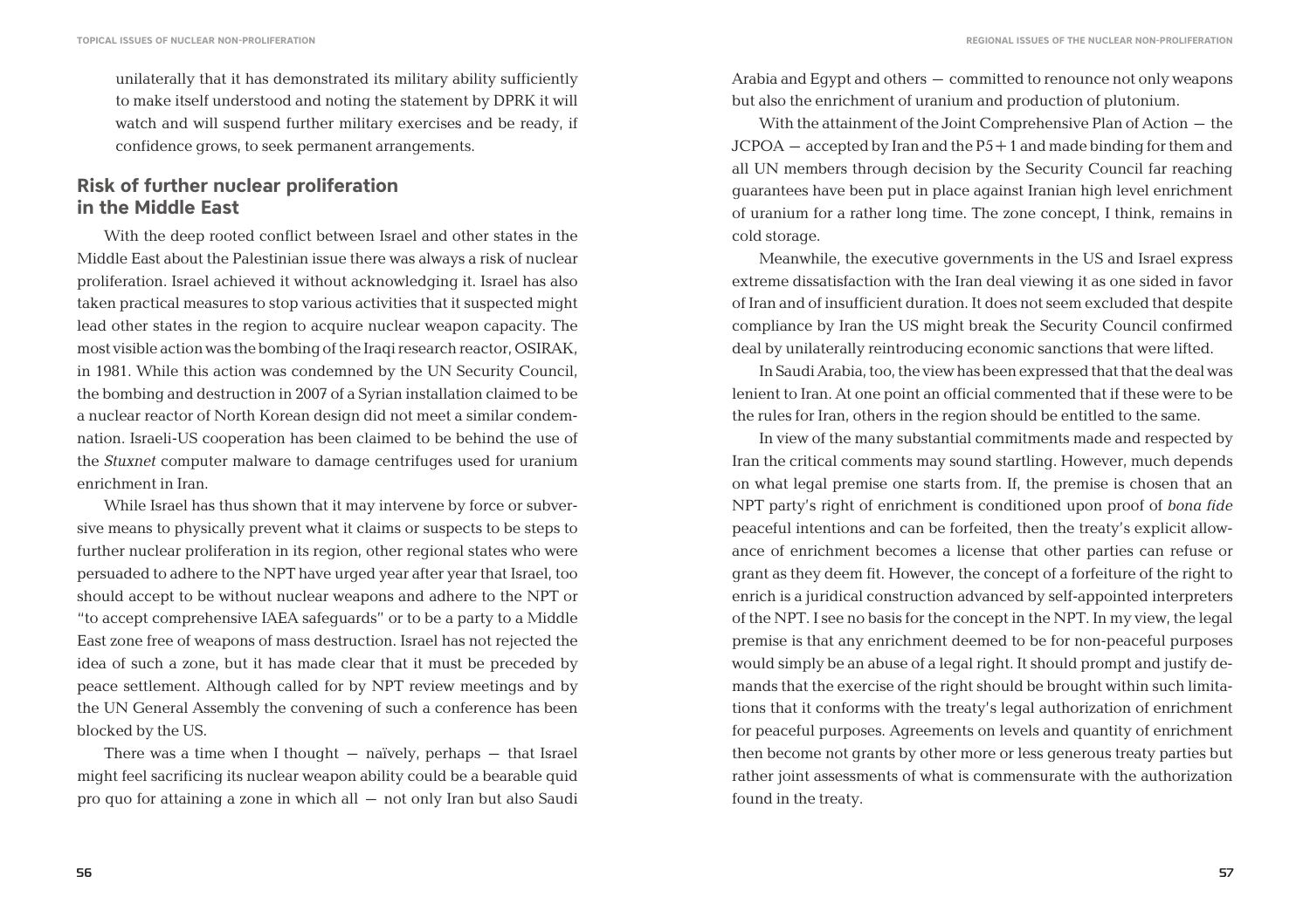unilaterally that it has demonstrated its military ability sufficiently to make itself understood and noting the statement by DPRK it will watch and will suspend further military exercises and be ready, if confidence grows, to seek permanent arrangements.

## Risk of further nuclear proliferation in the Middle East

With the deep rooted conflict between Israel and other states in the Middle East about the Palestinian issue there was always a risk of nuclear proliferation. Israel achieved it without acknowledging it. Israel has also taken practical measures to stop various activities that it suspected might lead other states in the region to acquire nuclear weapon capacity. The most visible action was the bombing of the Iraqi research reactor, OSIRAK, in 1981. While this action was condemned by the UN Security Council, the bombing and destruction in 2007 of a Syrian installation claimed to be a nuclear reactor of North Korean design did not meet a similar condemnation. Israeli-US cooperation has been claimed to be behind the use of the *Stuxnet* computer malware to damage centrifuges used for uranium enrichment in Iran.

While Israel has thus shown that it may intervene by force or subversive means to physically prevent what it claims or suspects to be steps to further nuclear proliferation in its region, other regional states who were persuaded to adhere to the NPT have urged year after year that Israel, too should accept to be without nuclear weapons and adhere to the NPT or "to accept comprehensive IAEA safeguards" or to be a party to a Middle East zone free of weapons of mass destruction. Israel has not rejected the idea of such a zone, but it has made clear that it must be preceded by peace settlement. Although called for by NPT review meetings and by the UN General Assembly the convening of such a conference has been blocked by the US.

There was a time when I thought — naïvely, perhaps — that Israel might feel sacrificing its nuclear weapon ability could be a bearable quid pro quo for attaining a zone in which all — not only Iran but also Saudi Arabia and Egypt and others — committed to renounce not only weapons but also the enrichment of uranium and production of plutonium.

With the attainment of the Joint Comprehensive Plan of Action — the JCPOA — accepted by Iran and the P5+1 and made binding for them and all UN members through decision by the Security Council far reaching guarantees have been put in place against Iranian high level enrichment of uranium for a rather long time. The zone concept, I think, remains in cold storage.

Meanwhile, the executive governments in the US and Israel express extreme dissatisfaction with the Iran deal viewing it as one sided in favor of Iran and of insufficient duration. It does not seem excluded that despite compliance by Iran the US might break the Security Council confirmed deal by unilaterally reintroducing economic sanctions that were lifted.

In Saudi Arabia, too, the view has been expressed that that the deal was lenient to Iran. At one point an official commented that if these were to be the rules for Iran, others in the region should be entitled to the same.

In view of the many substantial commitments made and respected by Iran the critical comments may sound startling. However, much depends on what legal premise one starts from. If, the premise is chosen that an NPT party's right of enrichment is conditioned upon proof of *bona fide* peaceful intentions and can be forfeited, then the treaty's explicit allowance of enrichment becomes a license that other parties can refuse or grant as they deem fit. However, the concept of a forfeiture of the right to enrich is a juridical construction advanced by self-appointed interpreters of the NPT. I see no basis for the concept in the NPT. In my view, the legal premise is that any enrichment deemed to be for non-peaceful purposes would simply be an abuse of a legal right. It should prompt and justify demands that the exercise of the right should be brought within such limitations that it conforms with the treaty's legal authorization of enrichment for peaceful purposes. Agreements on levels and quantity of enrichment then become not grants by other more or less generous treaty parties but rather joint assessments of what is commensurate with the authorization found in the treaty.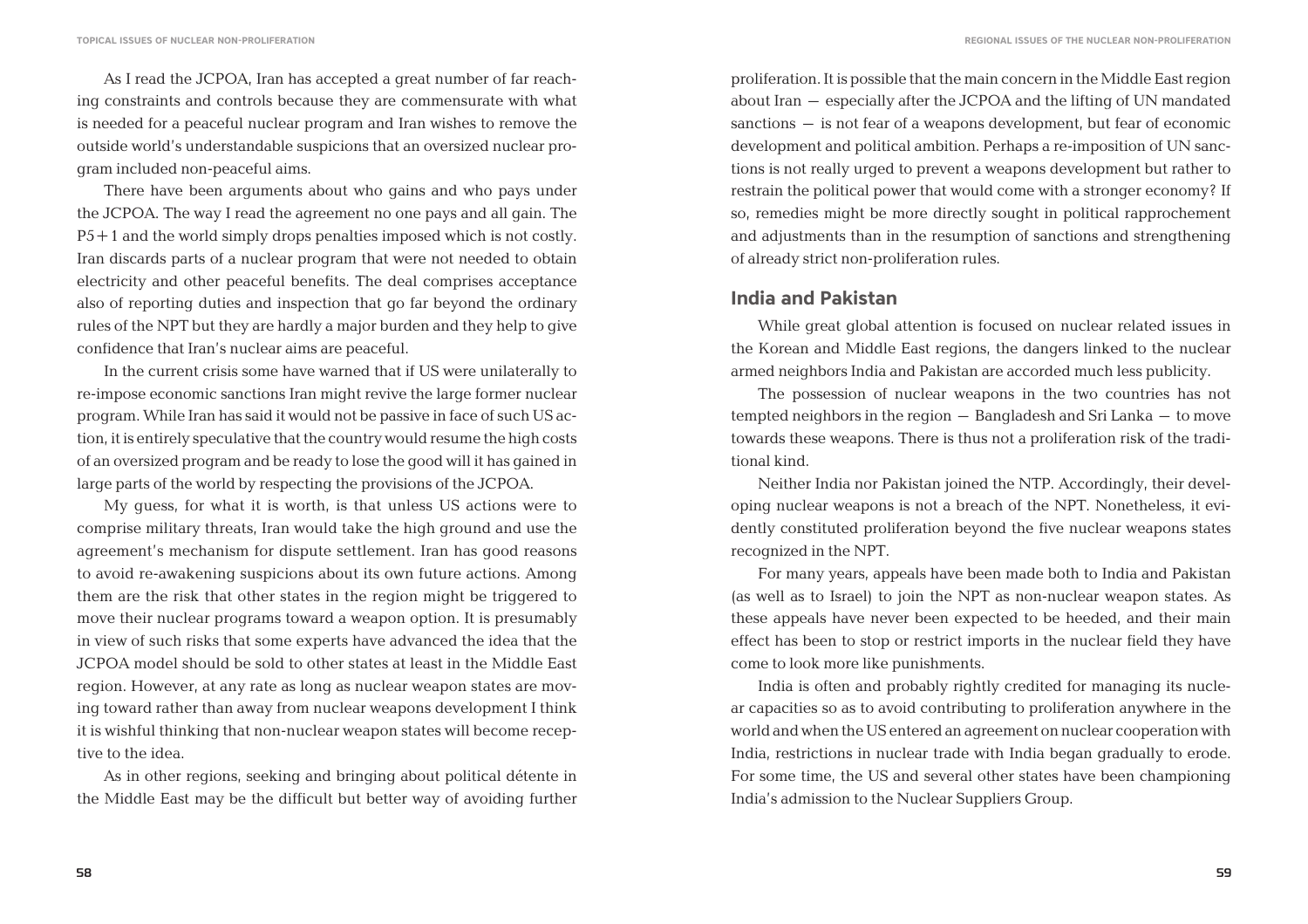As I read the JCPOA, Iran has accepted a great number of far reaching constraints and controls because they are commensurate with what is needed for a peaceful nuclear program and Iran wishes to remove the outside world's understandable suspicions that an oversized nuclear program included non-peaceful aims.

There have been arguments about who gains and who pays under the JCPOA. The way I read the agreement no one pays and all gain. The P5+1 and the world simply drops penalties imposed which is not costly. Iran discards parts of a nuclear program that were not needed to obtain electricity and other peaceful benefits. The deal comprises acceptance also of reporting duties and inspection that go far beyond the ordinary rules of the NPT but they are hardly a major burden and they help to give confidence that Iran's nuclear aims are peaceful.

In the current crisis some have warned that if US were unilaterally to re-impose economic sanctions Iran might revive the large former nuclear program. While Iran has said it would not be passive in face of such US action, it is entirely speculative that the country would resume the high costs of an oversized program and be ready to lose the good will it has gained in large parts of the world by respecting the provisions of the JCPOA.

My guess, for what it is worth, is that unless US actions were to comprise military threats, Iran would take the high ground and use the agreement's mechanism for dispute settlement. Iran has good reasons to avoid re-awakening suspicions about its own future actions. Among them are the risk that other states in the region might be triggered to move their nuclear programs toward a weapon option. It is presumably in view of such risks that some experts have advanced the idea that the JCPOA model should be sold to other states at least in the Middle East region. However, at any rate as long as nuclear weapon states are moving toward rather than away from nuclear weapons development I think it is wishful thinking that non-nuclear weapon states will become receptive to the idea.

As in other regions, seeking and bringing about political détente in the Middle East may be the difficult but better way of avoiding further proliferation. It is possible that the main concern in the Middle East region about Iran — especially after the JCPOA and the lifting of UN mandated sanctions — is not fear of a weapons development, but fear of economic development and political ambition. Perhaps a re-imposition of UN sanctions is not really urged to prevent a weapons development but rather to restrain the political power that would come with a stronger economy? If so, remedies might be more directly sought in political rapprochement and adjustments than in the resumption of sanctions and strengthening of already strict non-proliferation rules.

## India and Pakistan

While great global attention is focused on nuclear related issues in the Korean and Middle East regions, the dangers linked to the nuclear armed neighbors India and Pakistan are accorded much less publicity.

The possession of nuclear weapons in the two countries has not tempted neighbors in the region — Bangladesh and Sri Lanka — to move towards these weapons. There is thus not a proliferation risk of the traditional kind.

Neither India nor Pakistan joined the NTP. Accordingly, their developing nuclear weapons is not a breach of the NPT. Nonetheless, it evidently constituted proliferation beyond the five nuclear weapons states recognized in the NPT.

For many years, appeals have been made both to India and Pakistan (as well as to Israel) to join the NPT as non-nuclear weapon states. As these appeals have never been expected to be heeded, and their main effect has been to stop or restrict imports in the nuclear field they have come to look more like punishments.

India is often and probably rightly credited for managing its nuclear capacities so as to avoid contributing to proliferation anywhere in the world and when the US entered an agreement on nuclear cooperation with India, restrictions in nuclear trade with India began gradually to erode. For some time, the US and several other states have been championing India's admission to the Nuclear Suppliers Group.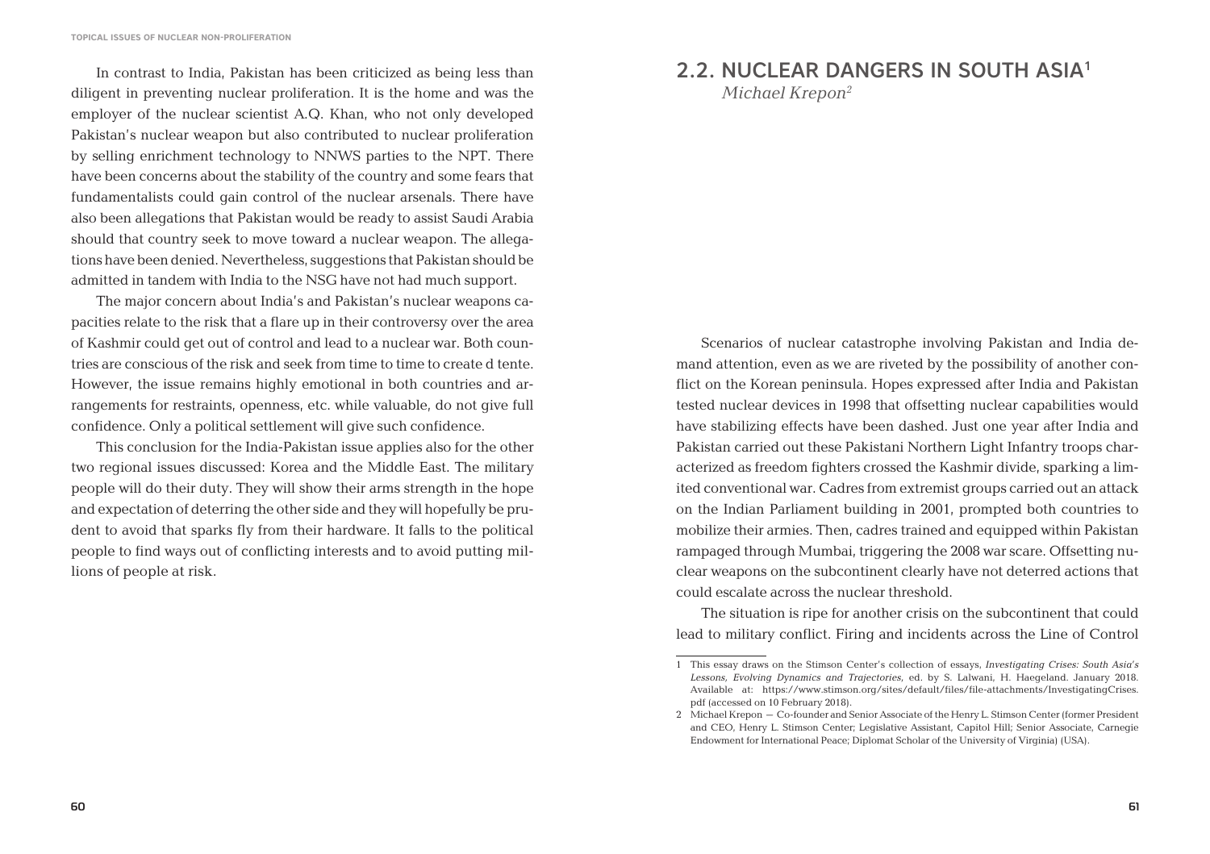In contrast to India, Pakistan has been criticized as being less than diligent in preventing nuclear proliferation. It is the home and was the employer of the nuclear scientist A.Q. Khan, who not only developed Pakistan's nuclear weapon but also contributed to nuclear proliferation by selling enrichment technology to NNWS parties to the NPT. There have been concerns about the stability of the country and some fears that fundamentalists could gain control of the nuclear arsenals. There have also been allegations that Pakistan would be ready to assist Saudi Arabia should that country seek to move toward a nuclear weapon. The allegations have been denied. Nevertheless, suggestions that Pakistan should be admitted in tandem with India to the NSG have not had much support.

The major concern about India's and Pakistan's nuclear weapons capacities relate to the risk that a flare up in their controversy over the area of Kashmir could get out of control and lead to a nuclear war. Both countries are conscious of the risk and seek from time to time to create d tente. However, the issue remains highly emotional in both countries and arrangements for restraints, openness, etc. while valuable, do not give full confidence. Only a political settlement will give such confidence.

This conclusion for the India-Pakistan issue applies also for the other two regional issues discussed: Korea and the Middle East. The military people will do their duty. They will show their arms strength in the hope and expectation of deterring the other side and they will hopefully be prudent to avoid that sparks fly from their hardware. It falls to the political people to find ways out of conflicting interests and to avoid putting millions of people at risk.

## 2.2. NUCLEAR DANGERS IN SOUTH ASIA[1]

*Michael Krepon[2]*

Scenarios of nuclear catastrophe involving Pakistan and India demand attention, even as we are riveted by the possibility of another conflict on the Korean peninsula. Hopes expressed after India and Pakistan tested nuclear devices in 1998 that offsetting nuclear capabilities would have stabilizing effects have been dashed. Just one year after India and Pakistan carried out these Pakistani Northern Light Infantry troops characterized as freedom fighters crossed the Kashmir divide, sparking a limited conventional war. Cadres from extremist groups carried out an attack on the Indian Parliament building in 2001, prompted both countries to mobilize their armies. Then, cadres trained and equipped within Pakistan rampaged through Mumbai, triggering the 2008 war scare. Offsetting nuclear weapons on the subcontinent clearly have not deterred actions that could escalate across the nuclear threshold.

The situation is ripe for another crisis on the subcontinent that could lead to military conflict. Firing and incidents across the Line of Control

---

1 This essay draws on the Stimson Center's collection of essays, *Investigating Crises: South Asia's Lessons, Evolving Dynamics and Trajectories,* ed. by S. Lalwani, H. Haegeland. January 2018. Available at: https://www.stimson.org/sites/default/files/file-attachments/InvestigatingCrises.pdf (accessed on 10 February 2018).

2 Michael Krepon — Co-founder and Senior Associate of the Henry L. Stimson Center (former President and CEO, Henry L. Stimson Center; Legislative Assistant, Capitol Hill; Senior Associate, Carnegie Endowment for International Peace; Diplomat Scholar of the University of Virginia) (USA).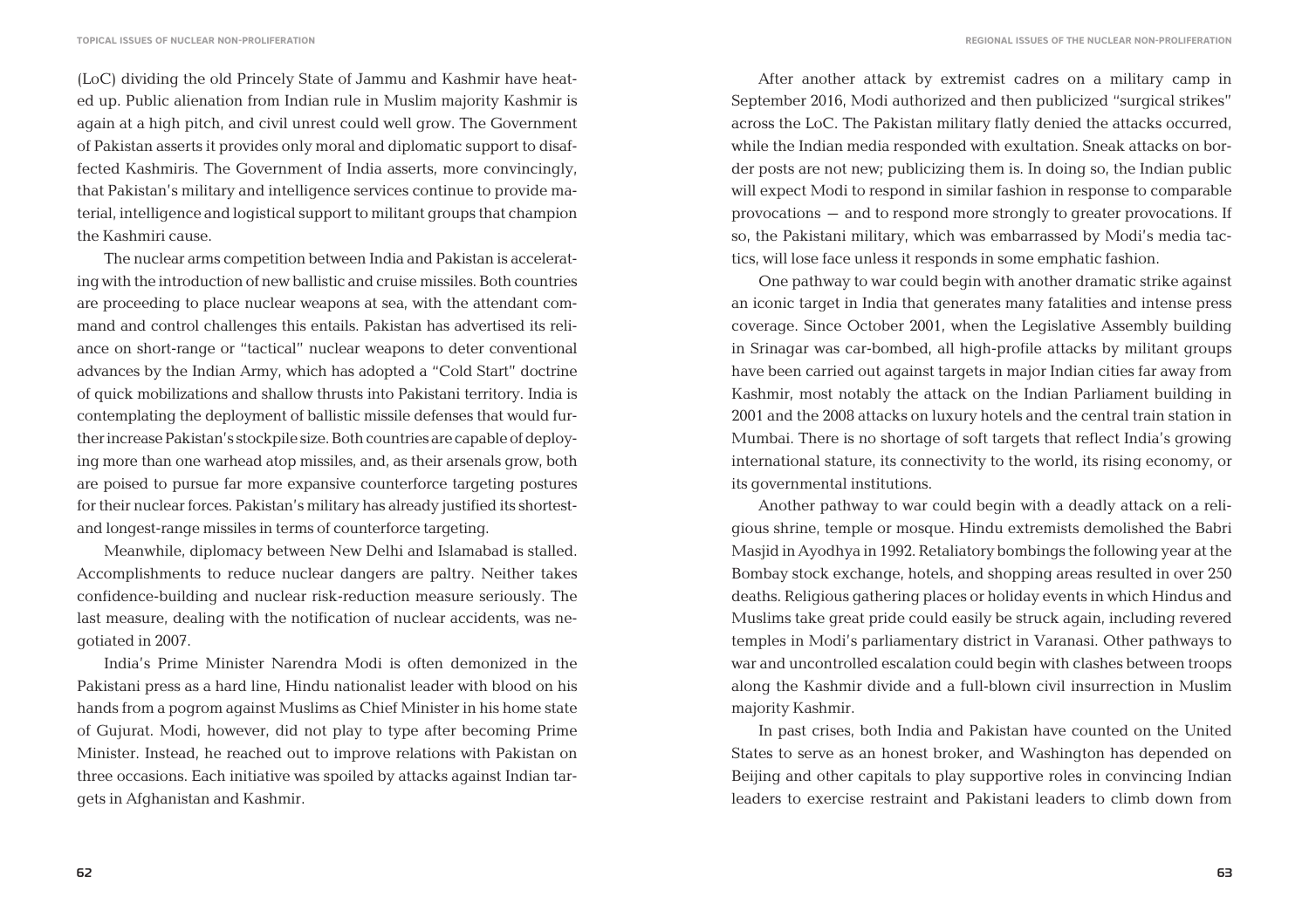(LoC) dividing the old Princely State of Jammu and Kashmir have heated up. Public alienation from Indian rule in Muslim majority Kashmir is again at a high pitch, and civil unrest could well grow. The Government of Pakistan asserts it provides only moral and diplomatic support to disaffected Kashmiris. The Government of India asserts, more convincingly, that Pakistan's military and intelligence services continue to provide material, intelligence and logistical support to militant groups that champion the Kashmiri cause.

The nuclear arms competition between India and Pakistan is accelerating with the introduction of new ballistic and cruise missiles. Both countries are proceeding to place nuclear weapons at sea, with the attendant command and control challenges this entails. Pakistan has advertised its reliance on short-range or "tactical" nuclear weapons to deter conventional advances by the Indian Army, which has adopted a "Cold Start" doctrine of quick mobilizations and shallow thrusts into Pakistani territory. India is contemplating the deployment of ballistic missile defenses that would further increase Pakistan's stockpile size. Both countries are capable of deploying more than one warhead atop missiles, and, as their arsenals grow, both are poised to pursue far more expansive counterforce targeting postures for their nuclear forces. Pakistan's military has already justified its shortest- and longest-range missiles in terms of counterforce targeting.

Meanwhile, diplomacy between New Delhi and Islamabad is stalled. Accomplishments to reduce nuclear dangers are paltry. Neither takes confidence-building and nuclear risk-reduction measure seriously. The last measure, dealing with the notification of nuclear accidents, was negotiated in 2007.

India's Prime Minister Narendra Modi is often demonized in the Pakistani press as a hard line, Hindu nationalist leader with blood on his hands from a pogrom against Muslims as Chief Minister in his home state of Gujurat. Modi, however, did not play to type after becoming Prime Minister. Instead, he reached out to improve relations with Pakistan on three occasions. Each initiative was spoiled by attacks against Indian targets in Afghanistan and Kashmir.

After another attack by extremist cadres on a military camp in September 2016, Modi authorized and then publicized "surgical strikes" across the LoC. The Pakistan military flatly denied the attacks occurred, while the Indian media responded with exultation. Sneak attacks on border posts are not new; publicizing them is. In doing so, the Indian public will expect Modi to respond in similar fashion in response to comparable provocations — and to respond more strongly to greater provocations. If so, the Pakistani military, which was embarrassed by Modi's media tactics, will lose face unless it responds in some emphatic fashion.

One pathway to war could begin with another dramatic strike against an iconic target in India that generates many fatalities and intense press coverage. Since October 2001, when the Legislative Assembly building in Srinagar was car-bombed, all high-profile attacks by militant groups have been carried out against targets in major Indian cities far away from Kashmir, most notably the attack on the Indian Parliament building in 2001 and the 2008 attacks on luxury hotels and the central train station in Mumbai. There is no shortage of soft targets that reflect India's growing international stature, its connectivity to the world, its rising economy, or its governmental institutions.

Another pathway to war could begin with a deadly attack on a religious shrine, temple or mosque. Hindu extremists demolished the Babri Masjid in Ayodhya in 1992. Retaliatory bombings the following year at the Bombay stock exchange, hotels, and shopping areas resulted in over 250 deaths. Religious gathering places or holiday events in which Hindus and Muslims take great pride could easily be struck again, including revered temples in Modi's parliamentary district in Varanasi. Other pathways to war and uncontrolled escalation could begin with clashes between troops along the Kashmir divide and a full-blown civil insurrection in Muslim majority Kashmir.

In past crises, both India and Pakistan have counted on the United States to serve as an honest broker, and Washington has depended on Beijing and other capitals to play supportive roles in convincing Indian leaders to exercise restraint and Pakistani leaders to climb down from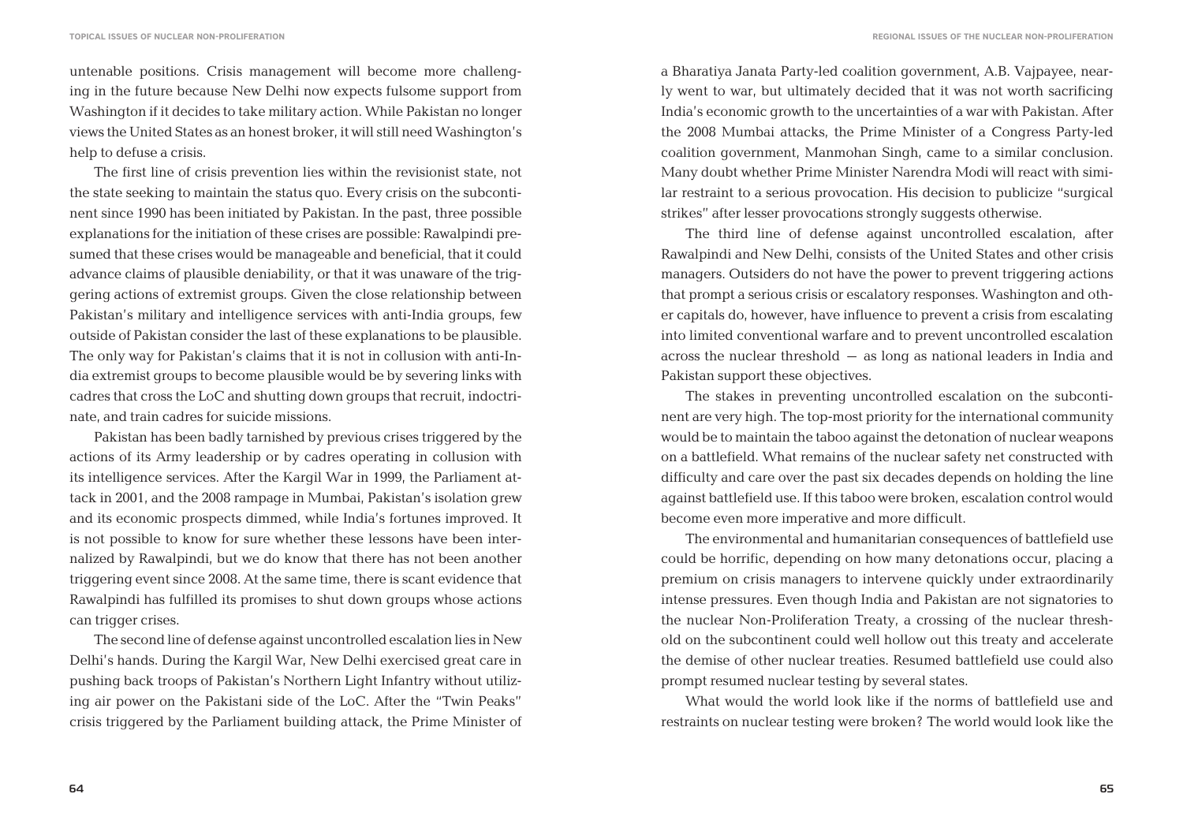untenable positions. Crisis management will become more challenging in the future because New Delhi now expects fulsome support from Washington if it decides to take military action. While Pakistan no longer views the United States as an honest broker, it will still need Washington's help to defuse a crisis.

The first line of crisis prevention lies within the revisionist state, not the state seeking to maintain the status quo. Every crisis on the subcontinent since 1990 has been initiated by Pakistan. In the past, three possible explanations for the initiation of these crises are possible: Rawalpindi presumed that these crises would be manageable and beneficial, that it could advance claims of plausible deniability, or that it was unaware of the triggering actions of extremist groups. Given the close relationship between Pakistan's military and intelligence services with anti-India groups, few outside of Pakistan consider the last of these explanations to be plausible. The only way for Pakistan's claims that it is not in collusion with anti-India extremist groups to become plausible would be by severing links with cadres that cross the LoC and shutting down groups that recruit, indoctrinate, and train cadres for suicide missions.

Pakistan has been badly tarnished by previous crises triggered by the actions of its Army leadership or by cadres operating in collusion with its intelligence services. After the Kargil War in 1999, the Parliament attack in 2001, and the 2008 rampage in Mumbai, Pakistan's isolation grew and its economic prospects dimmed, while India's fortunes improved. It is not possible to know for sure whether these lessons have been internalized by Rawalpindi, but we do know that there has not been another triggering event since 2008. At the same time, there is scant evidence that Rawalpindi has fulfilled its promises to shut down groups whose actions can trigger crises.

The second line of defense against uncontrolled escalation lies in New Delhi's hands. During the Kargil War, New Delhi exercised great care in pushing back troops of Pakistan's Northern Light Infantry without utilizing air power on the Pakistani side of the LoC. After the "Twin Peaks" crisis triggered by the Parliament building attack, the Prime Minister of a Bharatiya Janata Party-led coalition government, A.B. Vajpayee, nearly went to war, but ultimately decided that it was not worth sacrificing India's economic growth to the uncertainties of a war with Pakistan. After the 2008 Mumbai attacks, the Prime Minister of a Congress Party-led coalition government, Manmohan Singh, came to a similar conclusion. Many doubt whether Prime Minister Narendra Modi will react with similar restraint to a serious provocation. His decision to publicize "surgical strikes" after lesser provocations strongly suggests otherwise.

The third line of defense against uncontrolled escalation, after Rawalpindi and New Delhi, consists of the United States and other crisis managers. Outsiders do not have the power to prevent triggering actions that prompt a serious crisis or escalatory responses. Washington and other capitals do, however, have influence to prevent a crisis from escalating into limited conventional warfare and to prevent uncontrolled escalation across the nuclear threshold — as long as national leaders in India and Pakistan support these objectives.

The stakes in preventing uncontrolled escalation on the subcontinent are very high. The top-most priority for the international community would be to maintain the taboo against the detonation of nuclear weapons on a battlefield. What remains of the nuclear safety net constructed with difficulty and care over the past six decades depends on holding the line against battlefield use. If this taboo were broken, escalation control would become even more imperative and more difficult.

The environmental and humanitarian consequences of battlefield use could be horrific, depending on how many detonations occur, placing a premium on crisis managers to intervene quickly under extraordinarily intense pressures. Even though India and Pakistan are not signatories to the nuclear Non-Proliferation Treaty, a crossing of the nuclear threshold on the subcontinent could well hollow out this treaty and accelerate the demise of other nuclear treaties. Resumed battlefield use could also prompt resumed nuclear testing by several states.

What would the world look like if the norms of battlefield use and restraints on nuclear testing were broken? The world would look like the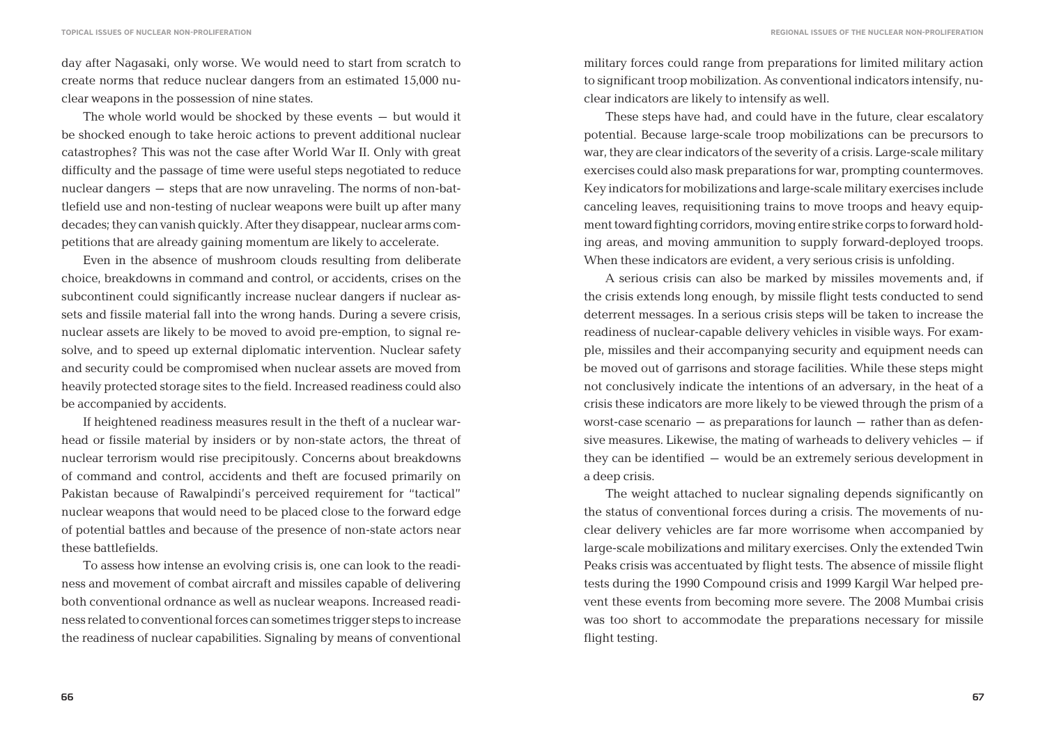day after Nagasaki, only worse. We would need to start from scratch to create norms that reduce nuclear dangers from an estimated 15,000 nuclear weapons in the possession of nine states.

The whole world would be shocked by these events — but would it be shocked enough to take heroic actions to prevent additional nuclear catastrophes? This was not the case after World War II. Only with great difficulty and the passage of time were useful steps negotiated to reduce nuclear dangers — steps that are now unraveling. The norms of non-battlefield use and non-testing of nuclear weapons were built up after many decades; they can vanish quickly. After they disappear, nuclear arms competitions that are already gaining momentum are likely to accelerate.

Even in the absence of mushroom clouds resulting from deliberate choice, breakdowns in command and control, or accidents, crises on the subcontinent could significantly increase nuclear dangers if nuclear assets and fissile material fall into the wrong hands. During a severe crisis, nuclear assets are likely to be moved to avoid pre-emption, to signal resolve, and to speed up external diplomatic intervention. Nuclear safety and security could be compromised when nuclear assets are moved from heavily protected storage sites to the field. Increased readiness could also be accompanied by accidents.

If heightened readiness measures result in the theft of a nuclear warhead or fissile material by insiders or by non-state actors, the threat of nuclear terrorism would rise precipitously. Concerns about breakdowns of command and control, accidents and theft are focused primarily on Pakistan because of Rawalpindi's perceived requirement for "tactical" nuclear weapons that would need to be placed close to the forward edge of potential battles and because of the presence of non-state actors near these battlefields.

To assess how intense an evolving crisis is, one can look to the readiness and movement of combat aircraft and missiles capable of delivering both conventional ordnance as well as nuclear weapons. Increased readiness related to conventional forces can sometimes trigger steps to increase the readiness of nuclear capabilities. Signaling by means of conventional military forces could range from preparations for limited military action to significant troop mobilization. As conventional indicators intensify, nuclear indicators are likely to intensify as well.

These steps have had, and could have in the future, clear escalatory potential. Because large-scale troop mobilizations can be precursors to war, they are clear indicators of the severity of a crisis. Large-scale military exercises could also mask preparations for war, prompting countermoves. Key indicators for mobilizations and large-scale military exercises include canceling leaves, requisitioning trains to move troops and heavy equipment toward fighting corridors, moving entire strike corps to forward holding areas, and moving ammunition to supply forward-deployed troops. When these indicators are evident, a very serious crisis is unfolding.

A serious crisis can also be marked by missiles movements and, if the crisis extends long enough, by missile flight tests conducted to send deterrent messages. In a serious crisis steps will be taken to increase the readiness of nuclear-capable delivery vehicles in visible ways. For example, missiles and their accompanying security and equipment needs can be moved out of garrisons and storage facilities. While these steps might not conclusively indicate the intentions of an adversary, in the heat of a crisis these indicators are more likely to be viewed through the prism of a worst-case scenario — as preparations for launch — rather than as defensive measures. Likewise, the mating of warheads to delivery vehicles — if they can be identified — would be an extremely serious development in a deep crisis.

The weight attached to nuclear signaling depends significantly on the status of conventional forces during a crisis. The movements of nuclear delivery vehicles are far more worrisome when accompanied by large-scale mobilizations and military exercises. Only the extended Twin Peaks crisis was accentuated by flight tests. The absence of missile flight tests during the 1990 Compound crisis and 1999 Kargil War helped prevent these events from becoming more severe. The 2008 Mumbai crisis was too short to accommodate the preparations necessary for missile flight testing.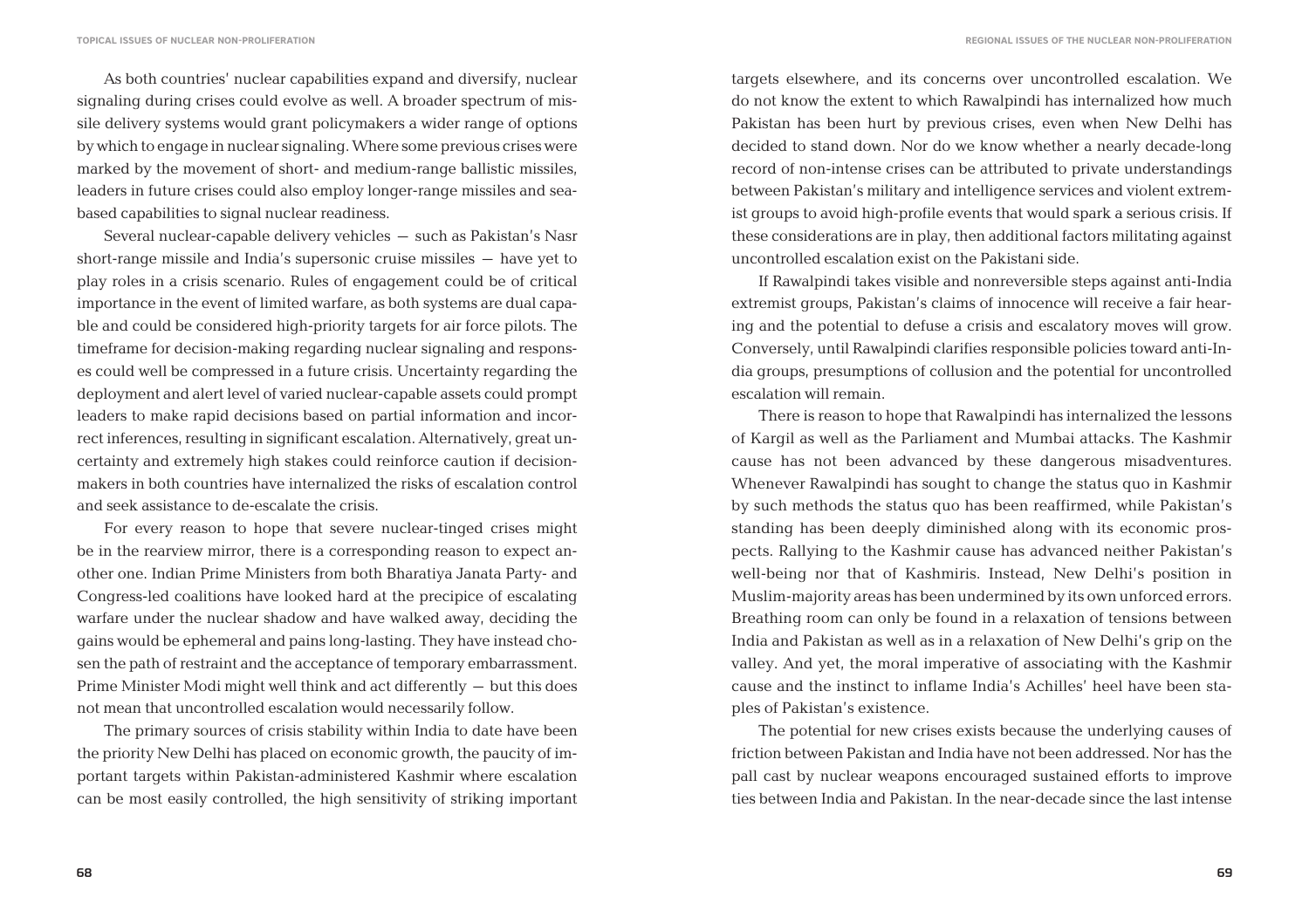As both countries' nuclear capabilities expand and diversify, nuclear signaling during crises could evolve as well. A broader spectrum of missile delivery systems would grant policymakers a wider range of options by which to engage in nuclear signaling. Where some previous crises were marked by the movement of short- and medium-range ballistic missiles, leaders in future crises could also employ longer-range missiles and sea-based capabilities to signal nuclear readiness.

Several nuclear-capable delivery vehicles — such as Pakistan's Nasr short-range missile and India's supersonic cruise missiles — have yet to play roles in a crisis scenario. Rules of engagement could be of critical importance in the event of limited warfare, as both systems are dual capable and could be considered high-priority targets for air force pilots. The timeframe for decision-making regarding nuclear signaling and responses could well be compressed in a future crisis. Uncertainty regarding the deployment and alert level of varied nuclear-capable assets could prompt leaders to make rapid decisions based on partial information and incorrect inferences, resulting in significant escalation. Alternatively, great uncertainty and extremely high stakes could reinforce caution if decision-makers in both countries have internalized the risks of escalation control and seek assistance to de-escalate the crisis.

For every reason to hope that severe nuclear-tinged crises might be in the rearview mirror, there is a corresponding reason to expect another one. Indian Prime Ministers from both Bharatiya Janata Party- and Congress-led coalitions have looked hard at the precipice of escalating warfare under the nuclear shadow and have walked away, deciding the gains would be ephemeral and pains long-lasting. They have instead chosen the path of restraint and the acceptance of temporary embarrassment. Prime Minister Modi might well think and act differently — but this does not mean that uncontrolled escalation would necessarily follow.

The primary sources of crisis stability within India to date have been the priority New Delhi has placed on economic growth, the paucity of important targets within Pakistan-administered Kashmir where escalation can be most easily controlled, the high sensitivity of striking important targets elsewhere, and its concerns over uncontrolled escalation. We do not know the extent to which Rawalpindi has internalized how much Pakistan has been hurt by previous crises, even when New Delhi has decided to stand down. Nor do we know whether a nearly decade-long record of non-intense crises can be attributed to private understandings between Pakistan's military and intelligence services and violent extremist groups to avoid high-profile events that would spark a serious crisis. If these considerations are in play, then additional factors militating against uncontrolled escalation exist on the Pakistani side.

If Rawalpindi takes visible and nonreversible steps against anti-India extremist groups, Pakistan's claims of innocence will receive a fair hearing and the potential to defuse a crisis and escalatory moves will grow. Conversely, until Rawalpindi clarifies responsible policies toward anti-India groups, presumptions of collusion and the potential for uncontrolled escalation will remain.

There is reason to hope that Rawalpindi has internalized the lessons of Kargil as well as the Parliament and Mumbai attacks. The Kashmir cause has not been advanced by these dangerous misadventures. Whenever Rawalpindi has sought to change the status quo in Kashmir by such methods the status quo has been reaffirmed, while Pakistan's standing has been deeply diminished along with its economic prospects. Rallying to the Kashmir cause has advanced neither Pakistan's well-being nor that of Kashmiris. Instead, New Delhi's position in Muslim-majority areas has been undermined by its own unforced errors. Breathing room can only be found in a relaxation of tensions between India and Pakistan as well as in a relaxation of New Delhi's grip on the valley. And yet, the moral imperative of associating with the Kashmir cause and the instinct to inflame India's Achilles' heel have been staples of Pakistan's existence.

The potential for new crises exists because the underlying causes of friction between Pakistan and India have not been addressed. Nor has the pall cast by nuclear weapons encouraged sustained efforts to improve ties between India and Pakistan. In the near-decade since the last intense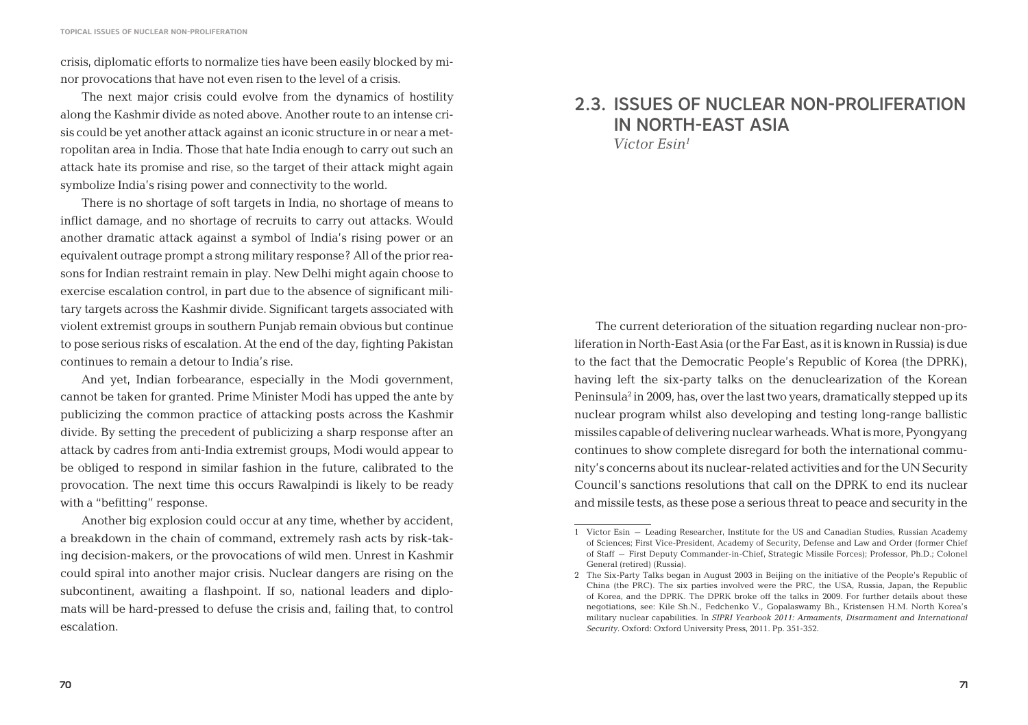crisis, diplomatic efforts to normalize ties have been easily blocked by minor provocations that have not even risen to the level of a crisis.

The next major crisis could evolve from the dynamics of hostility along the Kashmir divide as noted above. Another route to an intense crisis could be yet another attack against an iconic structure in or near a metropolitan area in India. Those that hate India enough to carry out such an attack hate its promise and rise, so the target of their attack might again symbolize India's rising power and connectivity to the world.

There is no shortage of soft targets in India, no shortage of means to inflict damage, and no shortage of recruits to carry out attacks. Would another dramatic attack against a symbol of India's rising power or an equivalent outrage prompt a strong military response? All of the prior reasons for Indian restraint remain in play. New Delhi might again choose to exercise escalation control, in part due to the absence of significant military targets across the Kashmir divide. Significant targets associated with violent extremist groups in southern Punjab remain obvious but continue to pose serious risks of escalation. At the end of the day, fighting Pakistan continues to remain a detour to India's rise.

And yet, Indian forbearance, especially in the Modi government, cannot be taken for granted. Prime Minister Modi has upped the ante by publicizing the common practice of attacking posts across the Kashmir divide. By setting the precedent of publicizing a sharp response after an attack by cadres from anti-India extremist groups, Modi would appear to be obliged to respond in similar fashion in the future, calibrated to the provocation. The next time this occurs Rawalpindi is likely to be ready with a "befitting" response.

Another big explosion could occur at any time, whether by accident, a breakdown in the chain of command, extremely rash acts by risk-taking decision-makers, or the provocations of wild men. Unrest in Kashmir could spiral into another major crisis. Nuclear dangers are rising on the subcontinent, awaiting a flashpoint. If so, national leaders and diplomats will be hard-pressed to defuse the crisis and, failing that, to control escalation.

## 2.3. ISSUES OF NUCLEAR NON-PROLIFERATION IN NORTH-EAST ASIA

*Victor Esin*[1]

The current deterioration of the situation regarding nuclear non-proliferation in North-East Asia (or the Far East, as it is known in Russia) is due to the fact that the Democratic People's Republic of Korea (the DPRK), having left the six-party talks on the denuclearization of the Korean Peninsula[2] in 2009, has, over the last two years, dramatically stepped up its nuclear program whilst also developing and testing long-range ballistic missiles capable of delivering nuclear warheads. What is more, Pyongyang continues to show complete disregard for both the international community's concerns about its nuclear-related activities and for the UN Security Council's sanctions resolutions that call on the DPRK to end its nuclear and missile tests, as these pose a serious threat to peace and security in the

---

1 Victor Esin — Leading Researcher, Institute for the US and Canadian Studies, Russian Academy of Sciences; First Vice-President, Academy of Security, Defense and Law and Order (former Chief of Staff — First Deputy Commander-in-Chief, Strategic Missile Forces); Professor, Ph.D.; Colonel General (retired) (Russia).

2 The Six-Party Talks began in August 2003 in Beijing on the initiative of the People's Republic of China (the PRC). The six parties involved were the PRC, the USA, Russia, Japan, the Republic of Korea, and the DPRK. The DPRK broke off the talks in 2009. For further details about these negotiations, see: Kile Sh.N., Fedchenko V., Gopalaswamy Bh., Kristensen H.M. North Korea's military nuclear capabilities. In *SIPRI Yearbook 2011: Armaments, Disarmament and International Security*. Oxford: Oxford University Press, 2011. Pp. 351-352.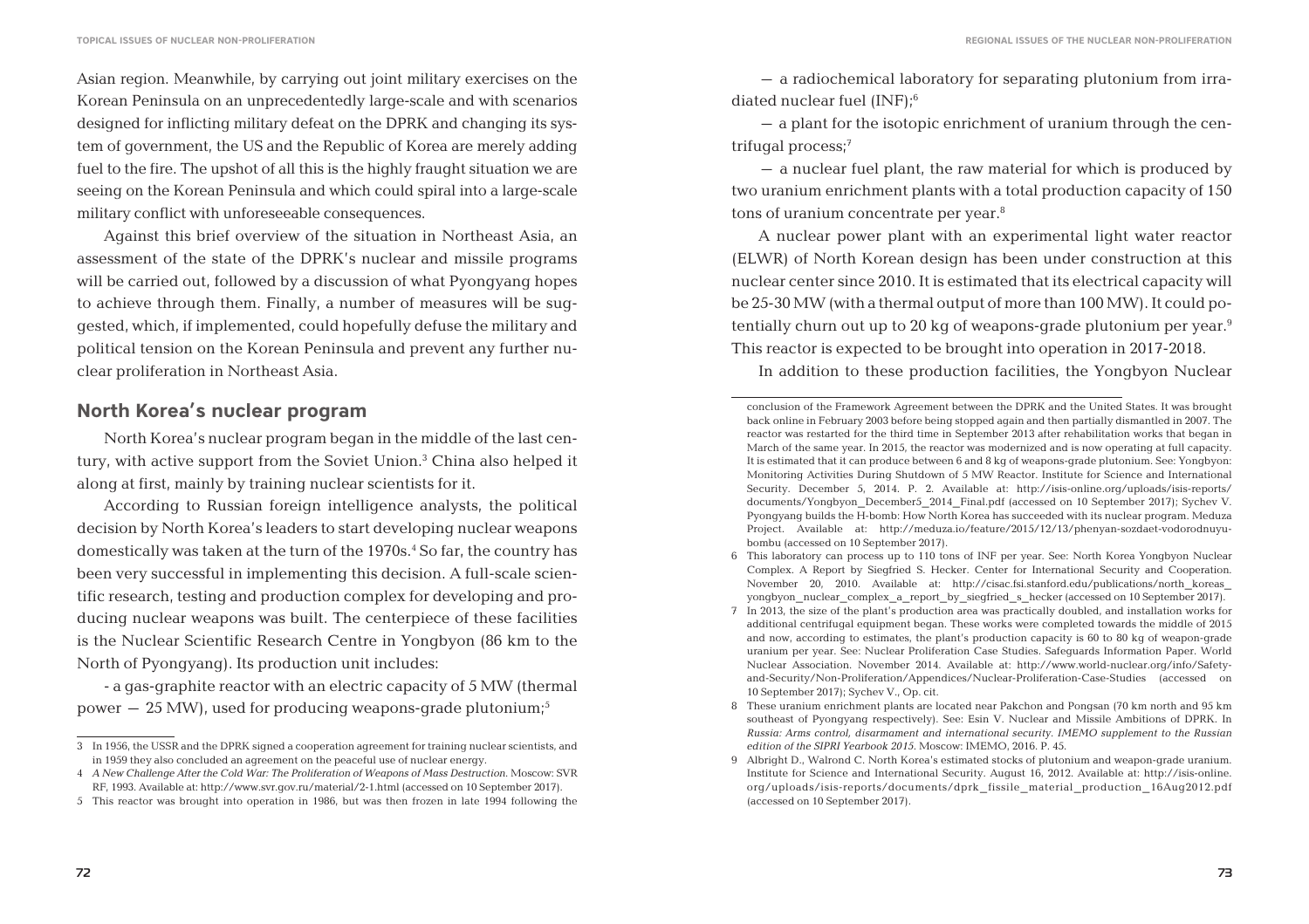Asian region. Meanwhile, by carrying out joint military exercises on the Korean Peninsula on an unprecedentedly large-scale and with scenarios designed for inflicting military defeat on the DPRK and changing its system of government, the US and the Republic of Korea are merely adding fuel to the fire. The upshot of all this is the highly fraught situation we are seeing on the Korean Peninsula and which could spiral into a large-scale military conflict with unforeseeable consequences.

Against this brief overview of the situation in Northeast Asia, an assessment of the state of the DPRK's nuclear and missile programs will be carried out, followed by a discussion of what Pyongyang hopes to achieve through them. Finally, a number of measures will be suggested, which, if implemented, could hopefully defuse the military and political tension on the Korean Peninsula and prevent any further nuclear proliferation in Northeast Asia.

## North Korea's nuclear program

North Korea's nuclear program began in the middle of the last century, with active support from the Soviet Union.[3] China also helped it along at first, mainly by training nuclear scientists for it.

According to Russian foreign intelligence analysts, the political decision by North Korea's leaders to start developing nuclear weapons domestically was taken at the turn of the 1970s.[4] So far, the country has been very successful in implementing this decision. A full-scale scientific research, testing and production complex for developing and producing nuclear weapons was built. The centerpiece of these facilities is the Nuclear Scientific Research Centre in Yongbyon (86 km to the North of Pyongyang). Its production unit includes:

- a gas-graphite reactor with an electric capacity of 5 MW (thermal power — 25 MW), used for producing weapons-grade plutonium;[5]

— a radiochemical laboratory for separating plutonium from irradiated nuclear fuel (INF);[6]

— a plant for the isotopic enrichment of uranium through the centrifugal process;[7]

— a nuclear fuel plant, the raw material for which is produced by two uranium enrichment plants with a total production capacity of 150 tons of uranium concentrate per year.[8]

A nuclear power plant with an experimental light water reactor (ELWR) of North Korean design has been under construction at this nuclear center since 2010. It is estimated that its electrical capacity will be 25-30 MW (with a thermal output of more than 100 MW). It could potentially churn out up to 20 kg of weapons-grade plutonium per year.[9] This reactor is expected to be brought into operation in 2017-2018.

In addition to these production facilities, the Yongbyon Nuclear

---

3 In 1956, the USSR and the DPRK signed a cooperation agreement for training nuclear scientists, and in 1959 they also concluded an agreement on the peaceful use of nuclear energy.

4 *A New Challenge After the Cold War: The Proliferation of Weapons of Mass Destruction*. Moscow: SVR RF, 1993. Available at: http://www.svr.gov.ru/material/2-1.html (accessed on 10 September 2017).

5 This reactor was brought into operation in 1986, but was then frozen in late 1994 following the conclusion of the Framework Agreement between the DPRK and the United States. It was brought back online in February 2003 before being stopped again and then partially dismantled in 2007. The reactor was restarted for the third time in September 2013 after rehabilitation works that began in March of the same year. In 2015, the reactor was modernized and is now operating at full capacity. It is estimated that it can produce between 6 and 8 kg of weapons-grade plutonium. See: Yongbyon: Monitoring Activities During Shutdown of 5 MW Reactor. Institute for Science and International Security. December 5, 2014. P. 2. Available at: http://isis-online.org/uploads/isis-reports/documents/Yongbyon_December5_2014_Final.pdf (accessed on 10 September 2017); Sychev V. Pyongyang builds the H-bomb: How North Korea has succeeded with its nuclear program. Meduza Project. Available at: http://meduza.io/feature/2015/12/13/phenyan-sozdaet-vodorodnuyu-bombu (accessed on 10 September 2017).

6 This laboratory can process up to 110 tons of INF per year. See: North Korea Yongbyon Nuclear Complex. A Report by Siegfried S. Hecker. Center for International Security and Cooperation. November 20, 2010. Available at: http://cisac.fsi.stanford.edu/publications/north_koreas_yongbyon_nuclear_complex_a_report_by_siegfried_s_hecker (accessed on 10 September 2017).

7 In 2013, the size of the plant's production area was practically doubled, and installation works for additional centrifugal equipment began. These works were completed towards the middle of 2015 and now, according to estimates, the plant's production capacity is 60 to 80 kg of weapon-grade uranium per year. See: Nuclear Proliferation Case Studies. Safeguards Information Paper. World Nuclear Association. November 2014. Available at: http://www.world-nuclear.org/info/Safety-and-Security/Non-Proliferation/Appendices/Nuclear-Proliferation-Case-Studies (accessed on 10 September 2017); Sychev V., Op. cit.

8 These uranium enrichment plants are located near Pakchon and Pongsan (70 km north and 95 km southeast of Pyongyang respectively). See: Esin V. Nuclear and Missile Ambitions of DPRK. In *Russia: Arms control, disarmament and international security. IMEMO supplement to the Russian edition of the SIPRI Yearbook 2015*. Moscow: IMEMO, 2016. P. 45.

9 Albright D., Walrond C. North Korea's estimated stocks of plutonium and weapon-grade uranium. Institute for Science and International Security. August 16, 2012. Available at: http://isis-online.org/uploads/isis-reports/documents/dprk_fissile_material_production_16Aug2012.pdf (accessed on 10 September 2017).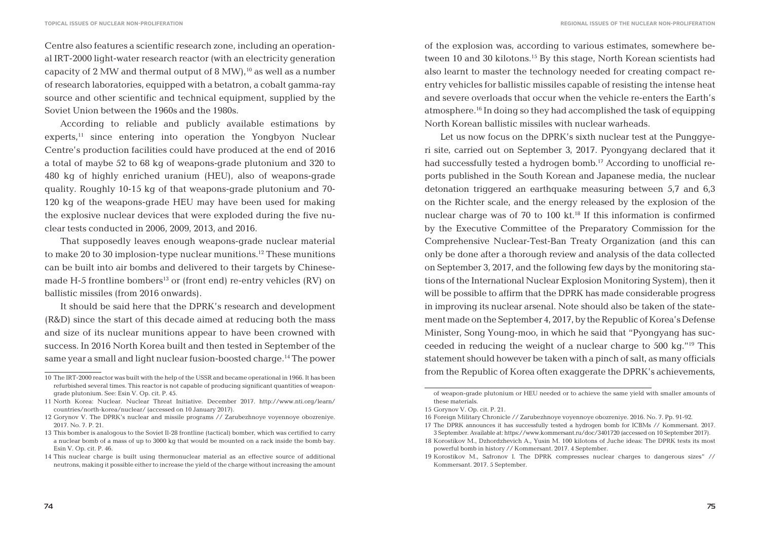Centre also features a scientific research zone, including an operational IRT-2000 light-water research reactor (with an electricity generation capacity of 2 MW and thermal output of 8 MW),[10] as well as a number of research laboratories, equipped with a betatron, a cobalt gamma-ray source and other scientific and technical equipment, supplied by the Soviet Union between the 1960s and the 1980s.

According to reliable and publicly available estimations by experts,[11] since entering into operation the Yongbyon Nuclear Centre's production facilities could have produced at the end of 2016 a total of maybe 52 to 68 kg of weapons-grade plutonium and 320 to 480 kg of highly enriched uranium (HEU), also of weapons-grade quality. Roughly 10-15 kg of that weapons-grade plutonium and 70-120 kg of the weapons-grade HEU may have been used for making the explosive nuclear devices that were exploded during the five nuclear tests conducted in 2006, 2009, 2013, and 2016.

That supposedly leaves enough weapons-grade nuclear material to make 20 to 30 implosion-type nuclear munitions.[12] These munitions can be built into air bombs and delivered to their targets by Chinese-made H-5 frontline bombers[13] or (front end) re-entry vehicles (RV) on ballistic missiles (from 2016 onwards).

It should be said here that the DPRK's research and development (R&D) since the start of this decade aimed at reducing both the mass and size of its nuclear munitions appear to have been crowned with success. In 2016 North Korea built and then tested in September of the same year a small and light nuclear fusion-boosted charge.[14] The power of the explosion was, according to various estimates, somewhere between 10 and 30 kilotons.[15] By this stage, North Korean scientists had also learnt to master the technology needed for creating compact re-entry vehicles for ballistic missiles capable of resisting the intense heat and severe overloads that occur when the vehicle re-enters the Earth's atmosphere.[16] In doing so they had accomplished the task of equipping North Korean ballistic missiles with nuclear warheads.

Let us now focus on the DPRK's sixth nuclear test at the Punggye-ri site, carried out on September 3, 2017. Pyongyang declared that it had successfully tested a hydrogen bomb.[17] According to unofficial reports published in the South Korean and Japanese media, the nuclear detonation triggered an earthquake measuring between 5,7 and 6,3 on the Richter scale, and the energy released by the explosion of the nuclear charge was of 70 to 100 kt.[18] If this information is confirmed by the Executive Committee of the Preparatory Commission for the Comprehensive Nuclear-Test-Ban Treaty Organization (and this can only be done after a thorough review and analysis of the data collected on September 3, 2017, and the following few days by the monitoring stations of the International Nuclear Explosion Monitoring System), then it will be possible to affirm that the DPRK has made considerable progress in improving its nuclear arsenal. Note should also be taken of the statement made on the September 4, 2017, by the Republic of Korea's Defense Minister, Song Young-moo, in which he said that "Pyongyang has succeeded in reducing the weight of a nuclear charge to 500 kg."[19] This statement should however be taken with a pinch of salt, as many officials from the Republic of Korea often exaggerate the DPRK's achievements,

---

10 The IRT-2000 reactor was built with the help of the USSR and became operational in 1966. It has been refurbished several times. This reactor is not capable of producing significant quantities of weapon-grade plutonium. See: Esin V. Op. cit. P. 45.

11 North Korea: Nuclear. Nuclear Threat Initiative. December 2017. http://www.nti.org/learn/countries/north-korea/nuclear/ (accessed on 10 January 2017).

12 Gorynov V. The DPRK's nuclear and missile programs // Zarubezhnoye voyennoye obozreniye. 2017. No. 7. P. 21.

13 This bomber is analogous to the Soviet Il-28 frontline (tactical) bomber, which was certified to carry a nuclear bomb of a mass of up to 3000 kg that would be mounted on a rack inside the bomb bay. Esin V. Op. cit. P. 46.

14 This nuclear charge is built using thermonuclear material as an effective source of additional neutrons, making it possible either to increase the yield of the charge without increasing the amount of weapon-grade plutonium or HEU needed or to achieve the same yield with smaller amounts of these materials.

15 Gorynov V. Op. cit. P. 21.

16 Foreign Military Chronicle // Zarubezhnoye voyennoye obozreniye. 2016. No. 7. Pp. 91-92.

17 The DPRK announces it has successfully tested a hydrogen bomb for ICBMs // Kommersant. 2017. 3 September. Available at: https://www.kommersant.ru/doc/3401720 (accessed on 10 September 2017).

18 Korostikov M., Dzhordzhevich A., Yusin M. 100 kilotons of Juche ideas: The DPRK tests its most powerful bomb in history // Kommersant. 2017. 4 September.

19 Korostikov M., Safronov I. The DPRK compresses nuclear charges to dangerous sizes" // Kommersant. 2017. 5 September.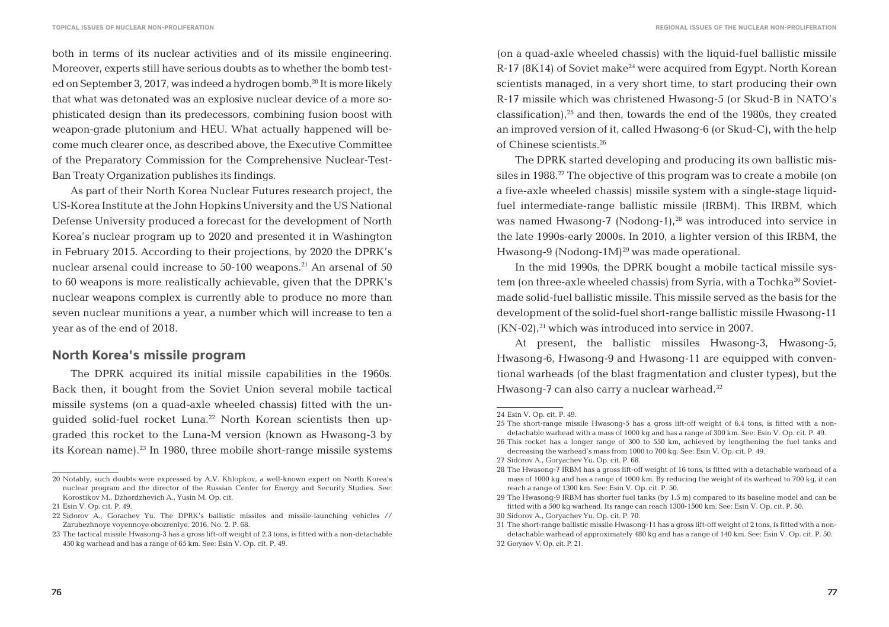both in terms of its nuclear activities and of its missile engineering. Moreover, experts still have serious doubts as to whether the bomb tested on September 3, 2017, was indeed a hydrogen bomb.[20] It is more likely that what was detonated was an explosive nuclear device of a more sophisticated design than its predecessors, combining fusion boost with weapon-grade plutonium and HEU. What actually happened will become much clearer once, as described above, the Executive Committee of the Preparatory Commission for the Comprehensive Nuclear-Test-Ban Treaty Organization publishes its findings.

As part of their North Korea Nuclear Futures research project, the US-Korea Institute at the John Hopkins University and the US National Defense University produced a forecast for the development of North Korea's nuclear program up to 2020 and presented it in Washington in February 2015. According to their projections, by 2020 the DPRK's nuclear arsenal could increase to 50-100 weapons.[21] An arsenal of 50 to 60 weapons is more realistically achievable, given that the DPRK's nuclear weapons complex is currently able to produce no more than seven nuclear munitions a year, a number which will increase to ten a year as of the end of 2018.

## North Korea's missile program

The DPRK acquired its initial missile capabilities in the 1960s. Back then, it bought from the Soviet Union several mobile tactical missile systems (on a quad-axle wheeled chassis) fitted with the unguided solid-fuel rocket Luna.[22] North Korean scientists then upgraded this rocket to the Luna-M version (known as Hwasong-3 by its Korean name).[23] In 1980, three mobile short-range missile systems (on a quad-axle wheeled chassis) with the liquid-fuel ballistic missile R-17 (8K14) of Soviet make[24] were acquired from Egypt. North Korean scientists managed, in a very short time, to start producing their own R-17 missile which was christened Hwasong-5 (or Skud-B in NATO's classification),[25] and then, towards the end of the 1980s, they created an improved version of it, called Hwasong-6 (or Skud-C), with the help of Chinese scientists.[26]

The DPRK started developing and producing its own ballistic missiles in 1988.[27] The objective of this program was to create a mobile (on a five-axle wheeled chassis) missile system with a single-stage liquid-fuel intermediate-range ballistic missile (IRBM). This IRBM, which was named Hwasong-7 (Nodong-1),[28] was introduced into service in the late 1990s-early 2000s. In 2010, a lighter version of this IRBM, the Hwasong-9 (Nodong-1M)[29] was made operational.

In the mid 1990s, the DPRK bought a mobile tactical missile system (on three-axle wheeled chassis) from Syria, with a Tochka[30] Soviet-made solid-fuel ballistic missile. This missile served as the basis for the development of the solid-fuel short-range ballistic missile Hwasong-11 (KN-02),[31] which was introduced into service in 2007.

At present, the ballistic missiles Hwasong-3, Hwasong-5, Hwasong-6, Hwasong-9 and Hwasong-11 are equipped with conventional warheads (of the blast fragmentation and cluster types), but the Hwasong-7 can also carry a nuclear warhead.[32]

---

20 Notably, such doubts were expressed by A.V. Khlopkov, a well-known expert on North Korea's nuclear program and the director of the Russian Center for Energy and Security Studies. See: Korostikov M., Dzhordzhevich A., Yusin M. Op. cit.

21 Esin V. Op. cit. P. 49.

22 Sidorov A., Gorachev Yu. The DPRK's ballistic missiles and missile-launching vehicles // Zarubezhnoye voyennoye obozreniye. 2016. No. 2. P. 68.

23 The tactical missile Hwasong-3 has a gross lift-off weight of 2.3 tons, is fitted with a non-detachable 450 kg warhead and has a range of 65 km. See: Esin V. Op. cit. P. 49.

24 Esin V. Op. cit. P. 49.

25 The short-range missile Hwasong-5 has a gross lift-off weight of 6.4 tons, is fitted with a non-detachable warhead with a mass of 1000 kg and has a range of 300 km. See: Esin V. Op. cit. P. 49.

26 This rocket has a longer range of 300 to 550 km, achieved by lengthening the fuel tanks and decreasing the warhead's mass from 1000 to 700 kg. See: Esin V. Op. cit. P. 49.

27 Sidorov A., Goryachev Yu. Op. cit. P. 68.

28 The Hwasong-7 IRBM has a gross lift-off weight of 16 tons, is fitted with a detachable warhead of a mass of 1000 kg and has a range of 1000 km. By reducing the weight of its warhead to 700 kg, it can reach a range of 1300 km. See: Esin V. Op. cit. P. 50.

29 The Hwasong-9 IRBM has shorter fuel tanks (by 1.5 m) compared to its baseline model and can be fitted with a 500 kg warhead. Its range can reach 1300-1500 km. See: Esin V. Op. cit. P. 50.

30 Sidorov A., Goryachev Yu. Op. cit. P. 70.

31 The short-range ballistic missile Hwasong-11 has a gross lift-off weight of 2 tons, is fitted with a non-detachable warhead of approximately 480 kg and has a range of 140 km. See: Esin V. Op. cit. P. 50.

32 Gorynov V. Op. cit. P. 21.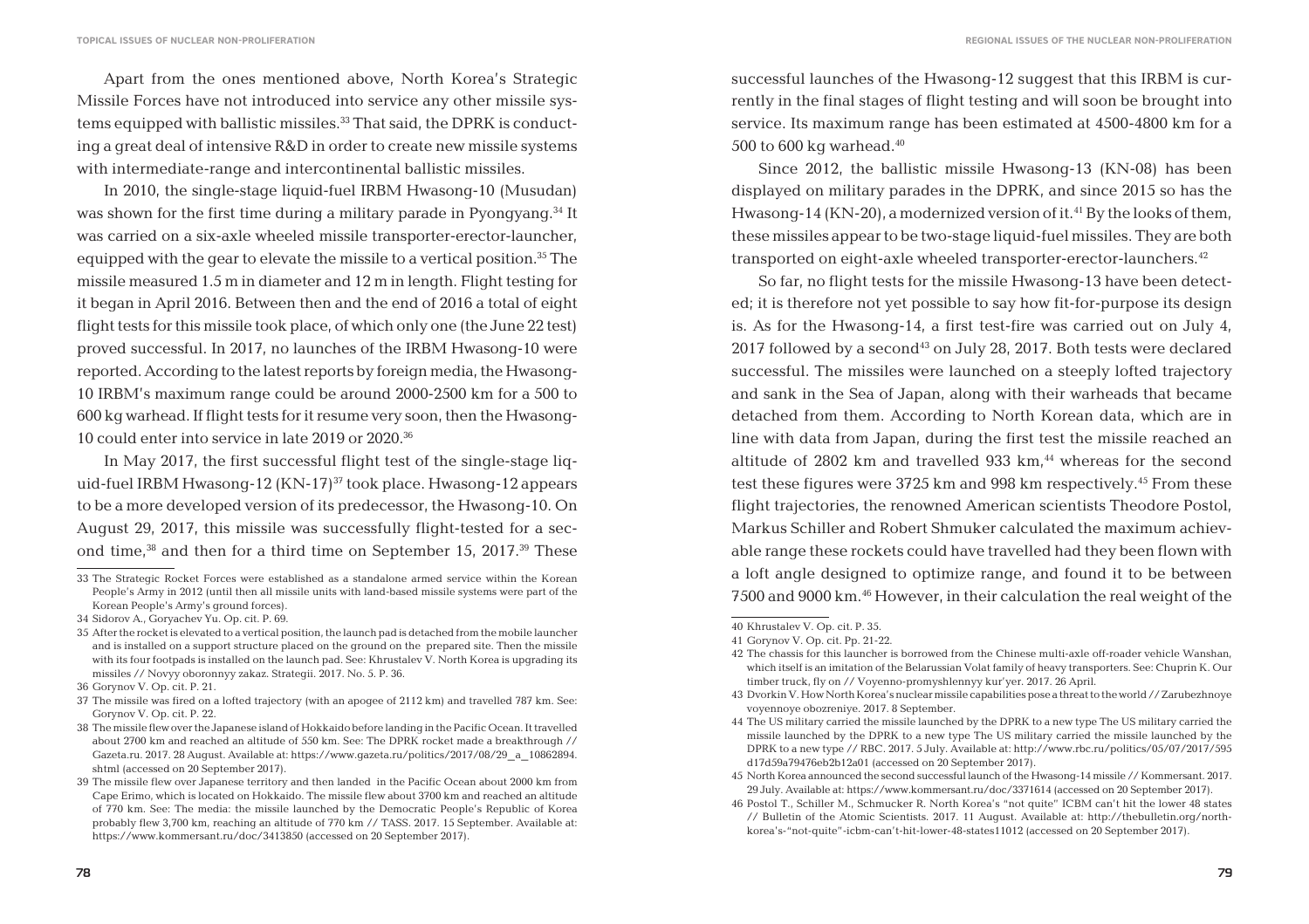Apart from the ones mentioned above, North Korea's Strategic Missile Forces have not introduced into service any other missile systems equipped with ballistic missiles.[33] That said, the DPRK is conducting a great deal of intensive R&D in order to create new missile systems with intermediate-range and intercontinental ballistic missiles.

In 2010, the single-stage liquid-fuel IRBM Hwasong-10 (Musudan) was shown for the first time during a military parade in Pyongyang.[34] It was carried on a six-axle wheeled missile transporter-erector-launcher, equipped with the gear to elevate the missile to a vertical position.[35] The missile measured 1.5 m in diameter and 12 m in length. Flight testing for it began in April 2016. Between then and the end of 2016 a total of eight flight tests for this missile took place, of which only one (the June 22 test) proved successful. In 2017, no launches of the IRBM Hwasong-10 were reported. According to the latest reports by foreign media, the Hwasong-10 IRBM's maximum range could be around 2000-2500 km for a 500 to 600 kg warhead. If flight tests for it resume very soon, then the Hwasong-10 could enter into service in late 2019 or 2020.[36]

In May 2017, the first successful flight test of the single-stage liquid-fuel IRBM Hwasong-12 (KN-17)[37] took place. Hwasong-12 appears to be a more developed version of its predecessor, the Hwasong-10. On August 29, 2017, this missile was successfully flight-tested for a second time,[38] and then for a third time on September 15, 2017.[39] These successful launches of the Hwasong-12 suggest that this IRBM is currently in the final stages of flight testing and will soon be brought into service. Its maximum range has been estimated at 4500-4800 km for a 500 to 600 kg warhead.[40]

Since 2012, the ballistic missile Hwasong-13 (KN-08) has been displayed on military parades in the DPRK, and since 2015 so has the Hwasong-14 (KN-20), a modernized version of it.[41] By the looks of them, these missiles appear to be two-stage liquid-fuel missiles. They are both transported on eight-axle wheeled transporter-erector-launchers.[42]

So far, no flight tests for the missile Hwasong-13 have been detected; it is therefore not yet possible to say how fit-for-purpose its design is. As for the Hwasong-14, a first test-fire was carried out on July 4, 2017 followed by a second[43] on July 28, 2017. Both tests were declared successful. The missiles were launched on a steeply lofted trajectory and sank in the Sea of Japan, along with their warheads that became detached from them. According to North Korean data, which are in line with data from Japan, during the first test the missile reached an altitude of 2802 km and travelled 933 km,[44] whereas for the second test these figures were 3725 km and 998 km respectively.[45] From these flight trajectories, the renowned American scientists Theodore Postol, Markus Schiller and Robert Shmuker calculated the maximum achievable range these rockets could have travelled had they been flown with a loft angle designed to optimize range, and found it to be between 7500 and 9000 km.[46] However, in their calculation the real weight of the

---

33 The Strategic Rocket Forces were established as a standalone armed service within the Korean People's Army in 2012 (until then all missile units with land-based missile systems were part of the Korean People's Army's ground forces).

34 Sidorov A., Goryachev Yu. Op. cit. P. 69.

35 After the rocket is elevated to a vertical position, the launch pad is detached from the mobile launcher and is installed on a support structure placed on the ground on the prepared site. Then the missile with its four footpads is installed on the launch pad. See: Khrustalev V. North Korea is upgrading its missiles // Novyy oboronnyy zakaz. Strategii. 2017. No. 5. P. 36.

36 Gorynov V. Op. cit. P. 21.

37 The missile was fired on a lofted trajectory (with an apogee of 2112 km) and travelled 787 km. See: Gorynov V. Op. cit. P. 22.

38 The missile flew over the Japanese island of Hokkaido before landing in the Pacific Ocean. It travelled about 2700 km and reached an altitude of 550 km. See: The DPRK rocket made a breakthrough // Gazeta.ru. 2017. 28 August. Available at: https://www.gazeta.ru/politics/2017/08/29_a_10862894.shtml (accessed on 20 September 2017).

39 The missile flew over Japanese territory and then landed in the Pacific Ocean about 2000 km from Cape Erimo, which is located on Hokkaido. The missile flew about 3700 km and reached an altitude of 770 km. See: The media: the missile launched by the Democratic People's Republic of Korea probably flew 3,700 km, reaching an altitude of 770 km // TASS. 2017. 15 September. Available at: https://www.kommersant.ru/doc/3413850 (accessed on 20 September 2017).

40 Khrustalev V. Op. cit. P. 35.

41 Gorynov V. Op. cit. Pp. 21-22.

42 The chassis for this launcher is borrowed from the Chinese multi-axle off-roader vehicle Wanshan, which itself is an imitation of the Belarussian Volat family of heavy transporters. See: Chuprin K. Our timber truck, fly on // Voyenno-promyshlennyy kur'yer. 2017. 26 April.

43 Dvorkin V. How North Korea's nuclear missile capabilities pose a threat to the world // Zarubezhnoye voyennoye obozreniye. 2017. 8 September.

44 The US military carried the missile launched by the DPRK to a new type The US military carried the missile launched by the DPRK to a new type The US military carried the missile launched by the DPRK to a new type // RBC. 2017. 5 July. Available at: http://www.rbc.ru/politics/05/07/2017/595d17d59a79476eb2b12a01 (accessed on 20 September 2017).

45 North Korea announced the second successful launch of the Hwasong-14 missile // Kommersant. 2017. 29 July. Available at: https://www.kommersant.ru/doc/3371614 (accessed on 20 September 2017).

46 Postol T., Schiller M., Schmucker R. North Korea's "not quite" ICBM can't hit the lower 48 states // Bulletin of the Atomic Scientists. 2017. 11 August. Available at: http://thebulletin.org/north-korea's-"not-quite"-icbm-can't-hit-lower-48-states11012 (accessed on 20 September 2017).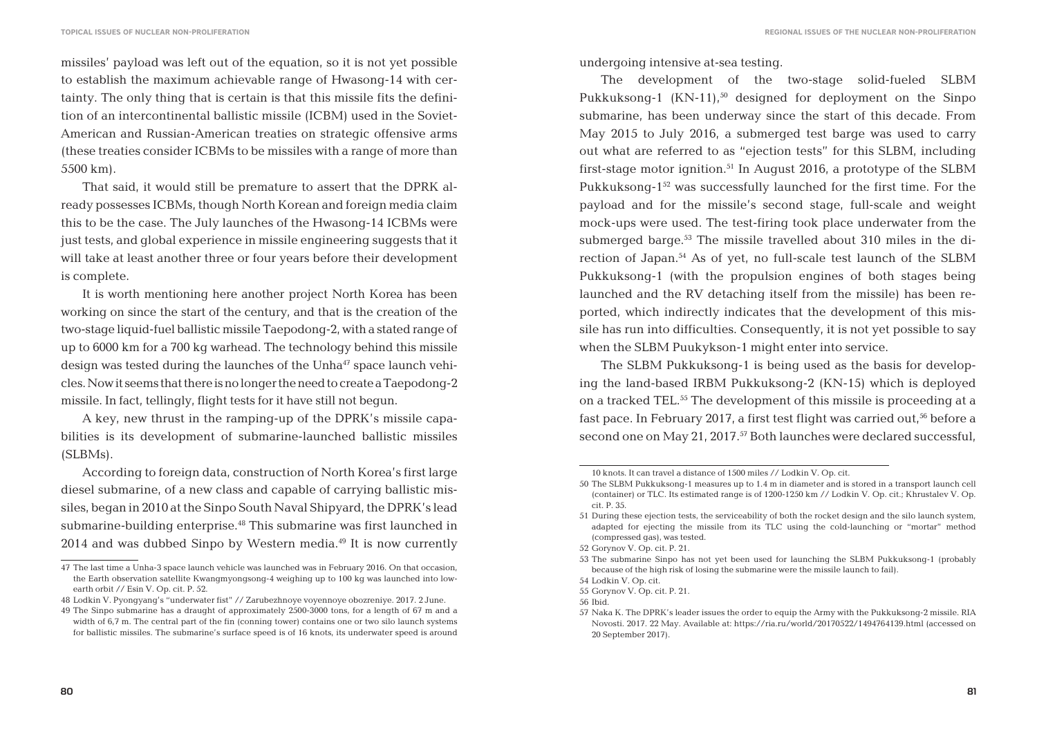missiles' payload was left out of the equation, so it is not yet possible to establish the maximum achievable range of Hwasong-14 with certainty. The only thing that is certain is that this missile fits the definition of an intercontinental ballistic missile (ICBM) used in the Soviet-American and Russian-American treaties on strategic offensive arms (these treaties consider ICBMs to be missiles with a range of more than 5500 km).

That said, it would still be premature to assert that the DPRK already possesses ICBMs, though North Korean and foreign media claim this to be the case. The July launches of the Hwasong-14 ICBMs were just tests, and global experience in missile engineering suggests that it will take at least another three or four years before their development is complete.

It is worth mentioning here another project North Korea has been working on since the start of the century, and that is the creation of the two-stage liquid-fuel ballistic missile Taepodong-2, with a stated range of up to 6000 km for a 700 kg warhead. The technology behind this missile design was tested during the launches of the Unha[47] space launch vehicles. Now it seems that there is no longer the need to create a Taepodong-2 missile. In fact, tellingly, flight tests for it have still not begun.

A key, new thrust in the ramping-up of the DPRK's missile capabilities is its development of submarine-launched ballistic missiles (SLBMs).

According to foreign data, construction of North Korea's first large diesel submarine, of a new class and capable of carrying ballistic missiles, began in 2010 at the Sinpo South Naval Shipyard, the DPRK's lead submarine-building enterprise.[48] This submarine was first launched in 2014 and was dubbed Sinpo by Western media.[49] It is now currently undergoing intensive at-sea testing.

The development of the two-stage solid-fueled SLBM Pukkuksong-1 (KN-11),[50] designed for deployment on the Sinpo submarine, has been underway since the start of this decade. From May 2015 to July 2016, a submerged test barge was used to carry out what are referred to as "ejection tests" for this SLBM, including first-stage motor ignition.[51] In August 2016, a prototype of the SLBM Pukkuksong-1[52] was successfully launched for the first time. For the payload and for the missile's second stage, full-scale and weight mock-ups were used. The test-firing took place underwater from the submerged barge.[53] The missile travelled about 310 miles in the direction of Japan.[54] As of yet, no full-scale test launch of the SLBM Pukkuksong-1 (with the propulsion engines of both stages being launched and the RV detaching itself from the missile) has been reported, which indirectly indicates that the development of this missile has run into difficulties. Consequently, it is not yet possible to say when the SLBM Puukykson-1 might enter into service.

The SLBM Pukkuksong-1 is being used as the basis for developing the land-based IRBM Pukkuksong-2 (KN-15) which is deployed on a tracked TEL.[55] The development of this missile is proceeding at a fast pace. In February 2017, a first test flight was carried out,[56] before a second one on May 21, 2017.[57] Both launches were declared successful,

---

47 The last time a Unha-3 space launch vehicle was launched was in February 2016. On that occasion, the Earth observation satellite Kwangmyongsong-4 weighing up to 100 kg was launched into low-earth orbit // Esin V. Op. cit. P. 52.

48 Lodkin V. Pyongyang's "underwater fist" // Zarubezhnoye voyennoye obozreniye. 2017. 2 June.

49 The Sinpo submarine has a draught of approximately 2500-3000 tons, for a length of 67 m and a width of 6,7 m. The central part of the fin (conning tower) contains one or two silo launch systems for ballistic missiles. The submarine's surface speed is of 16 knots, its underwater speed is around 10 knots. It can travel a distance of 1500 miles // Lodkin V. Op. cit.

50 The SLBM Pukkuksong-1 measures up to 1.4 m in diameter and is stored in a transport launch cell (container) or TLC. Its estimated range is of 1200-1250 km // Lodkin V. Op. cit.; Khrustalev V. Op. cit. P. 35.

51 During these ejection tests, the serviceability of both the rocket design and the silo launch system, adapted for ejecting the missile from its TLC using the cold-launching or "mortar" method (compressed gas), was tested.

52 Gorynov V. Op. cit. P. 21.

53 The submarine Sinpo has not yet been used for launching the SLBM Pukkuksong-1 (probably because of the high risk of losing the submarine were the missile launch to fail).

54 Lodkin V. Op. cit.

55 Gorynov V. Op. cit. P. 21.

56 Ibid.

57 Naka K. The DPRK's leader issues the order to equip the Army with the Pukkuksong-2 missile. RIA Novosti. 2017. 22 May. Available at: https://ria.ru/world/20170522/1494764139.html (accessed on 20 September 2017).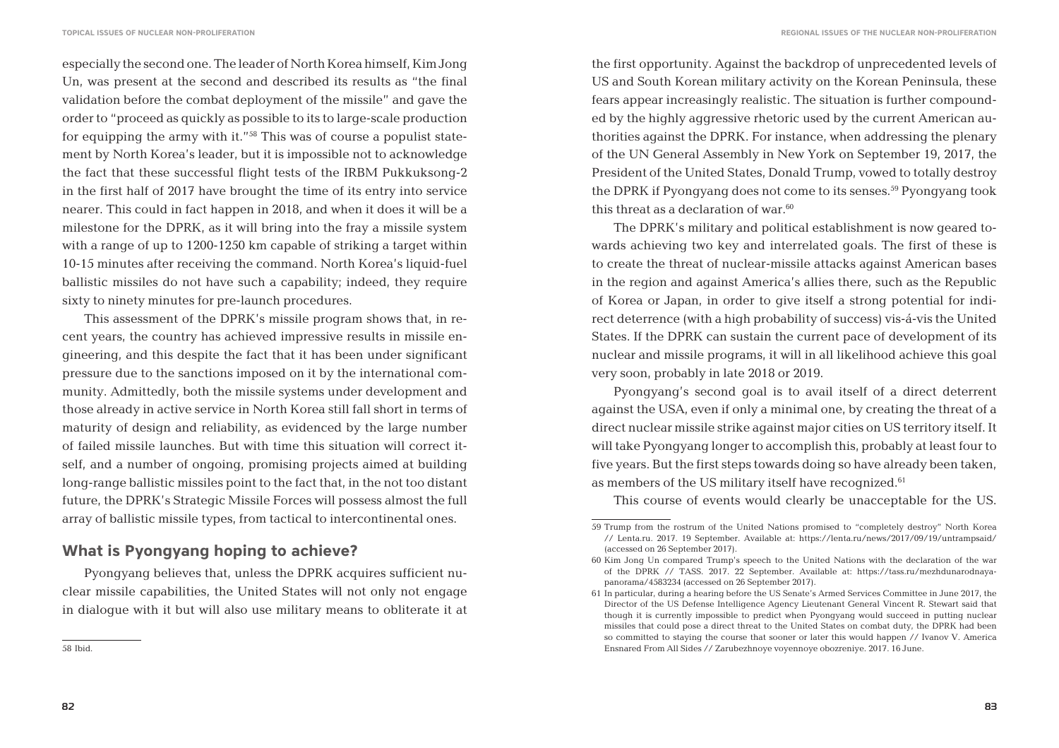especially the second one. The leader of North Korea himself, Kim Jong Un, was present at the second and described its results as "the final validation before the combat deployment of the missile" and gave the order to "proceed as quickly as possible to its to large-scale production for equipping the army with it."[58] This was of course a populist statement by North Korea's leader, but it is impossible not to acknowledge the fact that these successful flight tests of the IRBM Pukkuksong-2 in the first half of 2017 have brought the time of its entry into service nearer. This could in fact happen in 2018, and when it does it will be a milestone for the DPRK, as it will bring into the fray a missile system with a range of up to 1200-1250 km capable of striking a target within 10-15 minutes after receiving the command. North Korea's liquid-fuel ballistic missiles do not have such a capability; indeed, they require sixty to ninety minutes for pre-launch procedures.

This assessment of the DPRK's missile program shows that, in recent years, the country has achieved impressive results in missile engineering, and this despite the fact that it has been under significant pressure due to the sanctions imposed on it by the international community. Admittedly, both the missile systems under development and those already in active service in North Korea still fall short in terms of maturity of design and reliability, as evidenced by the large number of failed missile launches. But with time this situation will correct itself, and a number of ongoing, promising projects aimed at building long-range ballistic missiles point to the fact that, in the not too distant future, the DPRK's Strategic Missile Forces will possess almost the full array of ballistic missile types, from tactical to intercontinental ones.

## What is Pyongyang hoping to achieve?

Pyongyang believes that, unless the DPRK acquires sufficient nuclear missile capabilities, the United States will not only not engage in dialogue with it but will also use military means to obliterate it at the first opportunity. Against the backdrop of unprecedented levels of US and South Korean military activity on the Korean Peninsula, these fears appear increasingly realistic. The situation is further compounded by the highly aggressive rhetoric used by the current American authorities against the DPRK. For instance, when addressing the plenary of the UN General Assembly in New York on September 19, 2017, the President of the United States, Donald Trump, vowed to totally destroy the DPRK if Pyongyang does not come to its senses.[59] Pyongyang took this threat as a declaration of war.[60]

The DPRK's military and political establishment is now geared towards achieving two key and interrelated goals. The first of these is to create the threat of nuclear-missile attacks against American bases in the region and against America's allies there, such as the Republic of Korea or Japan, in order to give itself a strong potential for indirect deterrence (with a high probability of success) vis-á-vis the United States. If the DPRK can sustain the current pace of development of its nuclear and missile programs, it will in all likelihood achieve this goal very soon, probably in late 2018 or 2019.

Pyongyang's second goal is to avail itself of a direct deterrent against the USA, even if only a minimal one, by creating the threat of a direct nuclear missile strike against major cities on US territory itself. It will take Pyongyang longer to accomplish this, probably at least four to five years. But the first steps towards doing so have already been taken, as members of the US military itself have recognized.[61]

This course of events would clearly be unacceptable for the US.

---

58 Ibid.

59 Trump from the rostrum of the United Nations promised to "completely destroy" North Korea // Lenta.ru. 2017. 19 September. Available at: https://lenta.ru/news/2017/09/19/untrampsaid/ (accessed on 26 September 2017).

60 Kim Jong Un compared Trump's speech to the United Nations with the declaration of the war of the DPRK // TASS. 2017. 22 September. Available at: https://tass.ru/mezhdunarodnaya-panorama/4583234 (accessed on 26 September 2017).

61 In particular, during a hearing before the US Senate's Armed Services Committee in June 2017, the Director of the US Defense Intelligence Agency Lieutenant General Vincent R. Stewart said that though it is currently impossible to predict when Pyongyang would succeed in putting nuclear missiles that could pose a direct threat to the United States on combat duty, the DPRK had been so committed to staying the course that sooner or later this would happen // Ivanov V. America Ensnared From All Sides // Zarubezhnoye voyennoye obozreniye. 2017. 16 June.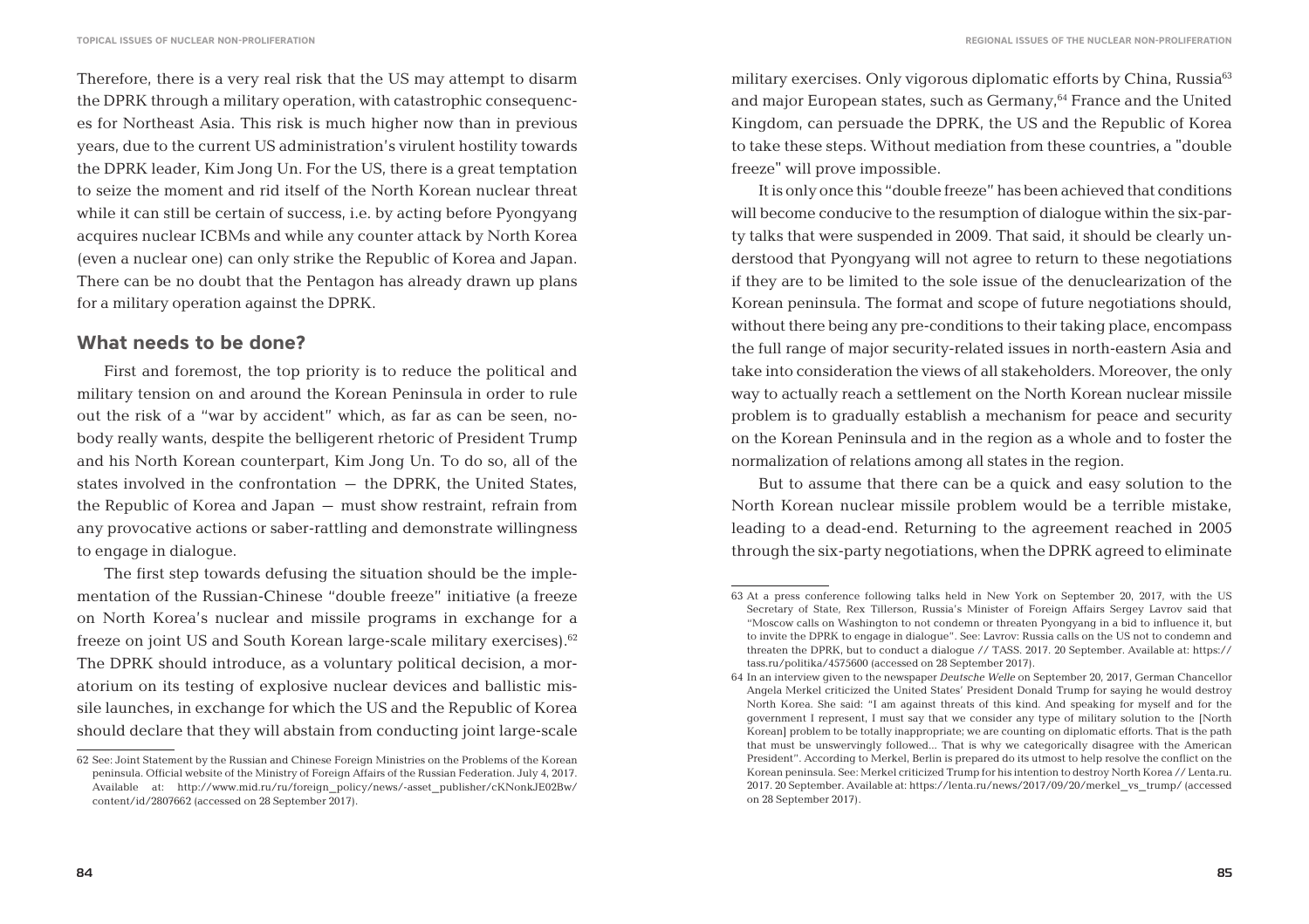Therefore, there is a very real risk that the US may attempt to disarm the DPRK through a military operation, with catastrophic consequences for Northeast Asia. This risk is much higher now than in previous years, due to the current US administration's virulent hostility towards the DPRK leader, Kim Jong Un. For the US, there is a great temptation to seize the moment and rid itself of the North Korean nuclear threat while it can still be certain of success, i.e. by acting before Pyongyang acquires nuclear ICBMs and while any counter attack by North Korea (even a nuclear one) can only strike the Republic of Korea and Japan. There can be no doubt that the Pentagon has already drawn up plans for a military operation against the DPRK.

## What needs to be done?

First and foremost, the top priority is to reduce the political and military tension on and around the Korean Peninsula in order to rule out the risk of a "war by accident" which, as far as can be seen, nobody really wants, despite the belligerent rhetoric of President Trump and his North Korean counterpart, Kim Jong Un. To do so, all of the states involved in the confrontation — the DPRK, the United States, the Republic of Korea and Japan — must show restraint, refrain from any provocative actions or saber-rattling and demonstrate willingness to engage in dialogue.

The first step towards defusing the situation should be the implementation of the Russian-Chinese "double freeze" initiative (a freeze on North Korea's nuclear and missile programs in exchange for a freeze on joint US and South Korean large-scale military exercises).[62] The DPRK should introduce, as a voluntary political decision, a moratorium on its testing of explosive nuclear devices and ballistic missile launches, in exchange for which the US and the Republic of Korea should declare that they will abstain from conducting joint large-scale military exercises. Only vigorous diplomatic efforts by China, Russia[63] and major European states, such as Germany,[64] France and the United Kingdom, can persuade the DPRK, the US and the Republic of Korea to take these steps. Without mediation from these countries, a "double freeze" will prove impossible.

It is only once this "double freeze" has been achieved that conditions will become conducive to the resumption of dialogue within the six-party talks that were suspended in 2009. That said, it should be clearly understood that Pyongyang will not agree to return to these negotiations if they are to be limited to the sole issue of the denuclearization of the Korean peninsula. The format and scope of future negotiations should, without there being any pre-conditions to their taking place, encompass the full range of major security-related issues in north-eastern Asia and take into consideration the views of all stakeholders. Moreover, the only way to actually reach a settlement on the North Korean nuclear missile problem is to gradually establish a mechanism for peace and security on the Korean Peninsula and in the region as a whole and to foster the normalization of relations among all states in the region.

But to assume that there can be a quick and easy solution to the North Korean nuclear missile problem would be a terrible mistake, leading to a dead-end. Returning to the agreement reached in 2005 through the six-party negotiations, when the DPRK agreed to eliminate

---

62 See: Joint Statement by the Russian and Chinese Foreign Ministries on the Problems of the Korean peninsula. Official website of the Ministry of Foreign Affairs of the Russian Federation. July 4, 2017. Available at: http://www.mid.ru/ru/foreign_policy/news/-asset_publisher/cKNonkJE02Bw/content/id/2807662 (accessed on 28 September 2017).

63 At a press conference following talks held in New York on September 20, 2017, with the US Secretary of State, Rex Tillerson, Russia's Minister of Foreign Affairs Sergey Lavrov said that "Moscow calls on Washington to not condemn or threaten Pyongyang in a bid to influence it, but to invite the DPRK to engage in dialogue". See: Lavrov: Russia calls on the US not to condemn and threaten the DPRK, but to conduct a dialogue // TASS. 2017. 20 September. Available at: https://tass.ru/politika/4575600 (accessed on 28 September 2017).

64 In an interview given to the newspaper *Deutsche Welle* on September 20, 2017, German Chancellor Angela Merkel criticized the United States' President Donald Trump for saying he would destroy North Korea. She said: "I am against threats of this kind. And speaking for myself and for the government I represent, I must say that we consider any type of military solution to the [North Korean] problem to be totally inappropriate; we are counting on diplomatic efforts. That is the path that must be unswervingly followed... That is why we categorically disagree with the American President". According to Merkel, Berlin is prepared do its utmost to help resolve the conflict on the Korean peninsula. See: Merkel criticized Trump for his intention to destroy North Korea // Lenta.ru. 2017. 20 September. Available at: https://lenta.ru/news/2017/09/20/merkel_vs_trump/ (accessed on 28 September 2017).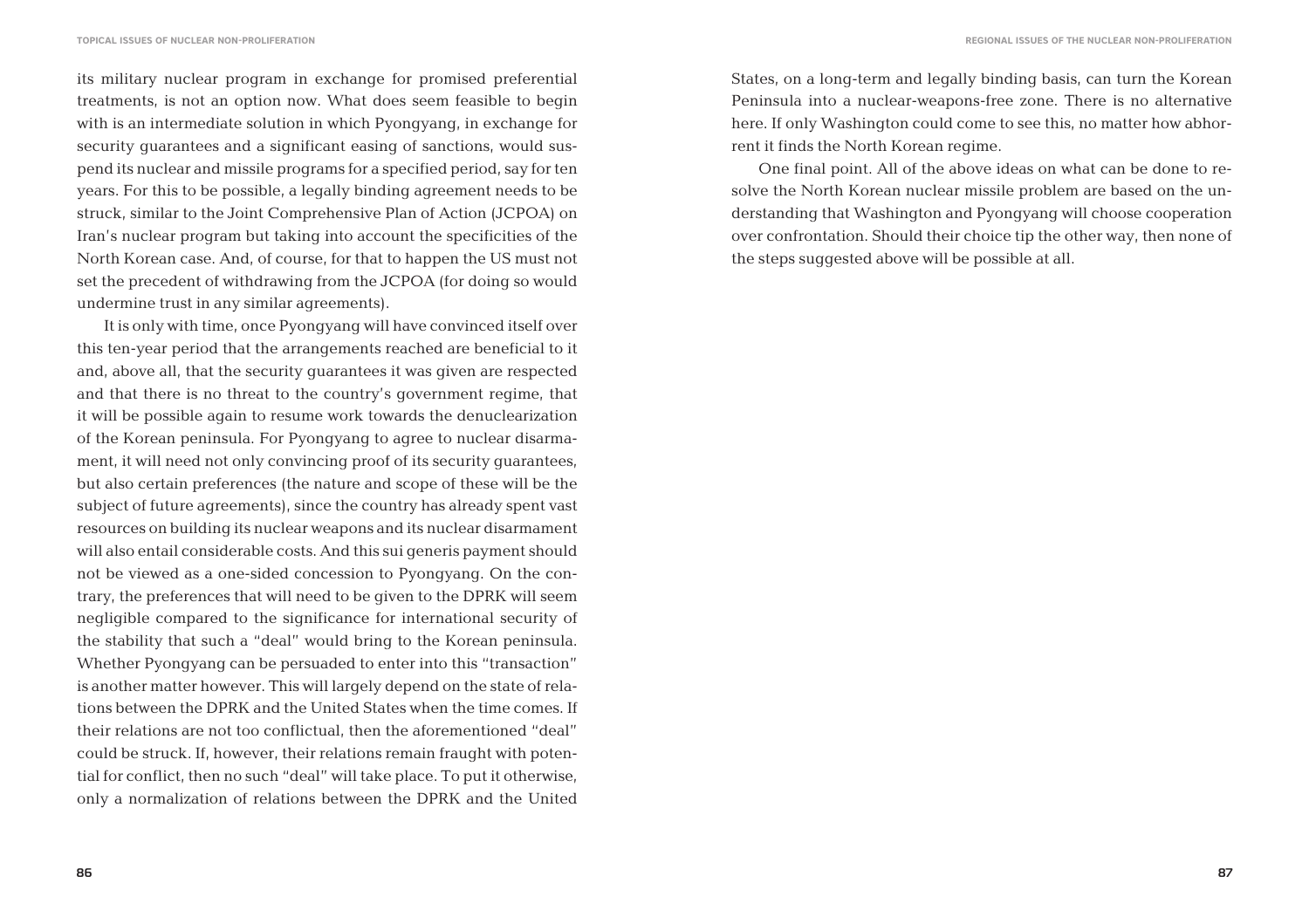its military nuclear program in exchange for promised preferential treatments, is not an option now. What does seem feasible to begin with is an intermediate solution in which Pyongyang, in exchange for security guarantees and a significant easing of sanctions, would suspend its nuclear and missile programs for a specified period, say for ten years. For this to be possible, a legally binding agreement needs to be struck, similar to the Joint Comprehensive Plan of Action (JCPOA) on Iran's nuclear program but taking into account the specificities of the North Korean case. And, of course, for that to happen the US must not set the precedent of withdrawing from the JCPOA (for doing so would undermine trust in any similar agreements).

It is only with time, once Pyongyang will have convinced itself over this ten-year period that the arrangements reached are beneficial to it and, above all, that the security guarantees it was given are respected and that there is no threat to the country's government regime, that it will be possible again to resume work towards the denuclearization of the Korean peninsula. For Pyongyang to agree to nuclear disarmament, it will need not only convincing proof of its security guarantees, but also certain preferences (the nature and scope of these will be the subject of future agreements), since the country has already spent vast resources on building its nuclear weapons and its nuclear disarmament will also entail considerable costs. And this sui generis payment should not be viewed as a one-sided concession to Pyongyang. On the contrary, the preferences that will need to be given to the DPRK will seem negligible compared to the significance for international security of the stability that such a "deal" would bring to the Korean peninsula. Whether Pyongyang can be persuaded to enter into this "transaction" is another matter however. This will largely depend on the state of relations between the DPRK and the United States when the time comes. If their relations are not too conflictual, then the aforementioned "deal" could be struck. If, however, their relations remain fraught with potential for conflict, then no such "deal" will take place. To put it otherwise, only a normalization of relations between the DPRK and the United States, on a long-term and legally binding basis, can turn the Korean Peninsula into a nuclear-weapons-free zone. There is no alternative here. If only Washington could come to see this, no matter how abhorrent it finds the North Korean regime.

One final point. All of the above ideas on what can be done to resolve the North Korean nuclear missile problem are based on the understanding that Washington and Pyongyang will choose cooperation over confrontation. Should their choice tip the other way, then none of the steps suggested above will be possible at all.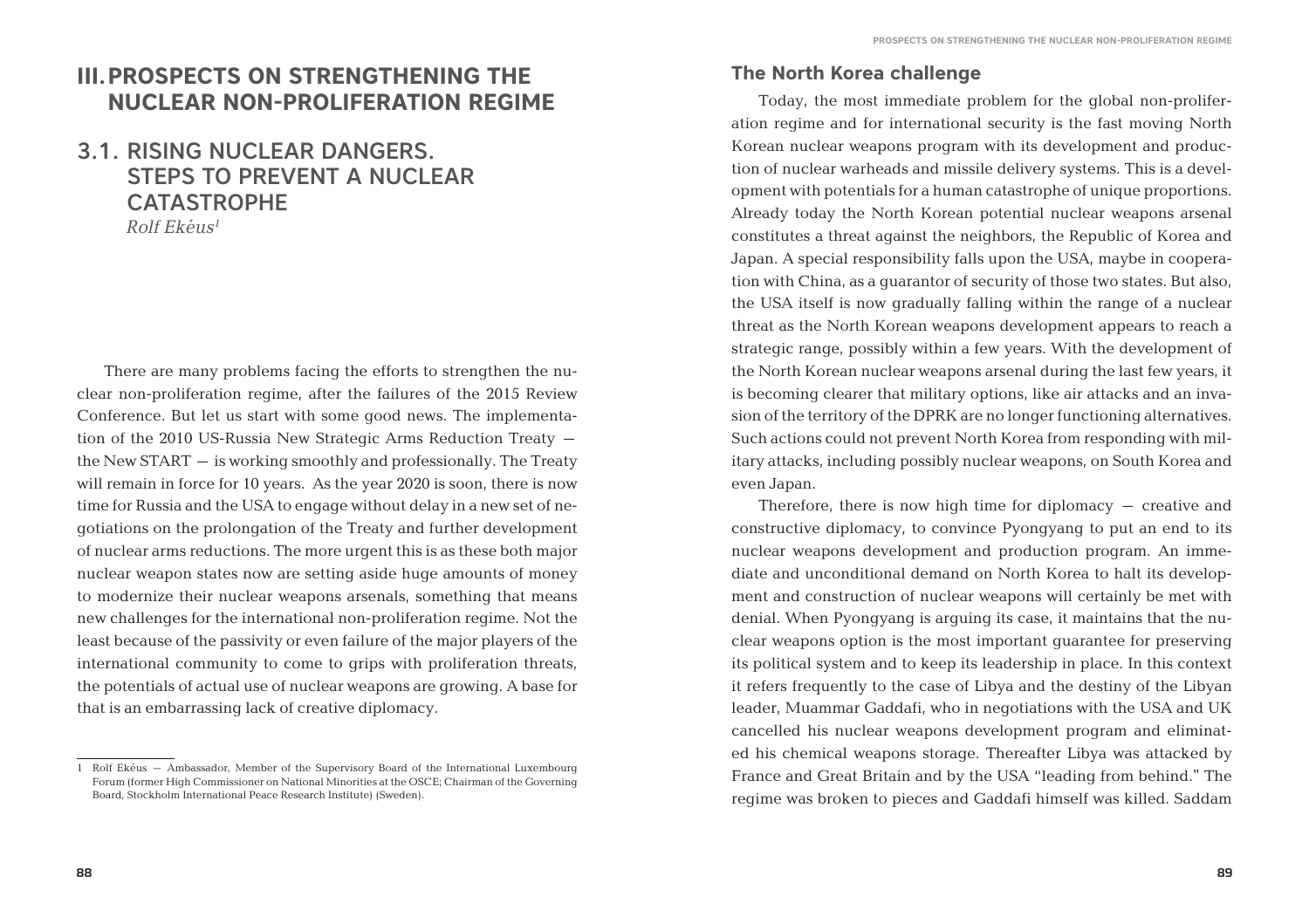# III. PROSPECTS ON STRENGTHENING THE NUCLEAR NON-PROLIFERATION REGIME

## 3.1. RISING NUCLEAR DANGERS. STEPS TO PREVENT A NUCLEAR CATASTROPHE

*Rolf Ekéus*[1]

There are many problems facing the efforts to strengthen the nuclear non-proliferation regime, after the failures of the 2015 Review Conference. But let us start with some good news. The implementation of the 2010 US-Russia New Strategic Arms Reduction Treaty — the New START — is working smoothly and professionally. The Treaty will remain in force for 10 years. As the year 2020 is soon, there is now time for Russia and the USA to engage without delay in a new set of negotiations on the prolongation of the Treaty and further development of nuclear arms reductions. The more urgent this is as these both major nuclear weapon states now are setting aside huge amounts of money to modernize their nuclear weapons arsenals, something that means new challenges for the international non-proliferation regime. Not the least because of the passivity or even failure of the major players of the international community to come to grips with proliferation threats, the potentials of actual use of nuclear weapons are growing. A base for that is an embarrassing lack of creative diplomacy.

[1] Rolf Ekéus — Ambassador, Member of the Supervisory Board of the International Luxembourg Forum (former High Commissioner on National Minorities at the OSCE; Chairman of the Governing Board, Stockholm International Peace Research Institute) (Sweden).

### The North Korea challenge

Today, the most immediate problem for the global non-proliferation regime and for international security is the fast moving North Korean nuclear weapons program with its development and production of nuclear warheads and missile delivery systems. This is a development with potentials for a human catastrophe of unique proportions. Already today the North Korean potential nuclear weapons arsenal constitutes a threat against the neighbors, the Republic of Korea and Japan. A special responsibility falls upon the USA, maybe in cooperation with China, as a guarantor of security of those two states. But also, the USA itself is now gradually falling within the range of a nuclear threat as the North Korean weapons development appears to reach a strategic range, possibly within a few years. With the development of the North Korean nuclear weapons arsenal during the last few years, it is becoming clearer that military options, like air attacks and an invasion of the territory of the DPRK are no longer functioning alternatives. Such actions could not prevent North Korea from responding with military attacks, including possibly nuclear weapons, on South Korea and even Japan.

Therefore, there is now high time for diplomacy — creative and constructive diplomacy, to convince Pyongyang to put an end to its nuclear weapons development and production program. An immediate and unconditional demand on North Korea to halt its development and construction of nuclear weapons will certainly be met with denial. When Pyongyang is arguing its case, it maintains that the nuclear weapons option is the most important guarantee for preserving its political system and to keep its leadership in place. In this context it refers frequently to the case of Libya and the destiny of the Libyan leader, Muammar Gaddafi, who in negotiations with the USA and UK cancelled his nuclear weapons development program and eliminated his chemical weapons storage. Thereafter Libya was attacked by France and Great Britain and by the USA "leading from behind." The regime was broken to pieces and Gaddafi himself was killed. Saddam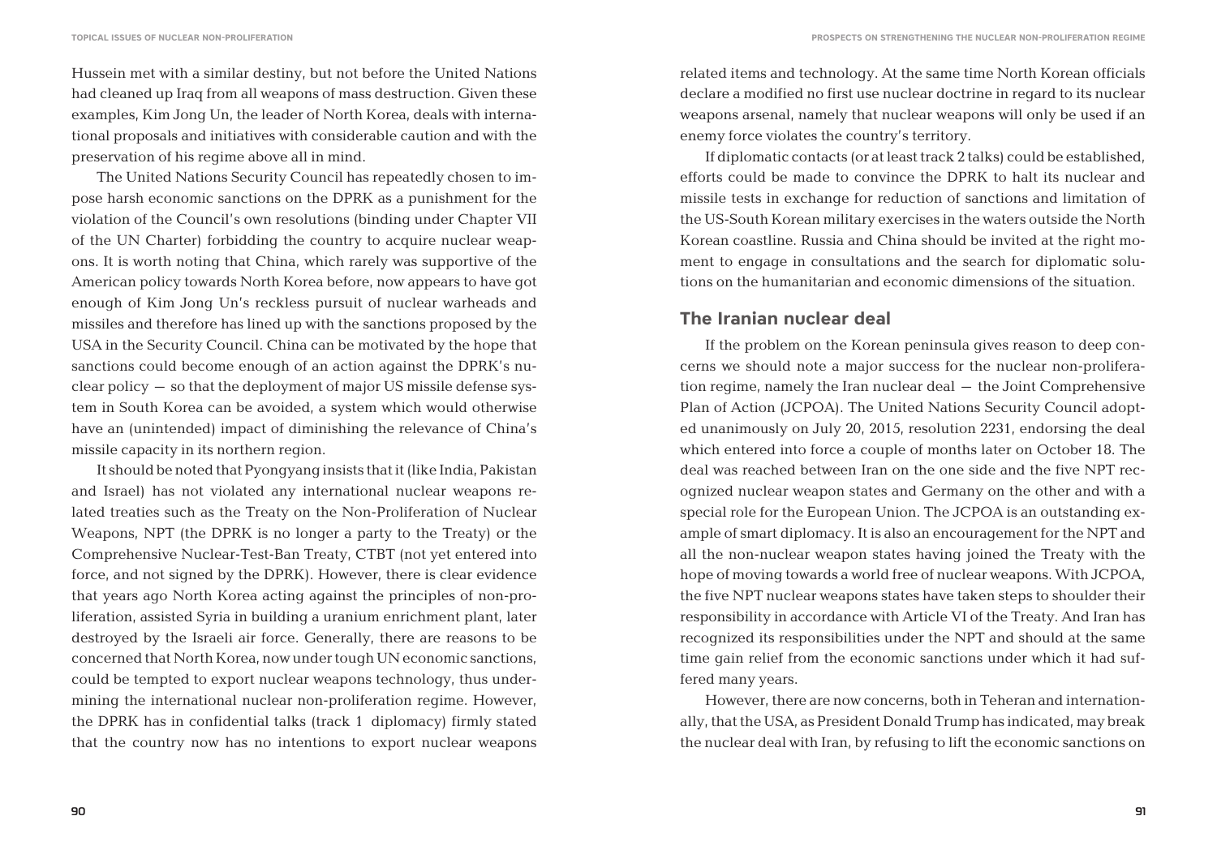Hussein met with a similar destiny, but not before the United Nations had cleaned up Iraq from all weapons of mass destruction. Given these examples, Kim Jong Un, the leader of North Korea, deals with international proposals and initiatives with considerable caution and with the preservation of his regime above all in mind.

The United Nations Security Council has repeatedly chosen to impose harsh economic sanctions on the DPRK as a punishment for the violation of the Council's own resolutions (binding under Chapter VII of the UN Charter) forbidding the country to acquire nuclear weapons. It is worth noting that China, which rarely was supportive of the American policy towards North Korea before, now appears to have got enough of Kim Jong Un's reckless pursuit of nuclear warheads and missiles and therefore has lined up with the sanctions proposed by the USA in the Security Council. China can be motivated by the hope that sanctions could become enough of an action against the DPRK's nuclear policy — so that the deployment of major US missile defense system in South Korea can be avoided, a system which would otherwise have an (unintended) impact of diminishing the relevance of China's missile capacity in its northern region.

It should be noted that Pyongyang insists that it (like India, Pakistan and Israel) has not violated any international nuclear weapons related treaties such as the Treaty on the Non-Proliferation of Nuclear Weapons, NPT (the DPRK is no longer a party to the Treaty) or the Comprehensive Nuclear-Test-Ban Treaty, CTBT (not yet entered into force, and not signed by the DPRK). However, there is clear evidence that years ago North Korea acting against the principles of non-proliferation, assisted Syria in building a uranium enrichment plant, later destroyed by the Israeli air force. Generally, there are reasons to be concerned that North Korea, now under tough UN economic sanctions, could be tempted to export nuclear weapons technology, thus undermining the international nuclear non-proliferation regime. However, the DPRK has in confidential talks (track 1 diplomacy) firmly stated that the country now has no intentions to export nuclear weapons related items and technology. At the same time North Korean officials declare a modified no first use nuclear doctrine in regard to its nuclear weapons arsenal, namely that nuclear weapons will only be used if an enemy force violates the country's territory.

If diplomatic contacts (or at least track 2 talks) could be established, efforts could be made to convince the DPRK to halt its nuclear and missile tests in exchange for reduction of sanctions and limitation of the US-South Korean military exercises in the waters outside the North Korean coastline. Russia and China should be invited at the right moment to engage in consultations and the search for diplomatic solutions on the humanitarian and economic dimensions of the situation.

## The Iranian nuclear deal

If the problem on the Korean peninsula gives reason to deep concerns we should note a major success for the nuclear non-proliferation regime, namely the Iran nuclear deal — the Joint Comprehensive Plan of Action (JCPOA). The United Nations Security Council adopted unanimously on July 20, 2015, resolution 2231, endorsing the deal which entered into force a couple of months later on October 18. The deal was reached between Iran on the one side and the five NPT recognized nuclear weapon states and Germany on the other and with a special role for the European Union. The JCPOA is an outstanding example of smart diplomacy. It is also an encouragement for the NPT and all the non-nuclear weapon states having joined the Treaty with the hope of moving towards a world free of nuclear weapons. With JCPOA, the five NPT nuclear weapons states have taken steps to shoulder their responsibility in accordance with Article VI of the Treaty. And Iran has recognized its responsibilities under the NPT and should at the same time gain relief from the economic sanctions under which it had suffered many years.

However, there are now concerns, both in Teheran and internationally, that the USA, as President Donald Trump has indicated, may break the nuclear deal with Iran, by refusing to lift the economic sanctions on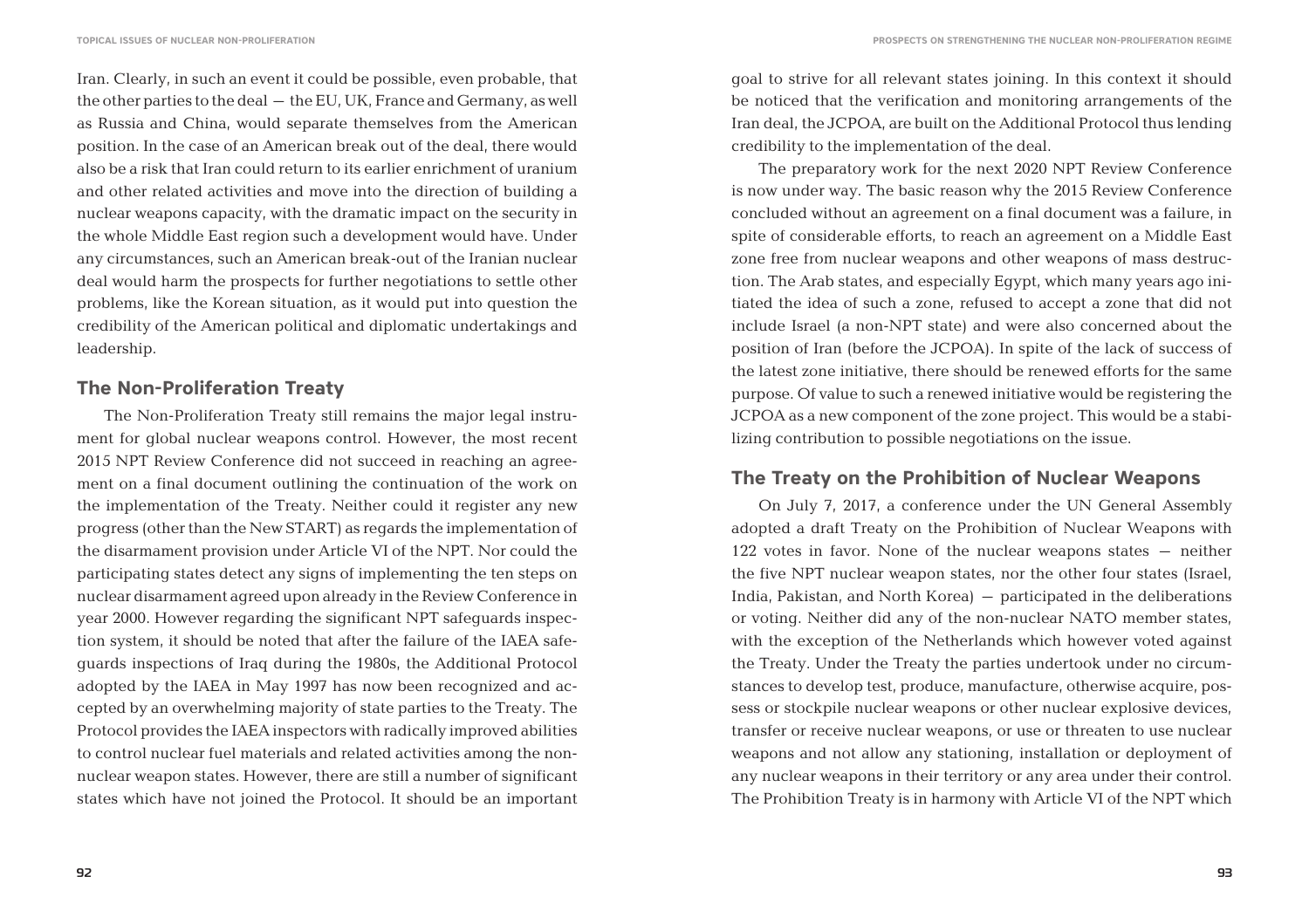Iran. Clearly, in such an event it could be possible, even probable, that the other parties to the deal — the EU, UK, France and Germany, as well as Russia and China, would separate themselves from the American position. In the case of an American break out of the deal, there would also be a risk that Iran could return to its earlier enrichment of uranium and other related activities and move into the direction of building a nuclear weapons capacity, with the dramatic impact on the security in the whole Middle East region such a development would have. Under any circumstances, such an American break-out of the Iranian nuclear deal would harm the prospects for further negotiations to settle other problems, like the Korean situation, as it would put into question the credibility of the American political and diplomatic undertakings and leadership.

## The Non-Proliferation Treaty

The Non-Proliferation Treaty still remains the major legal instrument for global nuclear weapons control. However, the most recent 2015 NPT Review Conference did not succeed in reaching an agreement on a final document outlining the continuation of the work on the implementation of the Treaty. Neither could it register any new progress (other than the New START) as regards the implementation of the disarmament provision under Article VI of the NPT. Nor could the participating states detect any signs of implementing the ten steps on nuclear disarmament agreed upon already in the Review Conference in year 2000. However regarding the significant NPT safeguards inspection system, it should be noted that after the failure of the IAEA safeguards inspections of Iraq during the 1980s, the Additional Protocol adopted by the IAEA in May 1997 has now been recognized and accepted by an overwhelming majority of state parties to the Treaty. The Protocol provides the IAEA inspectors with radically improved abilities to control nuclear fuel materials and related activities among the non-nuclear weapon states. However, there are still a number of significant states which have not joined the Protocol. It should be an important goal to strive for all relevant states joining. In this context it should be noticed that the verification and monitoring arrangements of the Iran deal, the JCPOA, are built on the Additional Protocol thus lending credibility to the implementation of the deal.

The preparatory work for the next 2020 NPT Review Conference is now under way. The basic reason why the 2015 Review Conference concluded without an agreement on a final document was a failure, in spite of considerable efforts, to reach an agreement on a Middle East zone free from nuclear weapons and other weapons of mass destruction. The Arab states, and especially Egypt, which many years ago initiated the idea of such a zone, refused to accept a zone that did not include Israel (a non-NPT state) and were also concerned about the position of Iran (before the JCPOA). In spite of the lack of success of the latest zone initiative, there should be renewed efforts for the same purpose. Of value to such a renewed initiative would be registering the JCPOA as a new component of the zone project. This would be a stabilizing contribution to possible negotiations on the issue.

## The Treaty on the Prohibition of Nuclear Weapons

On July 7, 2017, a conference under the UN General Assembly adopted a draft Treaty on the Prohibition of Nuclear Weapons with 122 votes in favor. None of the nuclear weapons states — neither the five NPT nuclear weapon states, nor the other four states (Israel, India, Pakistan, and North Korea) — participated in the deliberations or voting. Neither did any of the non-nuclear NATO member states, with the exception of the Netherlands which however voted against the Treaty. Under the Treaty the parties undertook under no circumstances to develop test, produce, manufacture, otherwise acquire, possess or stockpile nuclear weapons or other nuclear explosive devices, transfer or receive nuclear weapons, or use or threaten to use nuclear weapons and not allow any stationing, installation or deployment of any nuclear weapons in their territory or any area under their control. The Prohibition Treaty is in harmony with Article VI of the NPT which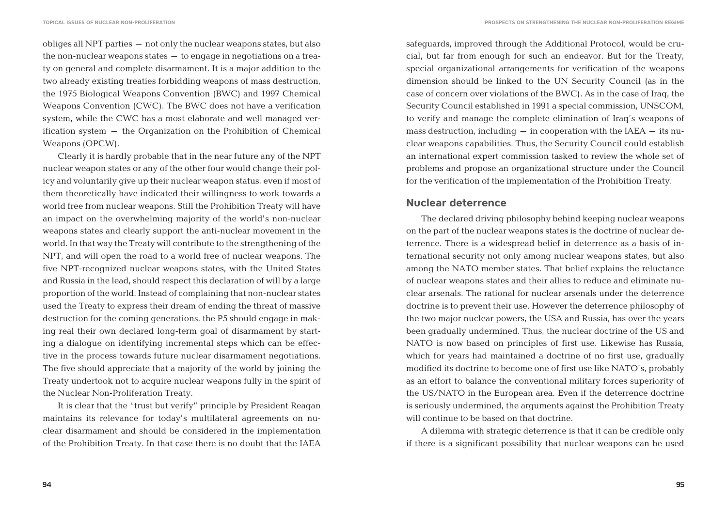obliges all NPT parties — not only the nuclear weapons states, but also the non-nuclear weapons states — to engage in negotiations on a treaty on general and complete disarmament. It is a major addition to the two already existing treaties forbidding weapons of mass destruction, the 1975 Biological Weapons Convention (BWC) and 1997 Chemical Weapons Convention (CWC). The BWC does not have a verification system, while the CWC has a most elaborate and well managed verification system — the Organization on the Prohibition of Chemical Weapons (OPCW).

Clearly it is hardly probable that in the near future any of the NPT nuclear weapon states or any of the other four would change their policy and voluntarily give up their nuclear weapon status, even if most of them theoretically have indicated their willingness to work towards a world free from nuclear weapons. Still the Prohibition Treaty will have an impact on the overwhelming majority of the world's non-nuclear weapons states and clearly support the anti-nuclear movement in the world. In that way the Treaty will contribute to the strengthening of the NPT, and will open the road to a world free of nuclear weapons. The five NPT-recognized nuclear weapons states, with the United States and Russia in the lead, should respect this declaration of will by a large proportion of the world. Instead of complaining that non-nuclear states used the Treaty to express their dream of ending the threat of massive destruction for the coming generations, the P5 should engage in making real their own declared long-term goal of disarmament by starting a dialogue on identifying incremental steps which can be effective in the process towards future nuclear disarmament negotiations. The five should appreciate that a majority of the world by joining the Treaty undertook not to acquire nuclear weapons fully in the spirit of the Nuclear Non-Proliferation Treaty.

It is clear that the "trust but verify" principle by President Reagan maintains its relevance for today's multilateral agreements on nuclear disarmament and should be considered in the implementation of the Prohibition Treaty. In that case there is no doubt that the IAEA safeguards, improved through the Additional Protocol, would be crucial, but far from enough for such an endeavor. But for the Treaty, special organizational arrangements for verification of the weapons dimension should be linked to the UN Security Council (as in the case of concern over violations of the BWC). As in the case of Iraq, the Security Council established in 1991 a special commission, UNSCOM, to verify and manage the complete elimination of Iraq's weapons of mass destruction, including — in cooperation with the IAEA — its nuclear weapons capabilities. Thus, the Security Council could establish an international expert commission tasked to review the whole set of problems and propose an organizational structure under the Council for the verification of the implementation of the Prohibition Treaty.

## Nuclear deterrence

The declared driving philosophy behind keeping nuclear weapons on the part of the nuclear weapons states is the doctrine of nuclear deterrence. There is a widespread belief in deterrence as a basis of international security not only among nuclear weapons states, but also among the NATO member states. That belief explains the reluctance of nuclear weapons states and their allies to reduce and eliminate nuclear arsenals. The rational for nuclear arsenals under the deterrence doctrine is to prevent their use. However the deterrence philosophy of the two major nuclear powers, the USA and Russia, has over the years been gradually undermined. Thus, the nuclear doctrine of the US and NATO is now based on principles of first use. Likewise has Russia, which for years had maintained a doctrine of no first use, gradually modified its doctrine to become one of first use like NATO's, probably as an effort to balance the conventional military forces superiority of the US/NATO in the European area. Even if the deterrence doctrine is seriously undermined, the arguments against the Prohibition Treaty will continue to be based on that doctrine.

A dilemma with strategic deterrence is that it can be credible only if there is a significant possibility that nuclear weapons can be used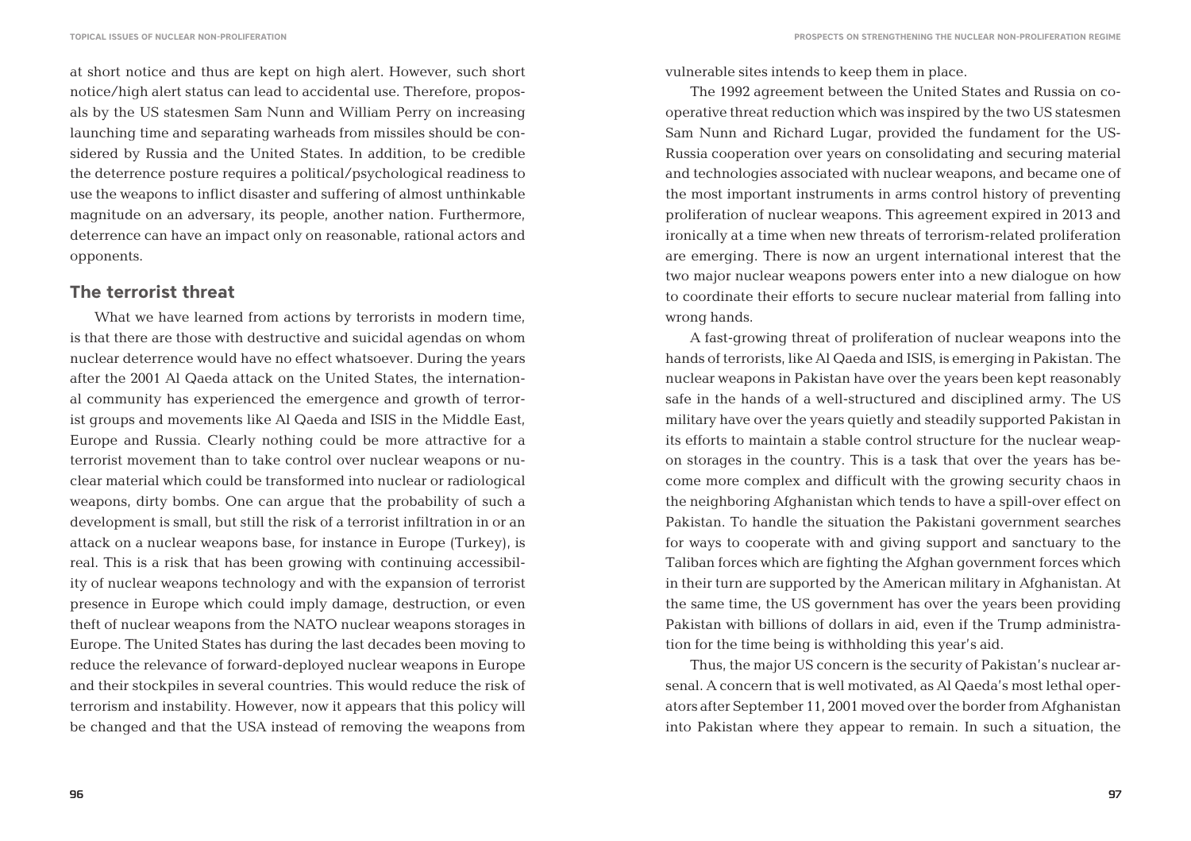at short notice and thus are kept on high alert. However, such short notice/high alert status can lead to accidental use. Therefore, proposals by the US statesmen Sam Nunn and William Perry on increasing launching time and separating warheads from missiles should be considered by Russia and the United States. In addition, to be credible the deterrence posture requires a political/psychological readiness to use the weapons to inflict disaster and suffering of almost unthinkable magnitude on an adversary, its people, another nation. Furthermore, deterrence can have an impact only on reasonable, rational actors and opponents.

## The terrorist threat

What we have learned from actions by terrorists in modern time, is that there are those with destructive and suicidal agendas on whom nuclear deterrence would have no effect whatsoever. During the years after the 2001 Al Qaeda attack on the United States, the international community has experienced the emergence and growth of terrorist groups and movements like Al Qaeda and ISIS in the Middle East, Europe and Russia. Clearly nothing could be more attractive for a terrorist movement than to take control over nuclear weapons or nuclear material which could be transformed into nuclear or radiological weapons, dirty bombs. One can argue that the probability of such a development is small, but still the risk of a terrorist infiltration in or an attack on a nuclear weapons base, for instance in Europe (Turkey), is real. This is a risk that has been growing with continuing accessibility of nuclear weapons technology and with the expansion of terrorist presence in Europe which could imply damage, destruction, or even theft of nuclear weapons from the NATO nuclear weapons storages in Europe. The United States has during the last decades been moving to reduce the relevance of forward-deployed nuclear weapons in Europe and their stockpiles in several countries. This would reduce the risk of terrorism and instability. However, now it appears that this policy will be changed and that the USA instead of removing the weapons from vulnerable sites intends to keep them in place.

The 1992 agreement between the United States and Russia on cooperative threat reduction which was inspired by the two US statesmen Sam Nunn and Richard Lugar, provided the fundament for the US-Russia cooperation over years on consolidating and securing material and technologies associated with nuclear weapons, and became one of the most important instruments in arms control history of preventing proliferation of nuclear weapons. This agreement expired in 2013 and ironically at a time when new threats of terrorism-related proliferation are emerging. There is now an urgent international interest that the two major nuclear weapons powers enter into a new dialogue on how to coordinate their efforts to secure nuclear material from falling into wrong hands.

A fast-growing threat of proliferation of nuclear weapons into the hands of terrorists, like Al Qaeda and ISIS, is emerging in Pakistan. The nuclear weapons in Pakistan have over the years been kept reasonably safe in the hands of a well-structured and disciplined army. The US military have over the years quietly and steadily supported Pakistan in its efforts to maintain a stable control structure for the nuclear weapon storages in the country. This is a task that over the years has become more complex and difficult with the growing security chaos in the neighboring Afghanistan which tends to have a spill-over effect on Pakistan. To handle the situation the Pakistani government searches for ways to cooperate with and giving support and sanctuary to the Taliban forces which are fighting the Afghan government forces which in their turn are supported by the American military in Afghanistan. At the same time, the US government has over the years been providing Pakistan with billions of dollars in aid, even if the Trump administration for the time being is withholding this year's aid.

Thus, the major US concern is the security of Pakistan's nuclear arsenal. A concern that is well motivated, as Al Qaeda's most lethal operators after September 11, 2001 moved over the border from Afghanistan into Pakistan where they appear to remain. In such a situation, the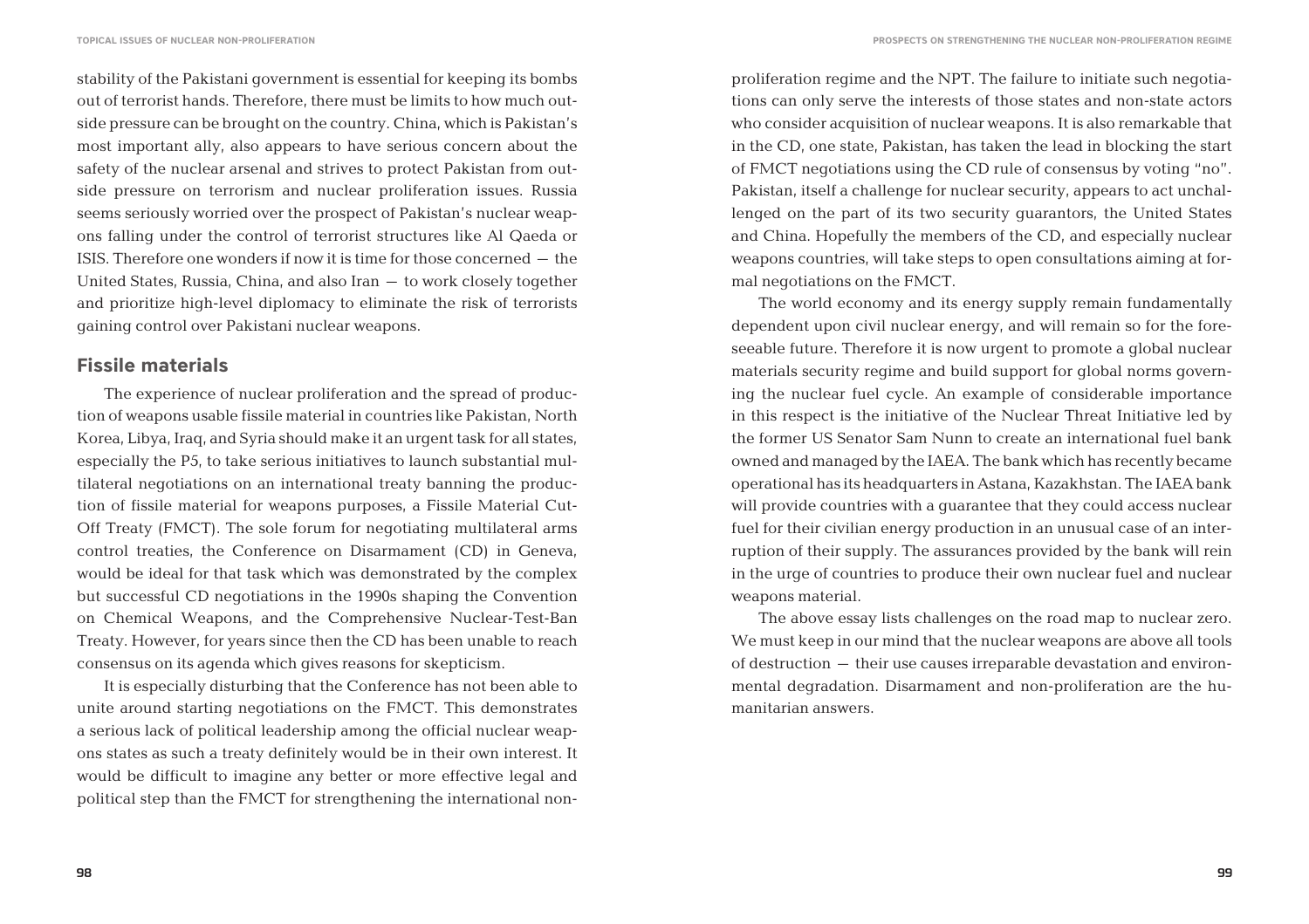stability of the Pakistani government is essential for keeping its bombs out of terrorist hands. Therefore, there must be limits to how much outside pressure can be brought on the country. China, which is Pakistan's most important ally, also appears to have serious concern about the safety of the nuclear arsenal and strives to protect Pakistan from outside pressure on terrorism and nuclear proliferation issues. Russia seems seriously worried over the prospect of Pakistan's nuclear weapons falling under the control of terrorist structures like Al Qaeda or ISIS. Therefore one wonders if now it is time for those concerned — the United States, Russia, China, and also Iran — to work closely together and prioritize high-level diplomacy to eliminate the risk of terrorists gaining control over Pakistani nuclear weapons.

## Fissile materials

The experience of nuclear proliferation and the spread of production of weapons usable fissile material in countries like Pakistan, North Korea, Libya, Iraq, and Syria should make it an urgent task for all states, especially the P5, to take serious initiatives to launch substantial multilateral negotiations on an international treaty banning the production of fissile material for weapons purposes, a Fissile Material Cut-Off Treaty (FMCT). The sole forum for negotiating multilateral arms control treaties, the Conference on Disarmament (CD) in Geneva, would be ideal for that task which was demonstrated by the complex but successful CD negotiations in the 1990s shaping the Convention on Chemical Weapons, and the Comprehensive Nuclear-Test-Ban Treaty. However, for years since then the CD has been unable to reach consensus on its agenda which gives reasons for skepticism.

It is especially disturbing that the Conference has not been able to unite around starting negotiations on the FMCT. This demonstrates a serious lack of political leadership among the official nuclear weapons states as such a treaty definitely would be in their own interest. It would be difficult to imagine any better or more effective legal and political step than the FMCT for strengthening the international non-proliferation regime and the NPT. The failure to initiate such negotiations can only serve the interests of those states and non-state actors who consider acquisition of nuclear weapons. It is also remarkable that in the CD, one state, Pakistan, has taken the lead in blocking the start of FMCT negotiations using the CD rule of consensus by voting "no". Pakistan, itself a challenge for nuclear security, appears to act unchallenged on the part of its two security guarantors, the United States and China. Hopefully the members of the CD, and especially nuclear weapons countries, will take steps to open consultations aiming at formal negotiations on the FMCT.

The world economy and its energy supply remain fundamentally dependent upon civil nuclear energy, and will remain so for the foreseeable future. Therefore it is now urgent to promote a global nuclear materials security regime and build support for global norms governing the nuclear fuel cycle. An example of considerable importance in this respect is the initiative of the Nuclear Threat Initiative led by the former US Senator Sam Nunn to create an international fuel bank owned and managed by the IAEA. The bank which has recently became operational has its headquarters in Astana, Kazakhstan. The IAEA bank will provide countries with a guarantee that they could access nuclear fuel for their civilian energy production in an unusual case of an interruption of their supply. The assurances provided by the bank will rein in the urge of countries to produce their own nuclear fuel and nuclear weapons material.

The above essay lists challenges on the road map to nuclear zero. We must keep in our mind that the nuclear weapons are above all tools of destruction — their use causes irreparable devastation and environmental degradation. Disarmament and non-proliferation are the humanitarian answers.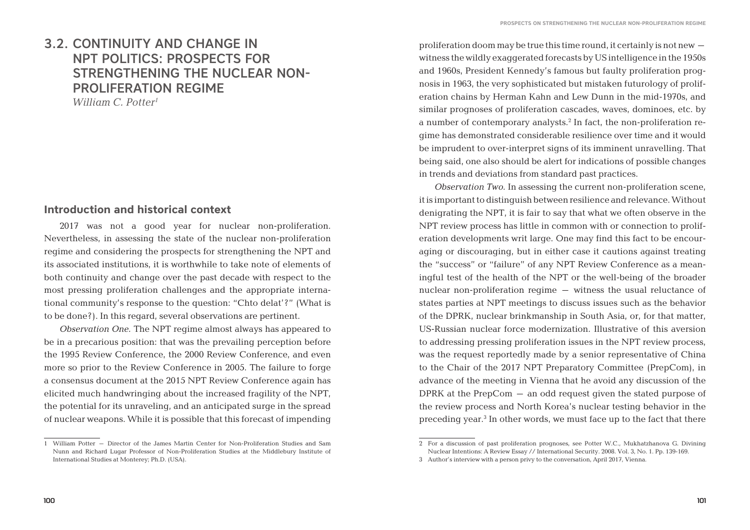## 3.2. CONTINUITY AND CHANGE IN NPT POLITICS: PROSPECTS FOR STRENGTHENING THE NUCLEAR NON-PROLIFERATION REGIME

*William C. Potter*[1]

### Introduction and historical context

2017 was not a good year for nuclear non-proliferation. Nevertheless, in assessing the state of the nuclear non-proliferation regime and considering the prospects for strengthening the NPT and its associated institutions, it is worthwhile to take note of elements of both continuity and change over the past decade with respect to the most pressing proliferation challenges and the appropriate international community's response to the question: "Chto delat'?" (What is to be done?). In this regard, several observations are pertinent.

*Observation One.* The NPT regime almost always has appeared to be in a precarious position: that was the prevailing perception before the 1995 Review Conference, the 2000 Review Conference, and even more so prior to the Review Conference in 2005. The failure to forge a consensus document at the 2015 NPT Review Conference again has elicited much handwringing about the increased fragility of the NPT, the potential for its unraveling, and an anticipated surge in the spread of nuclear weapons. While it is possible that this forecast of impending proliferation doom may be true this time round, it certainly is not new — witness the wildly exaggerated forecasts by US intelligence in the 1950s and 1960s, President Kennedy's famous but faulty proliferation prognosis in 1963, the very sophisticated but mistaken futurology of proliferation chains by Herman Kahn and Lew Dunn in the mid-1970s, and similar prognoses of proliferation cascades, waves, dominoes, etc. by a number of contemporary analysts.[2] In fact, the non-proliferation regime has demonstrated considerable resilience over time and it would be imprudent to over-interpret signs of its imminent unravelling. That being said, one also should be alert for indications of possible changes in trends and deviations from standard past practices.

*Observation Two.* In assessing the current non-proliferation scene, it is important to distinguish between resilience and relevance. Without denigrating the NPT, it is fair to say that what we often observe in the NPT review process has little in common with or connection to proliferation developments writ large. One may find this fact to be encouraging or discouraging, but in either case it cautions against treating the "success" or "failure" of any NPT Review Conference as a meaningful test of the health of the NPT or the well-being of the broader nuclear non-proliferation regime — witness the usual reluctance of states parties at NPT meetings to discuss issues such as the behavior of the DPRK, nuclear brinkmanship in South Asia, or, for that matter, US-Russian nuclear force modernization. Illustrative of this aversion to addressing pressing proliferation issues in the NPT review process, was the request reportedly made by a senior representative of China to the Chair of the 2017 NPT Preparatory Committee (PrepCom), in advance of the meeting in Vienna that he avoid any discussion of the DPRK at the PrepCom — an odd request given the stated purpose of the review process and North Korea's nuclear testing behavior in the preceding year.[3] In other words, we must face up to the fact that there

---

1 William Potter — Director of the James Martin Center for Non-Proliferation Studies and Sam Nunn and Richard Lugar Professor of Non-Proliferation Studies at the Middlebury Institute of International Studies at Monterey; Ph.D. (USA).

2 For a discussion of past proliferation prognoses, see Potter W.C., Mukhatzhanova G. Divining Nuclear Intentions: A Review Essay // International Security. 2008. Vol. 3, No. 1. Pp. 139-169.

3 Author's interview with a person privy to the conversation, April 2017, Vienna.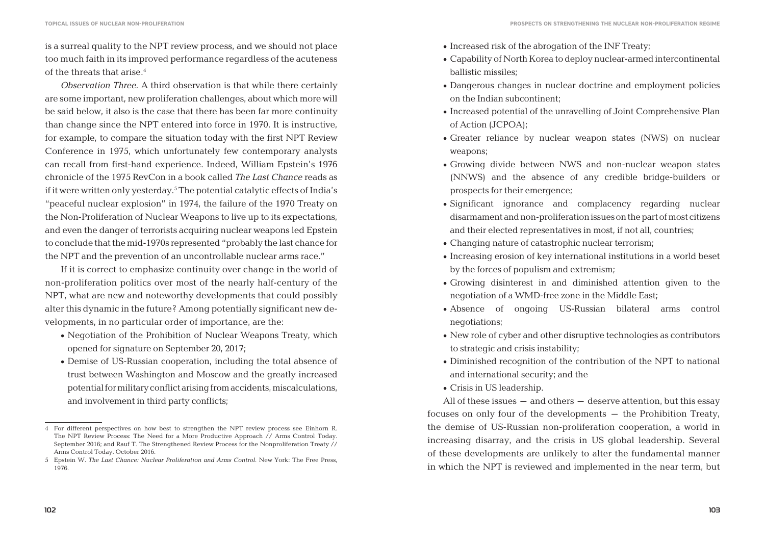is a surreal quality to the NPT review process, and we should not place too much faith in its improved performance regardless of the acuteness of the threats that arise.[4]

*Observation Three.* A third observation is that while there certainly are some important, new proliferation challenges, about which more will be said below, it also is the case that there has been far more continuity than change since the NPT entered into force in 1970. It is instructive, for example, to compare the situation today with the first NPT Review Conference in 1975, which unfortunately few contemporary analysts can recall from first-hand experience. Indeed, William Epstein's 1976 chronicle of the 1975 RevCon in a book called *The Last Chance* reads as if it were written only yesterday.[5] The potential catalytic effects of India's "peaceful nuclear explosion" in 1974, the failure of the 1970 Treaty on the Non-Proliferation of Nuclear Weapons to live up to its expectations, and even the danger of terrorists acquiring nuclear weapons led Epstein to conclude that the mid-1970s represented "probably the last chance for the NPT and the prevention of an uncontrollable nuclear arms race."

If it is correct to emphasize continuity over change in the world of non-proliferation politics over most of the nearly half-century of the NPT, what are new and noteworthy developments that could possibly alter this dynamic in the future? Among potentially significant new developments, in no particular order of importance, are the:

- Negotiation of the Prohibition of Nuclear Weapons Treaty, which opened for signature on September 20, 2017;
- Demise of US-Russian cooperation, including the total absence of trust between Washington and Moscow and the greatly increased potential for military conflict arising from accidents, miscalculations, and involvement in third party conflicts;
- Increased risk of the abrogation of the INF Treaty;
- Capability of North Korea to deploy nuclear-armed intercontinental ballistic missiles;
- Dangerous changes in nuclear doctrine and employment policies on the Indian subcontinent;
- Increased potential of the unravelling of Joint Comprehensive Plan of Action (JCPOA);
- Greater reliance by nuclear weapon states (NWS) on nuclear weapons;
- Growing divide between NWS and non-nuclear weapon states (NNWS) and the absence of any credible bridge-builders or prospects for their emergence;
- Significant ignorance and complacency regarding nuclear disarmament and non-proliferation issues on the part of most citizens and their elected representatives in most, if not all, countries;
- Changing nature of catastrophic nuclear terrorism;
- Increasing erosion of key international institutions in a world beset by the forces of populism and extremism;
- Growing disinterest in and diminished attention given to the negotiation of a WMD-free zone in the Middle East;
- Absence of ongoing US-Russian bilateral arms control negotiations;
- New role of cyber and other disruptive technologies as contributors to strategic and crisis instability;
- Diminished recognition of the contribution of the NPT to national and international security; and the
- Crisis in US leadership.

All of these issues — and others — deserve attention, but this essay focuses on only four of the developments — the Prohibition Treaty, the demise of US-Russian non-proliferation cooperation, a world in increasing disarray, and the crisis in US global leadership. Several of these developments are unlikely to alter the fundamental manner in which the NPT is reviewed and implemented in the near term, but

---

4 For different perspectives on how best to strengthen the NPT review process see Einhorn R. The NPT Review Process: The Need for a More Productive Approach // Arms Control Today. September 2016; and Rauf T. The Strengthened Review Process for the Nonproliferation Treaty // Arms Control Today. October 2016.

5 Epstein W. *The Last Chance: Nuclear Proliferation and Arms Control.* New York: The Free Press, 1976.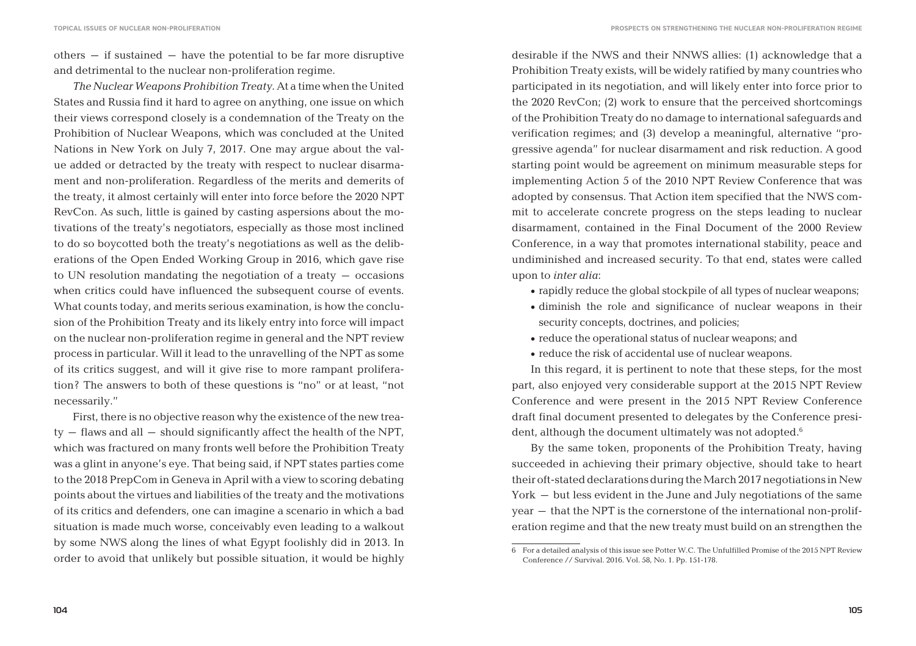others — if sustained — have the potential to be far more disruptive and detrimental to the nuclear non-proliferation regime.

*The Nuclear Weapons Prohibition Treaty.* At a time when the United States and Russia find it hard to agree on anything, one issue on which their views correspond closely is a condemnation of the Treaty on the Prohibition of Nuclear Weapons, which was concluded at the United Nations in New York on July 7, 2017. One may argue about the value added or detracted by the treaty with respect to nuclear disarmament and non-proliferation. Regardless of the merits and demerits of the treaty, it almost certainly will enter into force before the 2020 NPT RevCon. As such, little is gained by casting aspersions about the motivations of the treaty's negotiators, especially as those most inclined to do so boycotted both the treaty's negotiations as well as the deliberations of the Open Ended Working Group in 2016, which gave rise to UN resolution mandating the negotiation of a treaty — occasions when critics could have influenced the subsequent course of events. What counts today, and merits serious examination, is how the conclusion of the Prohibition Treaty and its likely entry into force will impact on the nuclear non-proliferation regime in general and the NPT review process in particular. Will it lead to the unravelling of the NPT as some of its critics suggest, and will it give rise to more rampant proliferation? The answers to both of these questions is "no" or at least, "not necessarily."

First, there is no objective reason why the existence of the new treaty — flaws and all — should significantly affect the health of the NPT, which was fractured on many fronts well before the Prohibition Treaty was a glint in anyone's eye. That being said, if NPT states parties come to the 2018 PrepCom in Geneva in April with a view to scoring debating points about the virtues and liabilities of the treaty and the motivations of its critics and defenders, one can imagine a scenario in which a bad situation is made much worse, conceivably even leading to a walkout by some NWS along the lines of what Egypt foolishly did in 2013. In order to avoid that unlikely but possible situation, it would be highly desirable if the NWS and their NNWS allies: (1) acknowledge that a Prohibition Treaty exists, will be widely ratified by many countries who participated in its negotiation, and will likely enter into force prior to the 2020 RevCon; (2) work to ensure that the perceived shortcomings of the Prohibition Treaty do no damage to international safeguards and verification regimes; and (3) develop a meaningful, alternative "progressive agenda" for nuclear disarmament and risk reduction. A good starting point would be agreement on minimum measurable steps for implementing Action 5 of the 2010 NPT Review Conference that was adopted by consensus. That Action item specified that the NWS commit to accelerate concrete progress on the steps leading to nuclear disarmament, contained in the Final Document of the 2000 Review Conference, in a way that promotes international stability, peace and undiminished and increased security. To that end, states were called upon to *inter alia*:

- rapidly reduce the global stockpile of all types of nuclear weapons;
- diminish the role and significance of nuclear weapons in their security concepts, doctrines, and policies;
- reduce the operational status of nuclear weapons; and
- reduce the risk of accidental use of nuclear weapons.

In this regard, it is pertinent to note that these steps, for the most part, also enjoyed very considerable support at the 2015 NPT Review Conference and were present in the 2015 NPT Review Conference draft final document presented to delegates by the Conference president, although the document ultimately was not adopted.[6]

By the same token, proponents of the Prohibition Treaty, having succeeded in achieving their primary objective, should take to heart their oft-stated declarations during the March 2017 negotiations in New York — but less evident in the June and July negotiations of the same year — that the NPT is the cornerstone of the international non-proliferation regime and that the new treaty must build on an strengthen the

---

6 For a detailed analysis of this issue see Potter W.C. The Unfulfilled Promise of the 2015 NPT Review Conference // Survival. 2016. Vol. 58, No. 1. Pp. 151-178.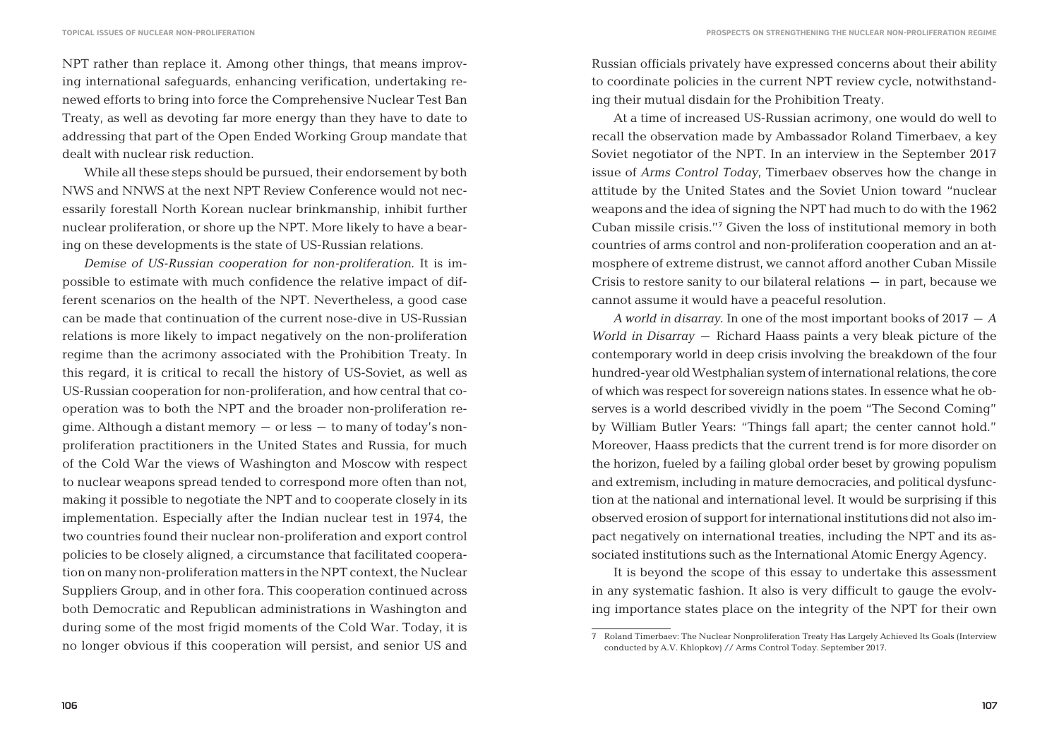NPT rather than replace it. Among other things, that means improving international safeguards, enhancing verification, undertaking renewed efforts to bring into force the Comprehensive Nuclear Test Ban Treaty, as well as devoting far more energy than they have to date to addressing that part of the Open Ended Working Group mandate that dealt with nuclear risk reduction.

While all these steps should be pursued, their endorsement by both NWS and NNWS at the next NPT Review Conference would not necessarily forestall North Korean nuclear brinkmanship, inhibit further nuclear proliferation, or shore up the NPT. More likely to have a bearing on these developments is the state of US-Russian relations.

*Demise of US-Russian cooperation for non-proliferation.* It is impossible to estimate with much confidence the relative impact of different scenarios on the health of the NPT. Nevertheless, a good case can be made that continuation of the current nose-dive in US-Russian relations is more likely to impact negatively on the non-proliferation regime than the acrimony associated with the Prohibition Treaty. In this regard, it is critical to recall the history of US-Soviet, as well as US-Russian cooperation for non-proliferation, and how central that cooperation was to both the NPT and the broader non-proliferation regime. Although a distant memory — or less — to many of today's non-proliferation practitioners in the United States and Russia, for much of the Cold War the views of Washington and Moscow with respect to nuclear weapons spread tended to correspond more often than not, making it possible to negotiate the NPT and to cooperate closely in its implementation. Especially after the Indian nuclear test in 1974, the two countries found their nuclear non-proliferation and export control policies to be closely aligned, a circumstance that facilitated cooperation on many non-proliferation matters in the NPT context, the Nuclear Suppliers Group, and in other fora. This cooperation continued across both Democratic and Republican administrations in Washington and during some of the most frigid moments of the Cold War. Today, it is no longer obvious if this cooperation will persist, and senior US and Russian officials privately have expressed concerns about their ability to coordinate policies in the current NPT review cycle, notwithstanding their mutual disdain for the Prohibition Treaty.

At a time of increased US-Russian acrimony, one would do well to recall the observation made by Ambassador Roland Timerbaev, a key Soviet negotiator of the NPT. In an interview in the September 2017 issue of *Arms Control Today*, Timerbaev observes how the change in attitude by the United States and the Soviet Union toward "nuclear weapons and the idea of signing the NPT had much to do with the 1962 Cuban missile crisis."[7] Given the loss of institutional memory in both countries of arms control and non-proliferation cooperation and an atmosphere of extreme distrust, we cannot afford another Cuban Missile Crisis to restore sanity to our bilateral relations — in part, because we cannot assume it would have a peaceful resolution.

*A world in disarray.* In one of the most important books of 2017 — *A World in Disarray* — Richard Haass paints a very bleak picture of the contemporary world in deep crisis involving the breakdown of the four hundred-year old Westphalian system of international relations, the core of which was respect for sovereign nations states. In essence what he observes is a world described vividly in the poem "The Second Coming" by William Butler Years: "Things fall apart; the center cannot hold." Moreover, Haass predicts that the current trend is for more disorder on the horizon, fueled by a failing global order beset by growing populism and extremism, including in mature democracies, and political dysfunction at the national and international level. It would be surprising if this observed erosion of support for international institutions did not also impact negatively on international treaties, including the NPT and its associated institutions such as the International Atomic Energy Agency.

It is beyond the scope of this essay to undertake this assessment in any systematic fashion. It also is very difficult to gauge the evolving importance states place on the integrity of the NPT for their own

7 Roland Timerbaev: The Nuclear Nonproliferation Treaty Has Largely Achieved Its Goals (Interview conducted by A.V. Khlopkov) // Arms Control Today. September 2017.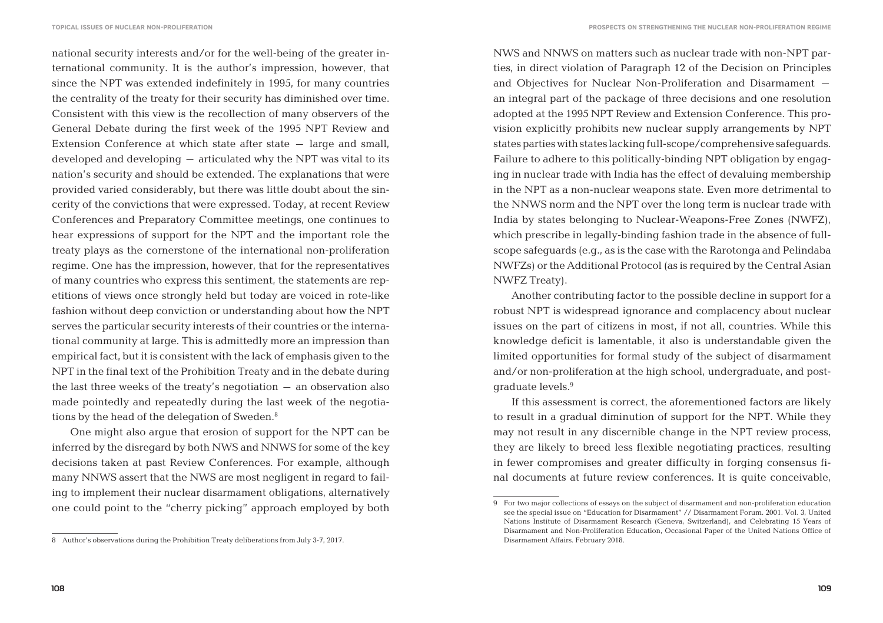national security interests and/or for the well-being of the greater international community. It is the author's impression, however, that since the NPT was extended indefinitely in 1995, for many countries the centrality of the treaty for their security has diminished over time. Consistent with this view is the recollection of many observers of the General Debate during the first week of the 1995 NPT Review and Extension Conference at which state after state — large and small, developed and developing — articulated why the NPT was vital to its nation's security and should be extended. The explanations that were provided varied considerably, but there was little doubt about the sincerity of the convictions that were expressed. Today, at recent Review Conferences and Preparatory Committee meetings, one continues to hear expressions of support for the NPT and the important role the treaty plays as the cornerstone of the international non-proliferation regime. One has the impression, however, that for the representatives of many countries who express this sentiment, the statements are repetitions of views once strongly held but today are voiced in rote-like fashion without deep conviction or understanding about how the NPT serves the particular security interests of their countries or the international community at large. This is admittedly more an impression than empirical fact, but it is consistent with the lack of emphasis given to the NPT in the final text of the Prohibition Treaty and in the debate during the last three weeks of the treaty's negotiation — an observation also made pointedly and repeatedly during the last week of the negotiations by the head of the delegation of Sweden.[8]

One might also argue that erosion of support for the NPT can be inferred by the disregard by both NWS and NNWS for some of the key decisions taken at past Review Conferences. For example, although many NNWS assert that the NWS are most negligent in regard to failing to implement their nuclear disarmament obligations, alternatively one could point to the "cherry picking" approach employed by both NWS and NNWS on matters such as nuclear trade with non-NPT parties, in direct violation of Paragraph 12 of the Decision on Principles and Objectives for Nuclear Non-Proliferation and Disarmament — an integral part of the package of three decisions and one resolution adopted at the 1995 NPT Review and Extension Conference. This provision explicitly prohibits new nuclear supply arrangements by NPT states parties with states lacking full-scope/comprehensive safeguards. Failure to adhere to this politically-binding NPT obligation by engaging in nuclear trade with India has the effect of devaluing membership in the NPT as a non-nuclear weapons state. Even more detrimental to the NNWS norm and the NPT over the long term is nuclear trade with India by states belonging to Nuclear-Weapons-Free Zones (NWFZ), which prescribe in legally-binding fashion trade in the absence of full-scope safeguards (e.g., as is the case with the Rarotonga and Pelindaba NWFZs) or the Additional Protocol (as is required by the Central Asian NWFZ Treaty).

Another contributing factor to the possible decline in support for a robust NPT is widespread ignorance and complacency about nuclear issues on the part of citizens in most, if not all, countries. While this knowledge deficit is lamentable, it also is understandable given the limited opportunities for formal study of the subject of disarmament and/or non-proliferation at the high school, undergraduate, and postgraduate levels.[9]

If this assessment is correct, the aforementioned factors are likely to result in a gradual diminution of support for the NPT. While they may not result in any discernible change in the NPT review process, they are likely to breed less flexible negotiating practices, resulting in fewer compromises and greater difficulty in forging consensus final documents at future review conferences. It is quite conceivable,

---

8 Author's observations during the Prohibition Treaty deliberations from July 3-7, 2017.

9 For two major collections of essays on the subject of disarmament and non-proliferation education see the special issue on "Education for Disarmament" // Disarmament Forum. 2001. Vol. 3, United Nations Institute of Disarmament Research (Geneva, Switzerland), and Celebrating 15 Years of Disarmament and Non-Proliferation Education, Occasional Paper of the United Nations Office of Disarmament Affairs. February 2018.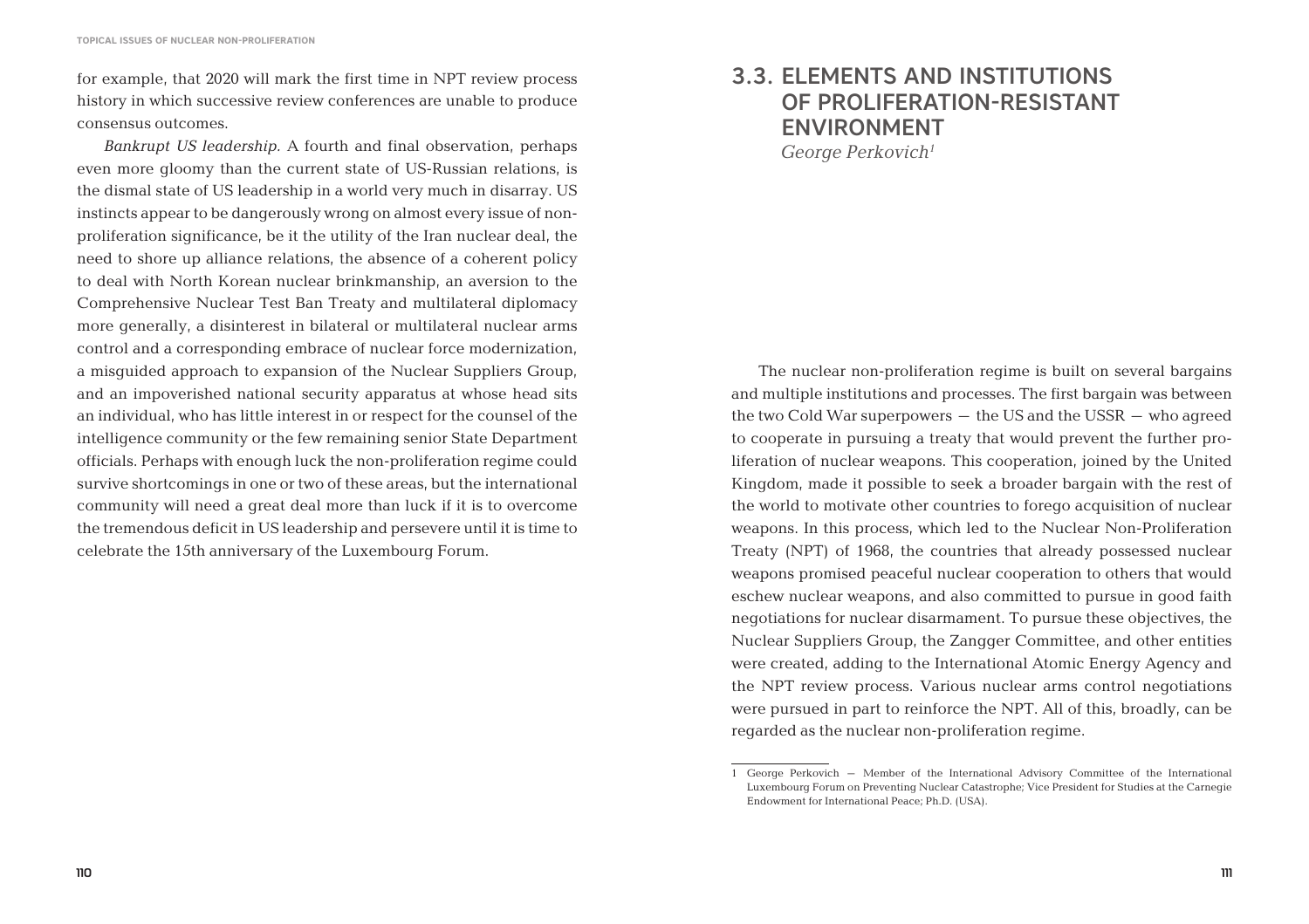for example, that 2020 will mark the first time in NPT review process history in which successive review conferences are unable to produce consensus outcomes.

*Bankrupt US leadership.* A fourth and final observation, perhaps even more gloomy than the current state of US-Russian relations, is the dismal state of US leadership in a world very much in disarray. US instincts appear to be dangerously wrong on almost every issue of non-proliferation significance, be it the utility of the Iran nuclear deal, the need to shore up alliance relations, the absence of a coherent policy to deal with North Korean nuclear brinkmanship, an aversion to the Comprehensive Nuclear Test Ban Treaty and multilateral diplomacy more generally, a disinterest in bilateral or multilateral nuclear arms control and a corresponding embrace of nuclear force modernization, a misguided approach to expansion of the Nuclear Suppliers Group, and an impoverished national security apparatus at whose head sits an individual, who has little interest in or respect for the counsel of the intelligence community or the few remaining senior State Department officials. Perhaps with enough luck the non-proliferation regime could survive shortcomings in one or two of these areas, but the international community will need a great deal more than luck if it is to overcome the tremendous deficit in US leadership and persevere until it is time to celebrate the 15th anniversary of the Luxembourg Forum.

## 3.3. ELEMENTS AND INSTITUTIONS OF PROLIFERATION-RESISTANT ENVIRONMENT

*George Perkovich*[1]

The nuclear non-proliferation regime is built on several bargains and multiple institutions and processes. The first bargain was between the two Cold War superpowers — the US and the USSR — who agreed to cooperate in pursuing a treaty that would prevent the further proliferation of nuclear weapons. This cooperation, joined by the United Kingdom, made it possible to seek a broader bargain with the rest of the world to motivate other countries to forego acquisition of nuclear weapons. In this process, which led to the Nuclear Non-Proliferation Treaty (NPT) of 1968, the countries that already possessed nuclear weapons promised peaceful nuclear cooperation to others that would eschew nuclear weapons, and also committed to pursue in good faith negotiations for nuclear disarmament. To pursue these objectives, the Nuclear Suppliers Group, the Zangger Committee, and other entities were created, adding to the International Atomic Energy Agency and the NPT review process. Various nuclear arms control negotiations were pursued in part to reinforce the NPT. All of this, broadly, can be regarded as the nuclear non-proliferation regime.

[1] George Perkovich — Member of the International Advisory Committee of the International Luxembourg Forum on Preventing Nuclear Catastrophe; Vice President for Studies at the Carnegie Endowment for International Peace; Ph.D. (USA).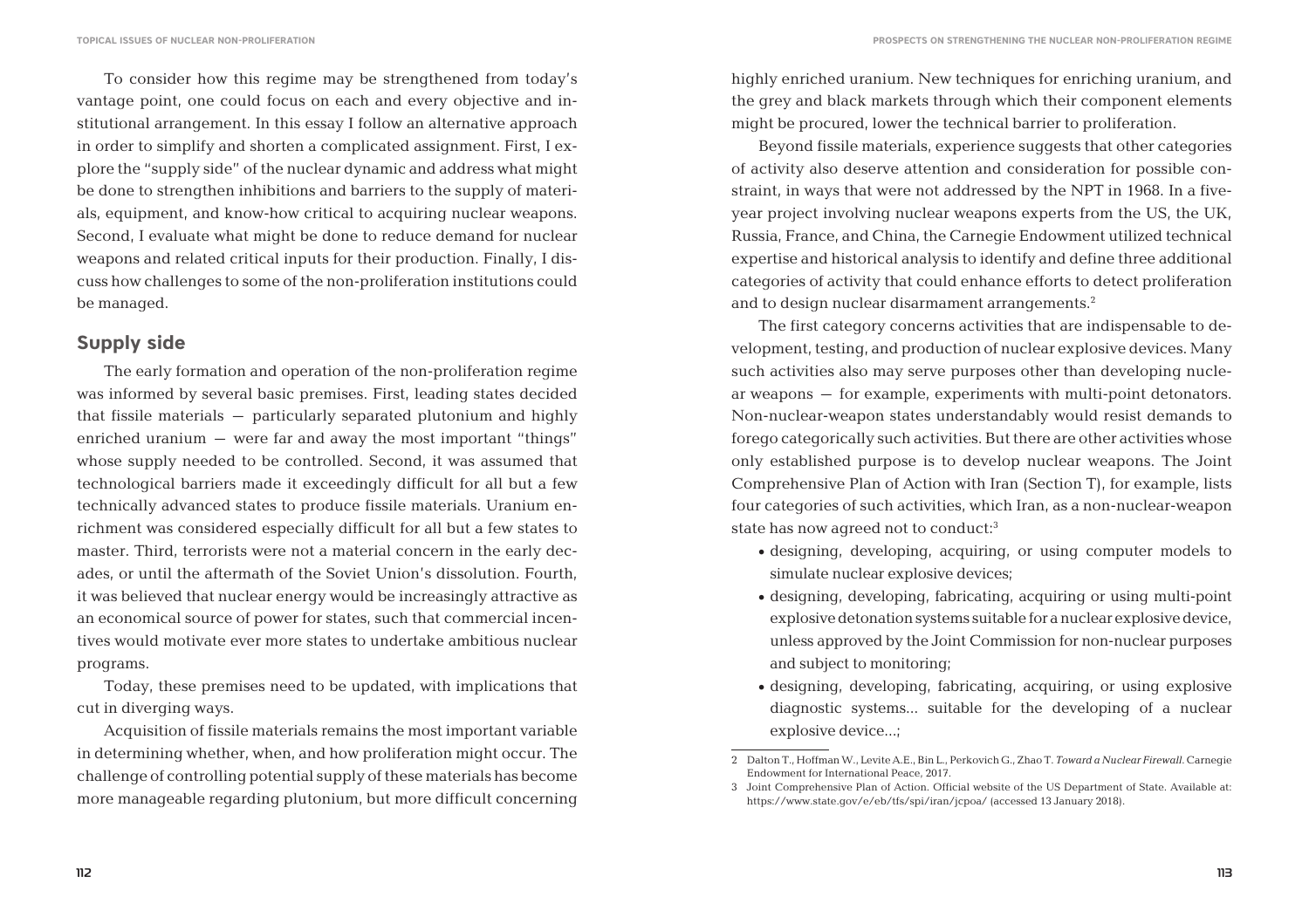To consider how this regime may be strengthened from today's vantage point, one could focus on each and every objective and institutional arrangement. In this essay I follow an alternative approach in order to simplify and shorten a complicated assignment. First, I explore the "supply side" of the nuclear dynamic and address what might be done to strengthen inhibitions and barriers to the supply of materials, equipment, and know-how critical to acquiring nuclear weapons. Second, I evaluate what might be done to reduce demand for nuclear weapons and related critical inputs for their production. Finally, I discuss how challenges to some of the non-proliferation institutions could be managed.

## Supply side

The early formation and operation of the non-proliferation regime was informed by several basic premises. First, leading states decided that fissile materials — particularly separated plutonium and highly enriched uranium — were far and away the most important "things" whose supply needed to be controlled. Second, it was assumed that technological barriers made it exceedingly difficult for all but a few technically advanced states to produce fissile materials. Uranium enrichment was considered especially difficult for all but a few states to master. Third, terrorists were not a material concern in the early decades, or until the aftermath of the Soviet Union's dissolution. Fourth, it was believed that nuclear energy would be increasingly attractive as an economical source of power for states, such that commercial incentives would motivate ever more states to undertake ambitious nuclear programs.

Today, these premises need to be updated, with implications that cut in diverging ways.

Acquisition of fissile materials remains the most important variable in determining whether, when, and how proliferation might occur. The challenge of controlling potential supply of these materials has become more manageable regarding plutonium, but more difficult concerning highly enriched uranium. New techniques for enriching uranium, and the grey and black markets through which their component elements might be procured, lower the technical barrier to proliferation.

Beyond fissile materials, experience suggests that other categories of activity also deserve attention and consideration for possible constraint, in ways that were not addressed by the NPT in 1968. In a five-year project involving nuclear weapons experts from the US, the UK, Russia, France, and China, the Carnegie Endowment utilized technical expertise and historical analysis to identify and define three additional categories of activity that could enhance efforts to detect proliferation and to design nuclear disarmament arrangements.[2]

The first category concerns activities that are indispensable to development, testing, and production of nuclear explosive devices. Many such activities also may serve purposes other than developing nuclear weapons — for example, experiments with multi-point detonators. Non-nuclear-weapon states understandably would resist demands to forego categorically such activities. But there are other activities whose only established purpose is to develop nuclear weapons. The Joint Comprehensive Plan of Action with Iran (Section T), for example, lists four categories of such activities, which Iran, as a non-nuclear-weapon state has now agreed not to conduct:[3]

- designing, developing, acquiring, or using computer models to simulate nuclear explosive devices;
- designing, developing, fabricating, acquiring or using multi-point explosive detonation systems suitable for a nuclear explosive device, unless approved by the Joint Commission for non-nuclear purposes and subject to monitoring;
- designing, developing, fabricating, acquiring, or using explosive diagnostic systems... suitable for the developing of a nuclear explosive device...;

---

2 Dalton T., Hoffman W., Levite A.E., Bin L., Perkovich G., Zhao T. *Toward a Nuclear Firewall*. Carnegie Endowment for International Peace, 2017.

3 Joint Comprehensive Plan of Action. Official website of the US Department of State. Available at: https://www.state.gov/e/eb/tfs/spi/iran/jcpoa/ (accessed 13 January 2018).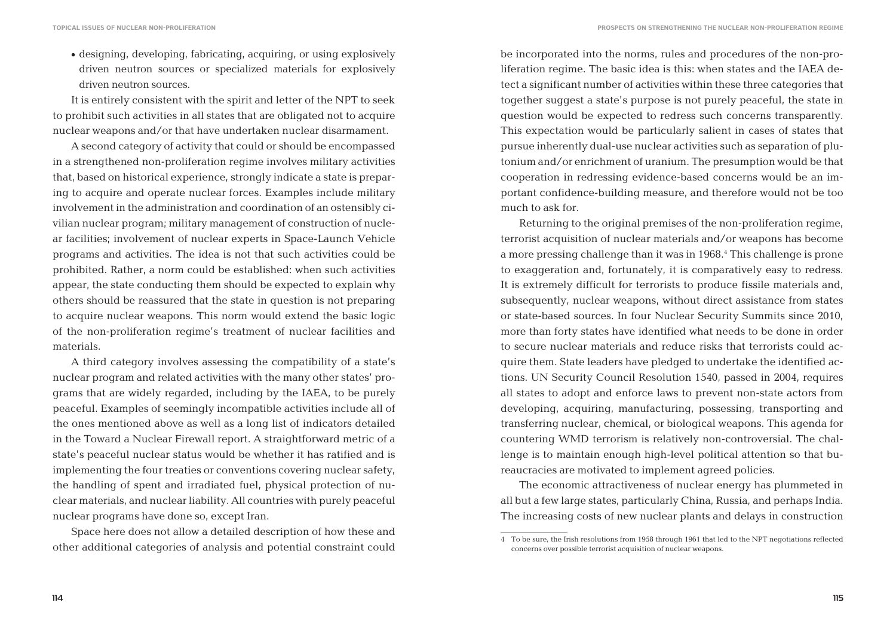- designing, developing, fabricating, acquiring, or using explosively driven neutron sources or specialized materials for explosively driven neutron sources.

It is entirely consistent with the spirit and letter of the NPT to seek to prohibit such activities in all states that are obligated not to acquire nuclear weapons and/or that have undertaken nuclear disarmament.

A second category of activity that could or should be encompassed in a strengthened non-proliferation regime involves military activities that, based on historical experience, strongly indicate a state is preparing to acquire and operate nuclear forces. Examples include military involvement in the administration and coordination of an ostensibly civilian nuclear program; military management of construction of nuclear facilities; involvement of nuclear experts in Space-Launch Vehicle programs and activities. The idea is not that such activities could be prohibited. Rather, a norm could be established: when such activities appear, the state conducting them should be expected to explain why others should be reassured that the state in question is not preparing to acquire nuclear weapons. This norm would extend the basic logic of the non-proliferation regime's treatment of nuclear facilities and materials.

A third category involves assessing the compatibility of a state's nuclear program and related activities with the many other states' programs that are widely regarded, including by the IAEA, to be purely peaceful. Examples of seemingly incompatible activities include all of the ones mentioned above as well as a long list of indicators detailed in the Toward a Nuclear Firewall report. A straightforward metric of a state's peaceful nuclear status would be whether it has ratified and is implementing the four treaties or conventions covering nuclear safety, the handling of spent and irradiated fuel, physical protection of nuclear materials, and nuclear liability. All countries with purely peaceful nuclear programs have done so, except Iran.

Space here does not allow a detailed description of how these and other additional categories of analysis and potential constraint could be incorporated into the norms, rules and procedures of the non-proliferation regime. The basic idea is this: when states and the IAEA detect a significant number of activities within these three categories that together suggest a state's purpose is not purely peaceful, the state in question would be expected to redress such concerns transparently. This expectation would be particularly salient in cases of states that pursue inherently dual-use nuclear activities such as separation of plutonium and/or enrichment of uranium. The presumption would be that cooperation in redressing evidence-based concerns would be an important confidence-building measure, and therefore would not be too much to ask for.

Returning to the original premises of the non-proliferation regime, terrorist acquisition of nuclear materials and/or weapons has become a more pressing challenge than it was in 1968.[4] This challenge is prone to exaggeration and, fortunately, it is comparatively easy to redress. It is extremely difficult for terrorists to produce fissile materials and, subsequently, nuclear weapons, without direct assistance from states or state-based sources. In four Nuclear Security Summits since 2010, more than forty states have identified what needs to be done in order to secure nuclear materials and reduce risks that terrorists could acquire them. State leaders have pledged to undertake the identified actions. UN Security Council Resolution 1540, passed in 2004, requires all states to adopt and enforce laws to prevent non-state actors from developing, acquiring, manufacturing, possessing, transporting and transferring nuclear, chemical, or biological weapons. This agenda for countering WMD terrorism is relatively non-controversial. The challenge is to maintain enough high-level political attention so that bureaucracies are motivated to implement agreed policies.

The economic attractiveness of nuclear energy has plummeted in all but a few large states, particularly China, Russia, and perhaps India. The increasing costs of new nuclear plants and delays in construction

[4] To be sure, the Irish resolutions from 1958 through 1961 that led to the NPT negotiations reflected concerns over possible terrorist acquisition of nuclear weapons.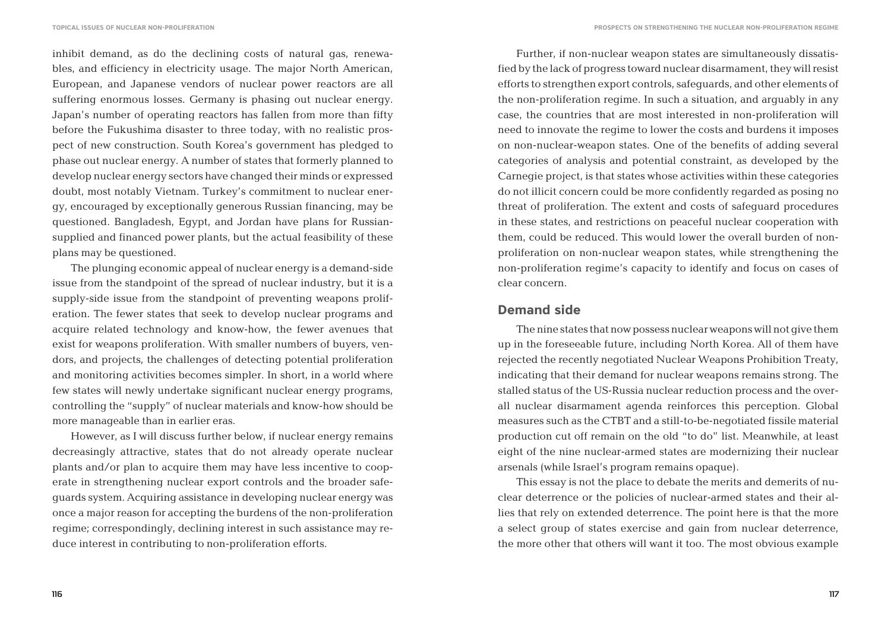inhibit demand, as do the declining costs of natural gas, renewables, and efficiency in electricity usage. The major North American, European, and Japanese vendors of nuclear power reactors are all suffering enormous losses. Germany is phasing out nuclear energy. Japan's number of operating reactors has fallen from more than fifty before the Fukushima disaster to three today, with no realistic prospect of new construction. South Korea's government has pledged to phase out nuclear energy. A number of states that formerly planned to develop nuclear energy sectors have changed their minds or expressed doubt, most notably Vietnam. Turkey's commitment to nuclear energy, encouraged by exceptionally generous Russian financing, may be questioned. Bangladesh, Egypt, and Jordan have plans for Russian-supplied and financed power plants, but the actual feasibility of these plans may be questioned.

The plunging economic appeal of nuclear energy is a demand-side issue from the standpoint of the spread of nuclear industry, but it is a supply-side issue from the standpoint of preventing weapons proliferation. The fewer states that seek to develop nuclear programs and acquire related technology and know-how, the fewer avenues that exist for weapons proliferation. With smaller numbers of buyers, vendors, and projects, the challenges of detecting potential proliferation and monitoring activities becomes simpler. In short, in a world where few states will newly undertake significant nuclear energy programs, controlling the "supply" of nuclear materials and know-how should be more manageable than in earlier eras.

However, as I will discuss further below, if nuclear energy remains decreasingly attractive, states that do not already operate nuclear plants and/or plan to acquire them may have less incentive to cooperate in strengthening nuclear export controls and the broader safeguards system. Acquiring assistance in developing nuclear energy was once a major reason for accepting the burdens of the non-proliferation regime; correspondingly, declining interest in such assistance may reduce interest in contributing to non-proliferation efforts.

Further, if non-nuclear weapon states are simultaneously dissatisfied by the lack of progress toward nuclear disarmament, they will resist efforts to strengthen export controls, safeguards, and other elements of the non-proliferation regime. In such a situation, and arguably in any case, the countries that are most interested in non-proliferation will need to innovate the regime to lower the costs and burdens it imposes on non-nuclear-weapon states. One of the benefits of adding several categories of analysis and potential constraint, as developed by the Carnegie project, is that states whose activities within these categories do not illicit concern could be more confidently regarded as posing no threat of proliferation. The extent and costs of safeguard procedures in these states, and restrictions on peaceful nuclear cooperation with them, could be reduced. This would lower the overall burden of non-proliferation on non-nuclear weapon states, while strengthening the non-proliferation regime's capacity to identify and focus on cases of clear concern.

## Demand side

The nine states that now possess nuclear weapons will not give them up in the foreseeable future, including North Korea. All of them have rejected the recently negotiated Nuclear Weapons Prohibition Treaty, indicating that their demand for nuclear weapons remains strong. The stalled status of the US-Russia nuclear reduction process and the overall nuclear disarmament agenda reinforces this perception. Global measures such as the CTBT and a still-to-be-negotiated fissile material production cut off remain on the old "to do" list. Meanwhile, at least eight of the nine nuclear-armed states are modernizing their nuclear arsenals (while Israel's program remains opaque).

This essay is not the place to debate the merits and demerits of nuclear deterrence or the policies of nuclear-armed states and their allies that rely on extended deterrence. The point here is that the more a select group of states exercise and gain from nuclear deterrence, the more other that others will want it too. The most obvious example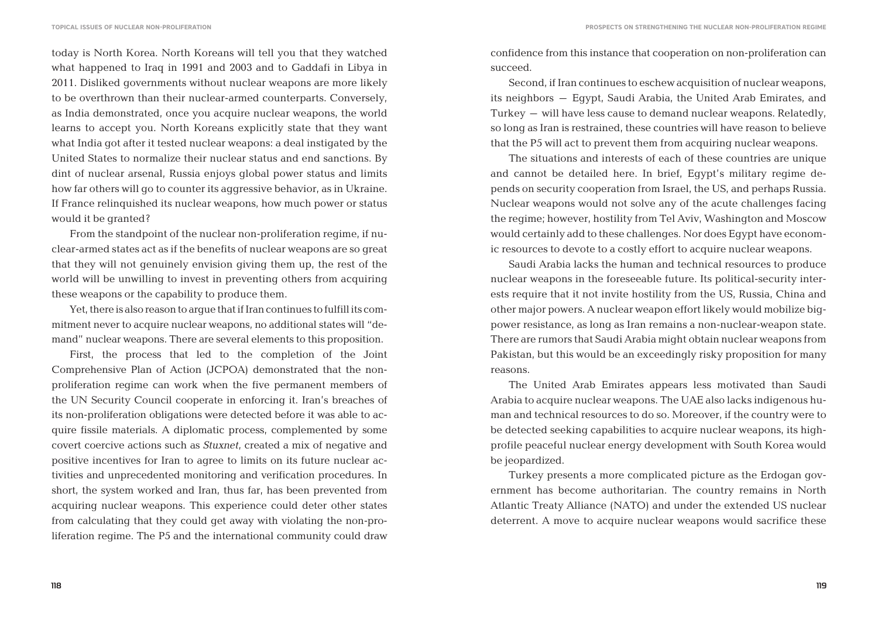today is North Korea. North Koreans will tell you that they watched what happened to Iraq in 1991 and 2003 and to Gaddafi in Libya in 2011. Disliked governments without nuclear weapons are more likely to be overthrown than their nuclear-armed counterparts. Conversely, as India demonstrated, once you acquire nuclear weapons, the world learns to accept you. North Koreans explicitly state that they want what India got after it tested nuclear weapons: a deal instigated by the United States to normalize their nuclear status and end sanctions. By dint of nuclear arsenal, Russia enjoys global power status and limits how far others will go to counter its aggressive behavior, as in Ukraine. If France relinquished its nuclear weapons, how much power or status would it be granted?

From the standpoint of the nuclear non-proliferation regime, if nuclear-armed states act as if the benefits of nuclear weapons are so great that they will not genuinely envision giving them up, the rest of the world will be unwilling to invest in preventing others from acquiring these weapons or the capability to produce them.

Yet, there is also reason to argue that if Iran continues to fulfill its commitment never to acquire nuclear weapons, no additional states will "demand" nuclear weapons. There are several elements to this proposition.

First, the process that led to the completion of the Joint Comprehensive Plan of Action (JCPOA) demonstrated that the non-proliferation regime can work when the five permanent members of the UN Security Council cooperate in enforcing it. Iran's breaches of its non-proliferation obligations were detected before it was able to acquire fissile materials. A diplomatic process, complemented by some covert coercive actions such as *Stuxnet*, created a mix of negative and positive incentives for Iran to agree to limits on its future nuclear activities and unprecedented monitoring and verification procedures. In short, the system worked and Iran, thus far, has been prevented from acquiring nuclear weapons. This experience could deter other states from calculating that they could get away with violating the non-proliferation regime. The P5 and the international community could draw confidence from this instance that cooperation on non-proliferation can succeed.

Second, if Iran continues to eschew acquisition of nuclear weapons, its neighbors — Egypt, Saudi Arabia, the United Arab Emirates, and Turkey — will have less cause to demand nuclear weapons. Relatedly, so long as Iran is restrained, these countries will have reason to believe that the P5 will act to prevent them from acquiring nuclear weapons.

The situations and interests of each of these countries are unique and cannot be detailed here. In brief, Egypt's military regime depends on security cooperation from Israel, the US, and perhaps Russia. Nuclear weapons would not solve any of the acute challenges facing the regime; however, hostility from Tel Aviv, Washington and Moscow would certainly add to these challenges. Nor does Egypt have economic resources to devote to a costly effort to acquire nuclear weapons.

Saudi Arabia lacks the human and technical resources to produce nuclear weapons in the foreseeable future. Its political-security interests require that it not invite hostility from the US, Russia, China and other major powers. A nuclear weapon effort likely would mobilize big-power resistance, as long as Iran remains a non-nuclear-weapon state. There are rumors that Saudi Arabia might obtain nuclear weapons from Pakistan, but this would be an exceedingly risky proposition for many reasons.

The United Arab Emirates appears less motivated than Saudi Arabia to acquire nuclear weapons. The UAE also lacks indigenous human and technical resources to do so. Moreover, if the country were to be detected seeking capabilities to acquire nuclear weapons, its high-profile peaceful nuclear energy development with South Korea would be jeopardized.

Turkey presents a more complicated picture as the Erdogan government has become authoritarian. The country remains in North Atlantic Treaty Alliance (NATO) and under the extended US nuclear deterrent. A move to acquire nuclear weapons would sacrifice these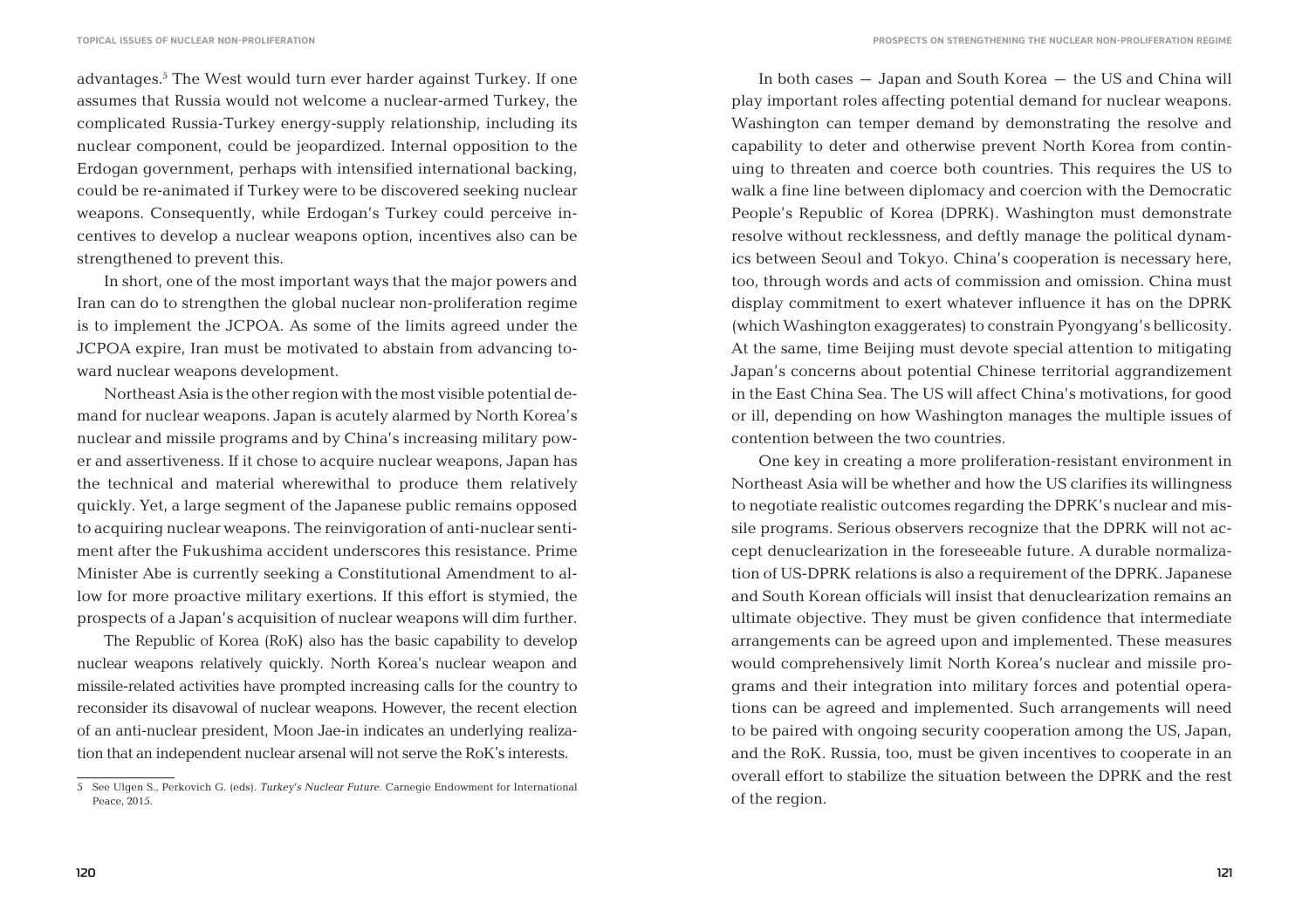advantages.[5] The West would turn ever harder against Turkey. If one assumes that Russia would not welcome a nuclear-armed Turkey, the complicated Russia-Turkey energy-supply relationship, including its nuclear component, could be jeopardized. Internal opposition to the Erdogan government, perhaps with intensified international backing, could be re-animated if Turkey were to be discovered seeking nuclear weapons. Consequently, while Erdogan's Turkey could perceive incentives to develop a nuclear weapons option, incentives also can be strengthened to prevent this.

In short, one of the most important ways that the major powers and Iran can do to strengthen the global nuclear non-proliferation regime is to implement the JCPOA. As some of the limits agreed under the JCPOA expire, Iran must be motivated to abstain from advancing toward nuclear weapons development.

Northeast Asia is the other region with the most visible potential demand for nuclear weapons. Japan is acutely alarmed by North Korea's nuclear and missile programs and by China's increasing military power and assertiveness. If it chose to acquire nuclear weapons, Japan has the technical and material wherewithal to produce them relatively quickly. Yet, a large segment of the Japanese public remains opposed to acquiring nuclear weapons. The reinvigoration of anti-nuclear sentiment after the Fukushima accident underscores this resistance. Prime Minister Abe is currently seeking a Constitutional Amendment to allow for more proactive military exertions. If this effort is stymied, the prospects of a Japan's acquisition of nuclear weapons will dim further.

The Republic of Korea (RoK) also has the basic capability to develop nuclear weapons relatively quickly. North Korea's nuclear weapon and missile-related activities have prompted increasing calls for the country to reconsider its disavowal of nuclear weapons. However, the recent election of an anti-nuclear president, Moon Jae-in indicates an underlying realization that an independent nuclear arsenal will not serve the RoK's interests.

5 See Ulgen S., Perkovich G. (eds). *Turkey's Nuclear Future*. Carnegie Endowment for International Peace, 2015.

In both cases — Japan and South Korea — the US and China will play important roles affecting potential demand for nuclear weapons. Washington can temper demand by demonstrating the resolve and capability to deter and otherwise prevent North Korea from continuing to threaten and coerce both countries. This requires the US to walk a fine line between diplomacy and coercion with the Democratic People's Republic of Korea (DPRK). Washington must demonstrate resolve without recklessness, and deftly manage the political dynamics between Seoul and Tokyo. China's cooperation is necessary here, too, through words and acts of commission and omission. China must display commitment to exert whatever influence it has on the DPRK (which Washington exaggerates) to constrain Pyongyang's bellicosity. At the same, time Beijing must devote special attention to mitigating Japan's concerns about potential Chinese territorial aggrandizement in the East China Sea. The US will affect China's motivations, for good or ill, depending on how Washington manages the multiple issues of contention between the two countries.

One key in creating a more proliferation-resistant environment in Northeast Asia will be whether and how the US clarifies its willingness to negotiate realistic outcomes regarding the DPRK's nuclear and missile programs. Serious observers recognize that the DPRK will not accept denuclearization in the foreseeable future. A durable normalization of US-DPRK relations is also a requirement of the DPRK. Japanese and South Korean officials will insist that denuclearization remains an ultimate objective. They must be given confidence that intermediate arrangements can be agreed upon and implemented. These measures would comprehensively limit North Korea's nuclear and missile programs and their integration into military forces and potential operations can be agreed and implemented. Such arrangements will need to be paired with ongoing security cooperation among the US, Japan, and the RoK. Russia, too, must be given incentives to cooperate in an overall effort to stabilize the situation between the DPRK and the rest of the region.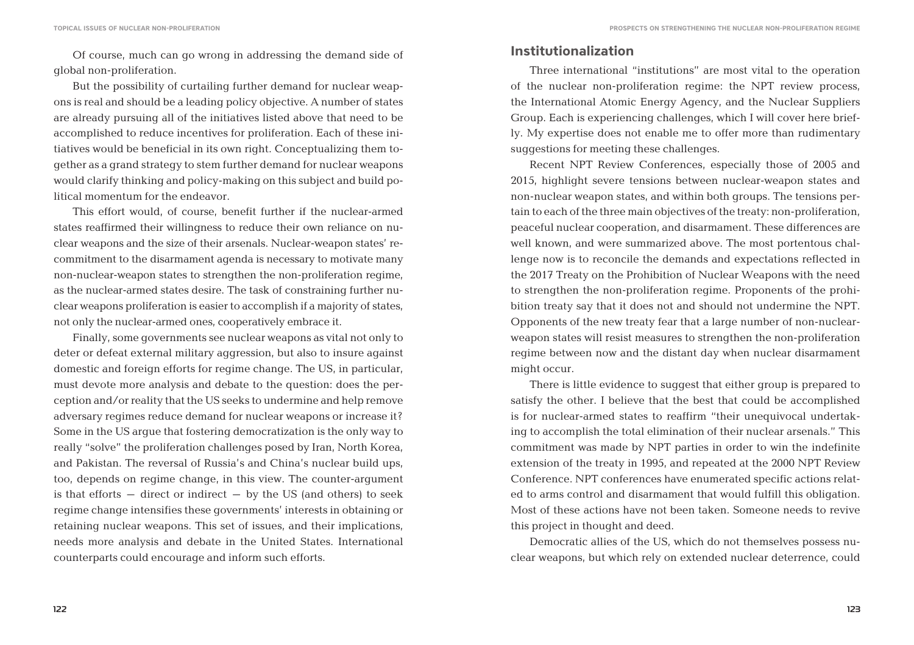Of course, much can go wrong in addressing the demand side of global non-proliferation.

But the possibility of curtailing further demand for nuclear weapons is real and should be a leading policy objective. A number of states are already pursuing all of the initiatives listed above that need to be accomplished to reduce incentives for proliferation. Each of these initiatives would be beneficial in its own right. Conceptualizing them together as a grand strategy to stem further demand for nuclear weapons would clarify thinking and policy-making on this subject and build political momentum for the endeavor.

This effort would, of course, benefit further if the nuclear-armed states reaffirmed their willingness to reduce their own reliance on nuclear weapons and the size of their arsenals. Nuclear-weapon states' recommitment to the disarmament agenda is necessary to motivate many non-nuclear-weapon states to strengthen the non-proliferation regime, as the nuclear-armed states desire. The task of constraining further nuclear weapons proliferation is easier to accomplish if a majority of states, not only the nuclear-armed ones, cooperatively embrace it.

Finally, some governments see nuclear weapons as vital not only to deter or defeat external military aggression, but also to insure against domestic and foreign efforts for regime change. The US, in particular, must devote more analysis and debate to the question: does the perception and/or reality that the US seeks to undermine and help remove adversary regimes reduce demand for nuclear weapons or increase it? Some in the US argue that fostering democratization is the only way to really "solve" the proliferation challenges posed by Iran, North Korea, and Pakistan. The reversal of Russia's and China's nuclear build ups, too, depends on regime change, in this view. The counter-argument is that efforts — direct or indirect — by the US (and others) to seek regime change intensifies these governments' interests in obtaining or retaining nuclear weapons. This set of issues, and their implications, needs more analysis and debate in the United States. International counterparts could encourage and inform such efforts.

## Institutionalization

Three international "institutions" are most vital to the operation of the nuclear non-proliferation regime: the NPT review process, the International Atomic Energy Agency, and the Nuclear Suppliers Group. Each is experiencing challenges, which I will cover here briefly. My expertise does not enable me to offer more than rudimentary suggestions for meeting these challenges.

Recent NPT Review Conferences, especially those of 2005 and 2015, highlight severe tensions between nuclear-weapon states and non-nuclear weapon states, and within both groups. The tensions pertain to each of the three main objectives of the treaty: non-proliferation, peaceful nuclear cooperation, and disarmament. These differences are well known, and were summarized above. The most portentous challenge now is to reconcile the demands and expectations reflected in the 2017 Treaty on the Prohibition of Nuclear Weapons with the need to strengthen the non-proliferation regime. Proponents of the prohibition treaty say that it does not and should not undermine the NPT. Opponents of the new treaty fear that a large number of non-nuclear-weapon states will resist measures to strengthen the non-proliferation regime between now and the distant day when nuclear disarmament might occur.

There is little evidence to suggest that either group is prepared to satisfy the other. I believe that the best that could be accomplished is for nuclear-armed states to reaffirm "their unequivocal undertaking to accomplish the total elimination of their nuclear arsenals." This commitment was made by NPT parties in order to win the indefinite extension of the treaty in 1995, and repeated at the 2000 NPT Review Conference. NPT conferences have enumerated specific actions related to arms control and disarmament that would fulfill this obligation. Most of these actions have not been taken. Someone needs to revive this project in thought and deed.

Democratic allies of the US, which do not themselves possess nuclear weapons, but which rely on extended nuclear deterrence, could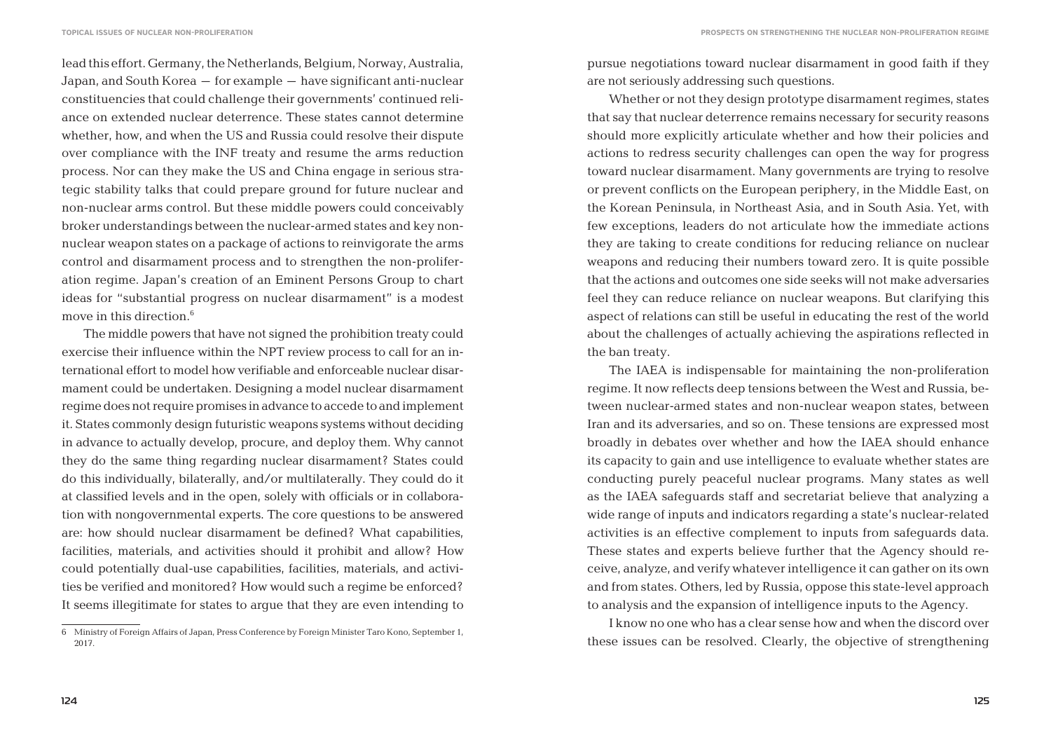lead this effort. Germany, the Netherlands, Belgium, Norway, Australia, Japan, and South Korea — for example — have significant anti-nuclear constituencies that could challenge their governments' continued reliance on extended nuclear deterrence. These states cannot determine whether, how, and when the US and Russia could resolve their dispute over compliance with the INF treaty and resume the arms reduction process. Nor can they make the US and China engage in serious strategic stability talks that could prepare ground for future nuclear and non-nuclear arms control. But these middle powers could conceivably broker understandings between the nuclear-armed states and key non-nuclear weapon states on a package of actions to reinvigorate the arms control and disarmament process and to strengthen the non-proliferation regime. Japan's creation of an Eminent Persons Group to chart ideas for "substantial progress on nuclear disarmament" is a modest move in this direction.[6]

The middle powers that have not signed the prohibition treaty could exercise their influence within the NPT review process to call for an international effort to model how verifiable and enforceable nuclear disarmament could be undertaken. Designing a model nuclear disarmament regime does not require promises in advance to accede to and implement it. States commonly design futuristic weapons systems without deciding in advance to actually develop, procure, and deploy them. Why cannot they do the same thing regarding nuclear disarmament? States could do this individually, bilaterally, and/or multilaterally. They could do it at classified levels and in the open, solely with officials or in collaboration with nongovernmental experts. The core questions to be answered are: how should nuclear disarmament be defined? What capabilities, facilities, materials, and activities should it prohibit and allow? How could potentially dual-use capabilities, facilities, materials, and activities be verified and monitored? How would such a regime be enforced? It seems illegitimate for states to argue that they are even intending to pursue negotiations toward nuclear disarmament in good faith if they are not seriously addressing such questions.

Whether or not they design prototype disarmament regimes, states that say that nuclear deterrence remains necessary for security reasons should more explicitly articulate whether and how their policies and actions to redress security challenges can open the way for progress toward nuclear disarmament. Many governments are trying to resolve or prevent conflicts on the European periphery, in the Middle East, on the Korean Peninsula, in Northeast Asia, and in South Asia. Yet, with few exceptions, leaders do not articulate how the immediate actions they are taking to create conditions for reducing reliance on nuclear weapons and reducing their numbers toward zero. It is quite possible that the actions and outcomes one side seeks will not make adversaries feel they can reduce reliance on nuclear weapons. But clarifying this aspect of relations can still be useful in educating the rest of the world about the challenges of actually achieving the aspirations reflected in the ban treaty.

The IAEA is indispensable for maintaining the non-proliferation regime. It now reflects deep tensions between the West and Russia, between nuclear-armed states and non-nuclear weapon states, between Iran and its adversaries, and so on. These tensions are expressed most broadly in debates over whether and how the IAEA should enhance its capacity to gain and use intelligence to evaluate whether states are conducting purely peaceful nuclear programs. Many states as well as the IAEA safeguards staff and secretariat believe that analyzing a wide range of inputs and indicators regarding a state's nuclear-related activities is an effective complement to inputs from safeguards data. These states and experts believe further that the Agency should receive, analyze, and verify whatever intelligence it can gather on its own and from states. Others, led by Russia, oppose this state-level approach to analysis and the expansion of intelligence inputs to the Agency.

I know no one who has a clear sense how and when the discord over these issues can be resolved. Clearly, the objective of strengthening

---

6 Ministry of Foreign Affairs of Japan, Press Conference by Foreign Minister Taro Kono, September 1, 2017.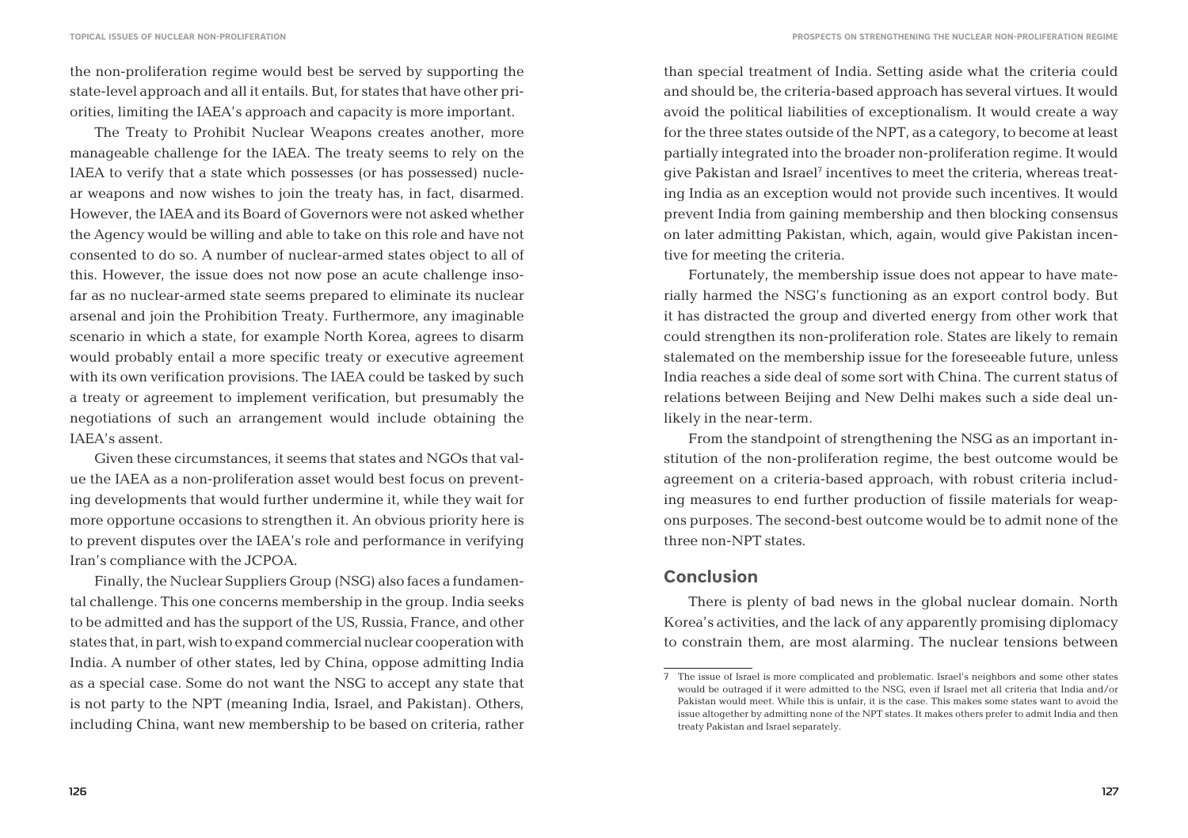the non-proliferation regime would best be served by supporting the state-level approach and all it entails. But, for states that have other priorities, limiting the IAEA's approach and capacity is more important.

The Treaty to Prohibit Nuclear Weapons creates another, more manageable challenge for the IAEA. The treaty seems to rely on the IAEA to verify that a state which possesses (or has possessed) nuclear weapons and now wishes to join the treaty has, in fact, disarmed. However, the IAEA and its Board of Governors were not asked whether the Agency would be willing and able to take on this role and have not consented to do so. A number of nuclear-armed states object to all of this. However, the issue does not now pose an acute challenge insofar as no nuclear-armed state seems prepared to eliminate its nuclear arsenal and join the Prohibition Treaty. Furthermore, any imaginable scenario in which a state, for example North Korea, agrees to disarm would probably entail a more specific treaty or executive agreement with its own verification provisions. The IAEA could be tasked by such a treaty or agreement to implement verification, but presumably the negotiations of such an arrangement would include obtaining the IAEA's assent.

Given these circumstances, it seems that states and NGOs that value the IAEA as a non-proliferation asset would best focus on preventing developments that would further undermine it, while they wait for more opportune occasions to strengthen it. An obvious priority here is to prevent disputes over the IAEA's role and performance in verifying Iran's compliance with the JCPOA.

Finally, the Nuclear Suppliers Group (NSG) also faces a fundamental challenge. This one concerns membership in the group. India seeks to be admitted and has the support of the US, Russia, France, and other states that, in part, wish to expand commercial nuclear cooperation with India. A number of other states, led by China, oppose admitting India as a special case. Some do not want the NSG to accept any state that is not party to the NPT (meaning India, Israel, and Pakistan). Others, including China, want new membership to be based on criteria, rather than special treatment of India. Setting aside what the criteria could and should be, the criteria-based approach has several virtues. It would avoid the political liabilities of exceptionalism. It would create a way for the three states outside of the NPT, as a category, to become at least partially integrated into the broader non-proliferation regime. It would give Pakistan and Israel[7] incentives to meet the criteria, whereas treating India as an exception would not provide such incentives. It would prevent India from gaining membership and then blocking consensus on later admitting Pakistan, which, again, would give Pakistan incentive for meeting the criteria.

Fortunately, the membership issue does not appear to have materially harmed the NSG's functioning as an export control body. But it has distracted the group and diverted energy from other work that could strengthen its non-proliferation role. States are likely to remain stalemated on the membership issue for the foreseeable future, unless India reaches a side deal of some sort with China. The current status of relations between Beijing and New Delhi makes such a side deal unlikely in the near-term.

From the standpoint of strengthening the NSG as an important institution of the non-proliferation regime, the best outcome would be agreement on a criteria-based approach, with robust criteria including measures to end further production of fissile materials for weapons purposes. The second-best outcome would be to admit none of the three non-NPT states.

## Conclusion

There is plenty of bad news in the global nuclear domain. North Korea's activities, and the lack of any apparently promising diplomacy to constrain them, are most alarming. The nuclear tensions between

---

[7] The issue of Israel is more complicated and problematic. Israel's neighbors and some other states would be outraged if it were admitted to the NSG, even if Israel met all criteria that India and/or Pakistan would meet. While this is unfair, it is the case. This makes some states want to avoid the issue altogether by admitting none of the NPT states. It makes others prefer to admit India and then treaty Pakistan and Israel separately.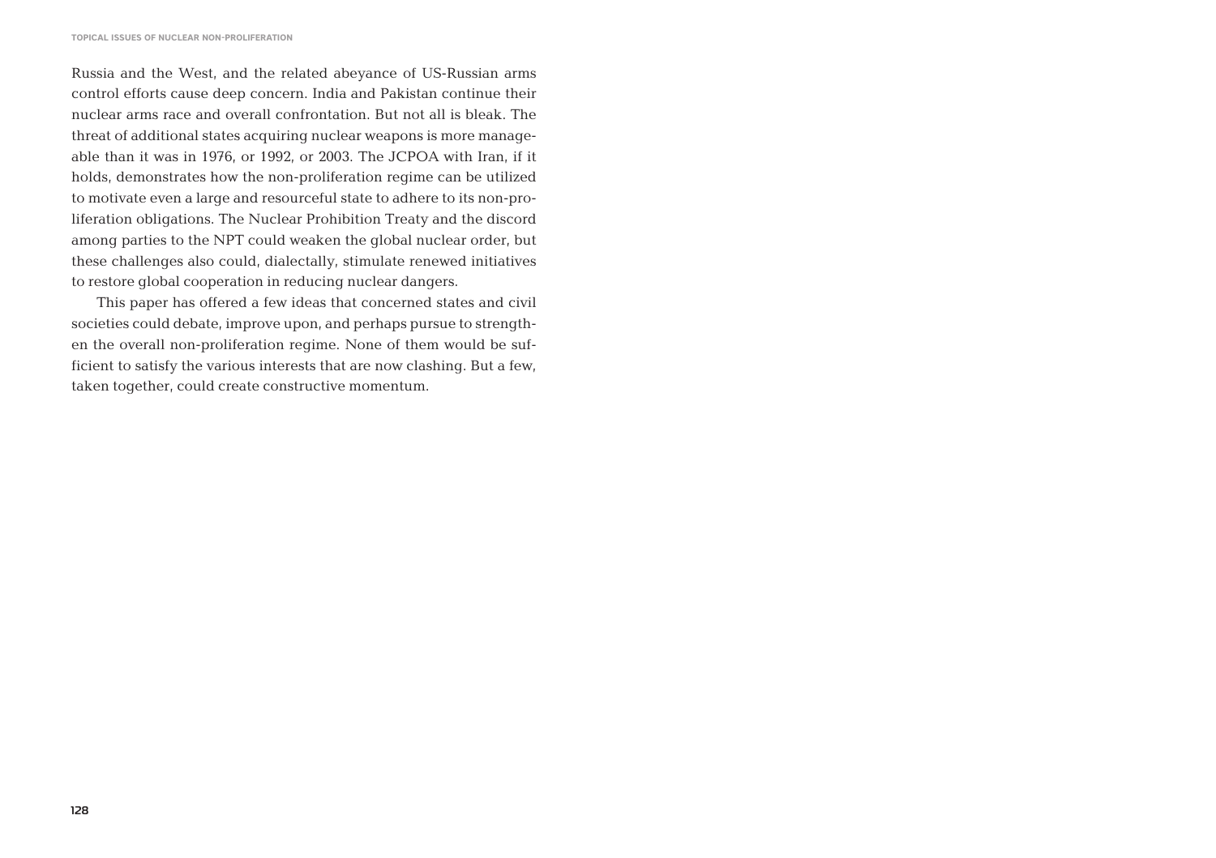Russia and the West, and the related abeyance of US-Russian arms control efforts cause deep concern. India and Pakistan continue their nuclear arms race and overall confrontation. But not all is bleak. The threat of additional states acquiring nuclear weapons is more manageable than it was in 1976, or 1992, or 2003. The JCPOA with Iran, if it holds, demonstrates how the non-proliferation regime can be utilized to motivate even a large and resourceful state to adhere to its non-proliferation obligations. The Nuclear Prohibition Treaty and the discord among parties to the NPT could weaken the global nuclear order, but these challenges also could, dialectally, stimulate renewed initiatives to restore global cooperation in reducing nuclear dangers.

This paper has offered a few ideas that concerned states and civil societies could debate, improve upon, and perhaps pursue to strengthen the overall non-proliferation regime. None of them would be sufficient to satisfy the various interests that are now clashing. But a few, taken together, could create constructive momentum.